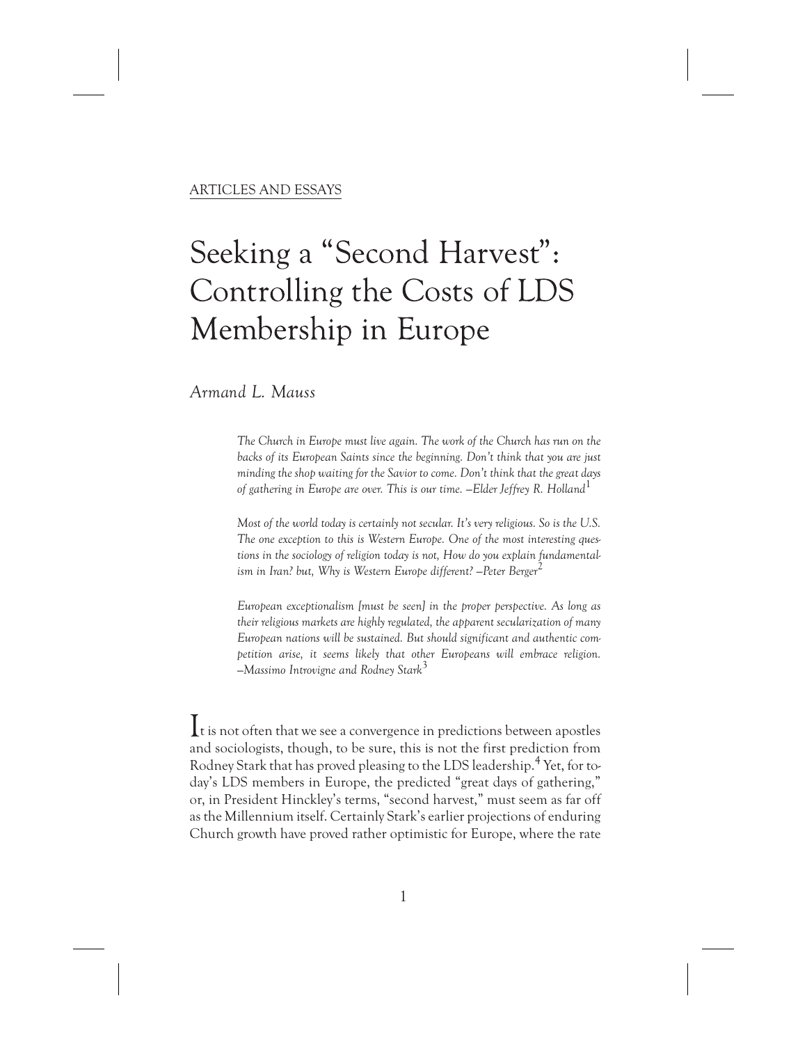ARTICLES AND ESSAYS

# Seeking a "Second Harvest": Controlling the Costs of LDS Membership in Europe

*Armand L. Mauss*

> *The Church in Europe must live again. The work of the Church has run on the backs of its European Saints since the beginning. Don't think that you are just minding the shop waiting for the Savior to come. Don't think that the great days of gathering in Europe are over. This is our time. —Elder Jeffrey R. Holland*[1]

> *Most of the world today is certainly not secular. It's very religious. So is the U.S. The one exception to this is Western Europe. One of the most interesting questions in the sociology of religion today is not, How do you explain fundamentalism in Iran? but, Why is Western Europe different? —Peter Berger*[2]

> *European exceptionalism [must be seen] in the proper perspective. As long as their religious markets are highly regulated, the apparent secularization of many European nations will be sustained. But should significant and authentic competition arise, it seems likely that other Europeans will embrace religion. —Massimo Introvigne and Rodney Stark*[3]

It is not often that we see a convergence in predictions between apostles and sociologists, though, to be sure, this is not the first prediction from Rodney Stark that has proved pleasing to the LDS leadership.[4] Yet, for today's LDS members in Europe, the predicted "great days of gathering," or, in President Hinckley's terms, "second harvest," must seem as far off as the Millennium itself. Certainly Stark's earlier projections of enduring Church growth have proved rather optimistic for Europe, where the rate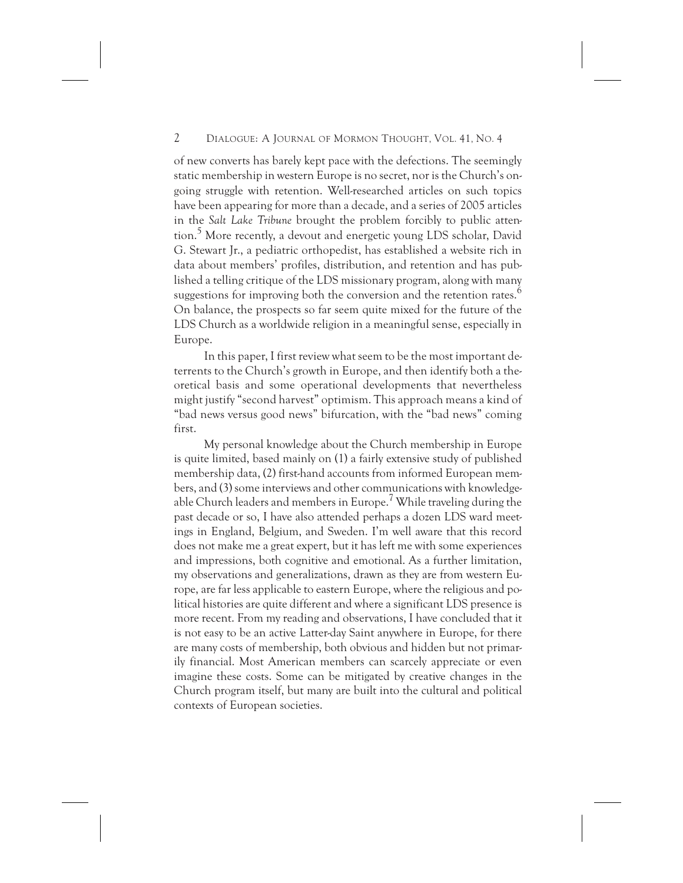of new converts has barely kept pace with the defections. The seemingly static membership in western Europe is no secret, nor is the Church's ongoing struggle with retention. Well-researched articles on such topics have been appearing for more than a decade, and a series of 2005 articles in the *Salt Lake Tribune* brought the problem forcibly to public attention.[5] More recently, a devout and energetic young LDS scholar, David G. Stewart Jr., a pediatric orthopedist, has established a website rich in data about members' profiles, distribution, and retention and has published a telling critique of the LDS missionary program, along with many suggestions for improving both the conversion and the retention rates.[6] On balance, the prospects so far seem quite mixed for the future of the LDS Church as a worldwide religion in a meaningful sense, especially in Europe.

In this paper, I first review what seem to be the most important deterrents to the Church's growth in Europe, and then identify both a theoretical basis and some operational developments that nevertheless might justify "second harvest" optimism. This approach means a kind of "bad news versus good news" bifurcation, with the "bad news" coming first.

My personal knowledge about the Church membership in Europe is quite limited, based mainly on (1) a fairly extensive study of published membership data, (2) first-hand accounts from informed European members, and (3) some interviews and other communications with knowledgeable Church leaders and members in Europe.[7] While traveling during the past decade or so, I have also attended perhaps a dozen LDS ward meetings in England, Belgium, and Sweden. I'm well aware that this record does not make me a great expert, but it has left me with some experiences and impressions, both cognitive and emotional. As a further limitation, my observations and generalizations, drawn as they are from western Europe, are far less applicable to eastern Europe, where the religious and political histories are quite different and where a significant LDS presence is more recent. From my reading and observations, I have concluded that it is not easy to be an active Latter-day Saint anywhere in Europe, for there are many costs of membership, both obvious and hidden but not primarily financial. Most American members can scarcely appreciate or even imagine these costs. Some can be mitigated by creative changes in the Church program itself, but many are built into the cultural and political contexts of European societies.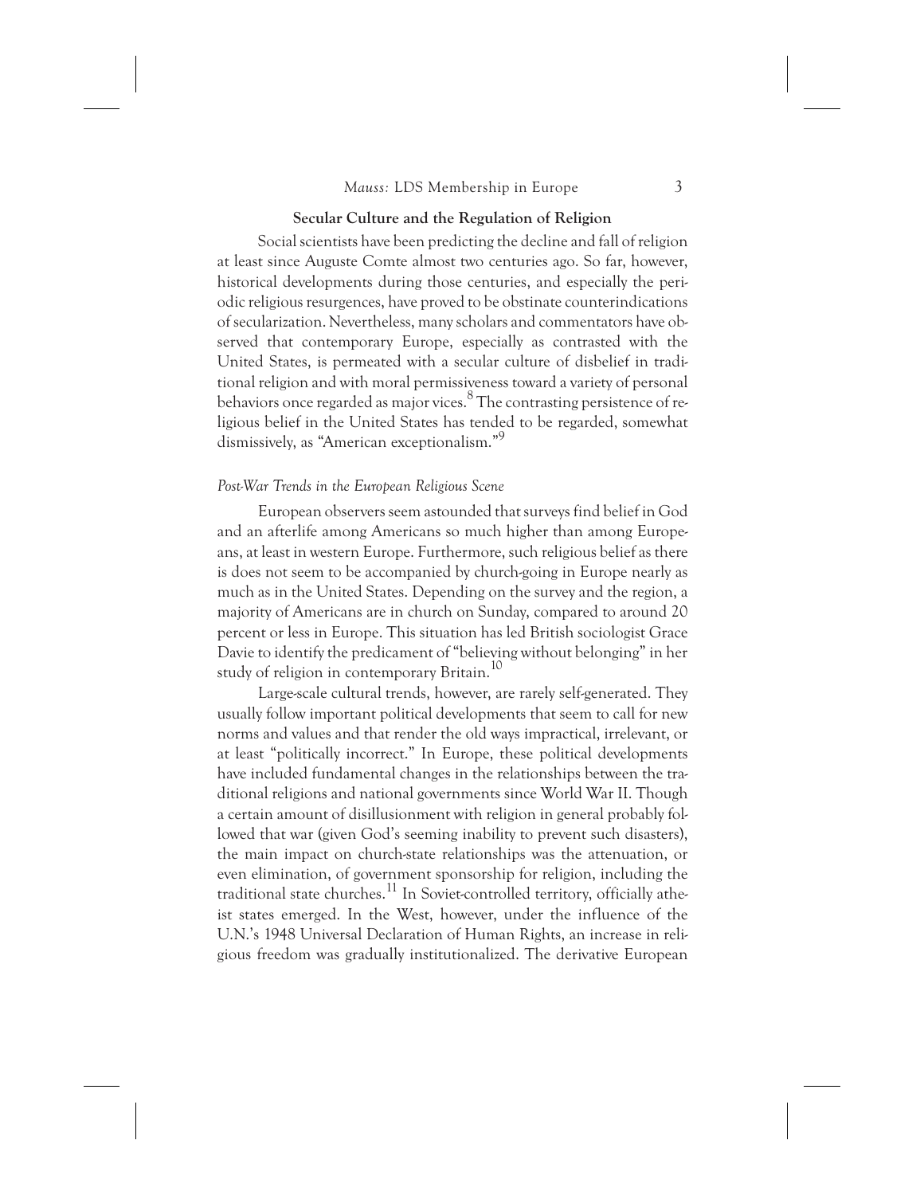## Secular Culture and the Regulation of Religion

Social scientists have been predicting the decline and fall of religion at least since Auguste Comte almost two centuries ago. So far, however, historical developments during those centuries, and especially the periodic religious resurgences, have proved to be obstinate counterindications of secularization. Nevertheless, many scholars and commentators have observed that contemporary Europe, especially as contrasted with the United States, is permeated with a secular culture of disbelief in traditional religion and with moral permissiveness toward a variety of personal behaviors once regarded as major vices.[8] The contrasting persistence of religious belief in the United States has tended to be regarded, somewhat dismissively, as "American exceptionalism."[9]

### *Post-War Trends in the European Religious Scene*

European observers seem astounded that surveys find belief in God and an afterlife among Americans so much higher than among Europeans, at least in western Europe. Furthermore, such religious belief as there is does not seem to be accompanied by church-going in Europe nearly as much as in the United States. Depending on the survey and the region, a majority of Americans are in church on Sunday, compared to around 20 percent or less in Europe. This situation has led British sociologist Grace Davie to identify the predicament of "believing without belonging" in her study of religion in contemporary Britain.[10]

Large-scale cultural trends, however, are rarely self-generated. They usually follow important political developments that seem to call for new norms and values and that render the old ways impractical, irrelevant, or at least "politically incorrect." In Europe, these political developments have included fundamental changes in the relationships between the traditional religions and national governments since World War II. Though a certain amount of disillusionment with religion in general probably followed that war (given God's seeming inability to prevent such disasters), the main impact on church-state relationships was the attenuation, or even elimination, of government sponsorship for religion, including the traditional state churches.[11] In Soviet-controlled territory, officially atheist states emerged. In the West, however, under the influence of the U.N.'s 1948 Universal Declaration of Human Rights, an increase in religious freedom was gradually institutionalized. The derivative European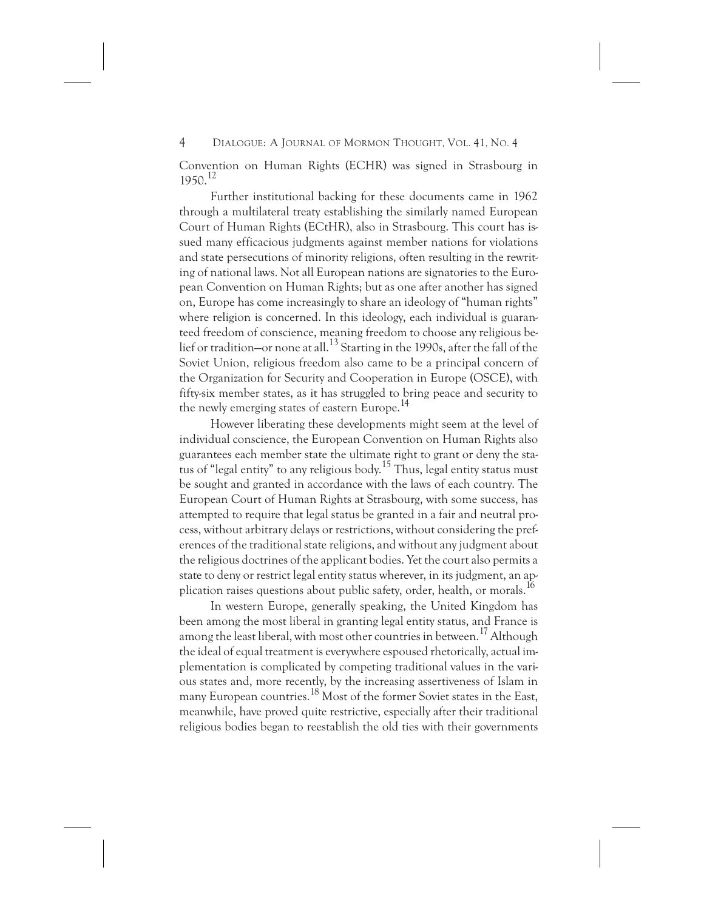Convention on Human Rights (ECHR) was signed in Strasbourg in 1950.[12]

Further institutional backing for these documents came in 1962 through a multilateral treaty establishing the similarly named European Court of Human Rights (ECtHR), also in Strasbourg. This court has issued many efficacious judgments against member nations for violations and state persecutions of minority religions, often resulting in the rewriting of national laws. Not all European nations are signatories to the European Convention on Human Rights; but as one after another has signed on, Europe has come increasingly to share an ideology of "human rights" where religion is concerned. In this ideology, each individual is guaranteed freedom of conscience, meaning freedom to choose any religious belief or tradition—or none at all.[13] Starting in the 1990s, after the fall of the Soviet Union, religious freedom also came to be a principal concern of the Organization for Security and Cooperation in Europe (OSCE), with fifty-six member states, as it has struggled to bring peace and security to the newly emerging states of eastern Europe.[14]

However liberating these developments might seem at the level of individual conscience, the European Convention on Human Rights also guarantees each member state the ultimate right to grant or deny the status of "legal entity" to any religious body.[15] Thus, legal entity status must be sought and granted in accordance with the laws of each country. The European Court of Human Rights at Strasbourg, with some success, has attempted to require that legal status be granted in a fair and neutral process, without arbitrary delays or restrictions, without considering the preferences of the traditional state religions, and without any judgment about the religious doctrines of the applicant bodies. Yet the court also permits a state to deny or restrict legal entity status wherever, in its judgment, an application raises questions about public safety, order, health, or morals.[16]

In western Europe, generally speaking, the United Kingdom has been among the most liberal in granting legal entity status, and France is among the least liberal, with most other countries in between.[17] Although the ideal of equal treatment is everywhere espoused rhetorically, actual implementation is complicated by competing traditional values in the various states and, more recently, by the increasing assertiveness of Islam in many European countries.[18] Most of the former Soviet states in the East, meanwhile, have proved quite restrictive, especially after their traditional religious bodies began to reestablish the old ties with their governments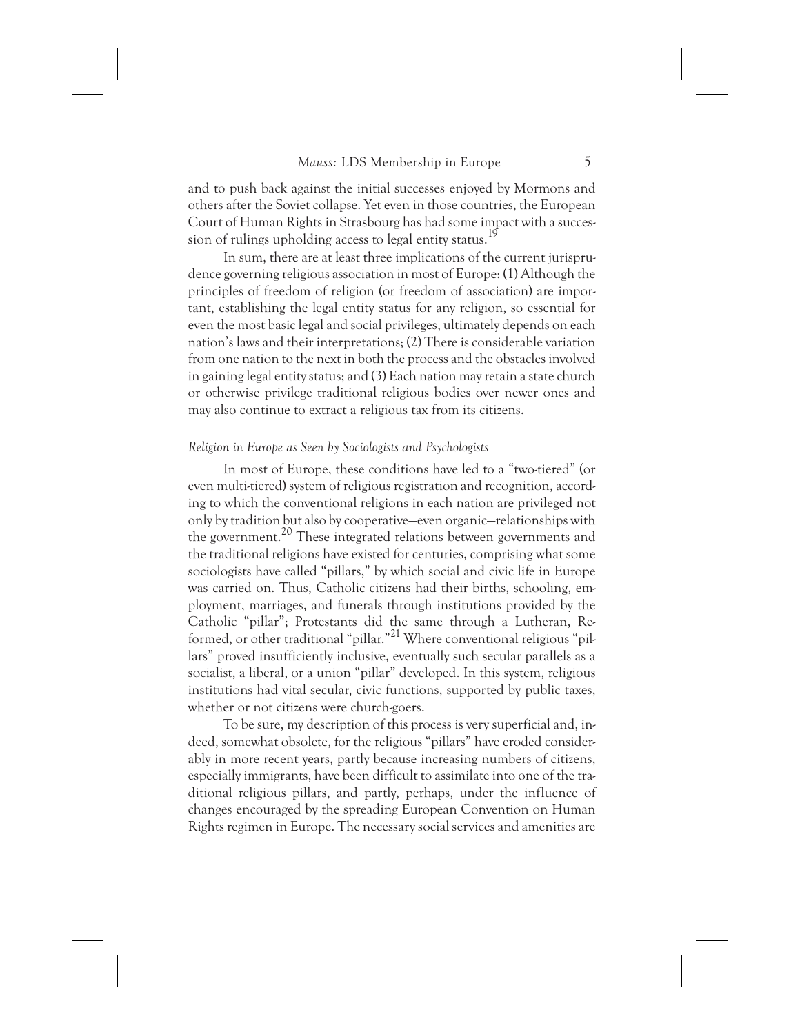and to push back against the initial successes enjoyed by Mormons and others after the Soviet collapse. Yet even in those countries, the European Court of Human Rights in Strasbourg has had some impact with a succession of rulings upholding access to legal entity status.[19]

In sum, there are at least three implications of the current jurisprudence governing religious association in most of Europe: (1) Although the principles of freedom of religion (or freedom of association) are important, establishing the legal entity status for any religion, so essential for even the most basic legal and social privileges, ultimately depends on each nation's laws and their interpretations; (2) There is considerable variation from one nation to the next in both the process and the obstacles involved in gaining legal entity status; and (3) Each nation may retain a state church or otherwise privilege traditional religious bodies over newer ones and may also continue to extract a religious tax from its citizens.

*Religion in Europe as Seen by Sociologists and Psychologists*

In most of Europe, these conditions have led to a "two-tiered" (or even multi-tiered) system of religious registration and recognition, according to which the conventional religions in each nation are privileged not only by tradition but also by cooperative—even organic—relationships with the government.[20] These integrated relations between governments and the traditional religions have existed for centuries, comprising what some sociologists have called "pillars," by which social and civic life in Europe was carried on. Thus, Catholic citizens had their births, schooling, employment, marriages, and funerals through institutions provided by the Catholic "pillar"; Protestants did the same through a Lutheran, Reformed, or other traditional "pillar."[21] Where conventional religious "pillars" proved insufficiently inclusive, eventually such secular parallels as a socialist, a liberal, or a union "pillar" developed. In this system, religious institutions had vital secular, civic functions, supported by public taxes, whether or not citizens were church-goers.

To be sure, my description of this process is very superficial and, indeed, somewhat obsolete, for the religious "pillars" have eroded considerably in more recent years, partly because increasing numbers of citizens, especially immigrants, have been difficult to assimilate into one of the traditional religious pillars, and partly, perhaps, under the influence of changes encouraged by the spreading European Convention on Human Rights regimen in Europe. The necessary social services and amenities are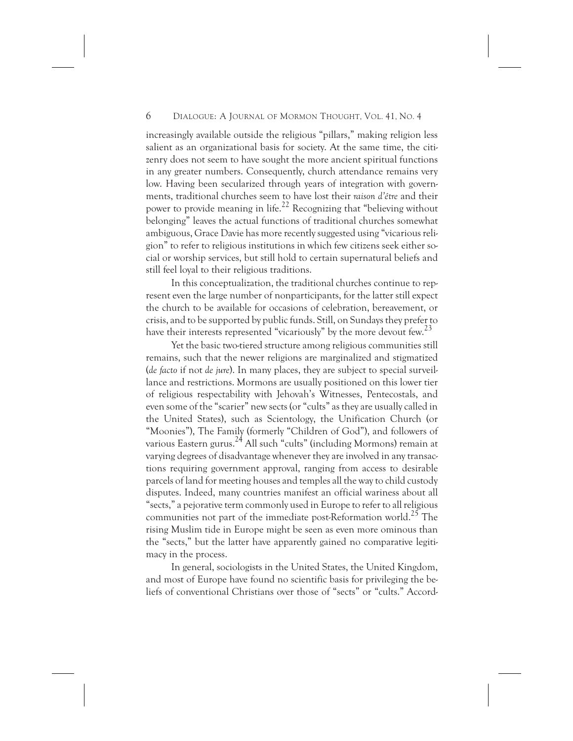increasingly available outside the religious "pillars," making religion less salient as an organizational basis for society. At the same time, the citizenry does not seem to have sought the more ancient spiritual functions in any greater numbers. Consequently, church attendance remains very low. Having been secularized through years of integration with governments, traditional churches seem to have lost their *raison d'être* and their power to provide meaning in life.[22] Recognizing that "believing without belonging" leaves the actual functions of traditional churches somewhat ambiguous, Grace Davie has more recently suggested using "vicarious religion" to refer to religious institutions in which few citizens seek either social or worship services, but still hold to certain supernatural beliefs and still feel loyal to their religious traditions.

In this conceptualization, the traditional churches continue to represent even the large number of nonparticipants, for the latter still expect the church to be available for occasions of celebration, bereavement, or crisis, and to be supported by public funds. Still, on Sundays they prefer to have their interests represented "vicariously" by the more devout few.[23]

Yet the basic two-tiered structure among religious communities still remains, such that the newer religions are marginalized and stigmatized (*de facto* if not *de jure*). In many places, they are subject to special surveillance and restrictions. Mormons are usually positioned on this lower tier of religious respectability with Jehovah's Witnesses, Pentecostals, and even some of the "scarier" new sects (or "cults" as they are usually called in the United States), such as Scientology, the Unification Church (or "Moonies"), The Family (formerly "Children of God"), and followers of various Eastern gurus.[24] All such "cults" (including Mormons) remain at varying degrees of disadvantage whenever they are involved in any transactions requiring government approval, ranging from access to desirable parcels of land for meeting houses and temples all the way to child custody disputes. Indeed, many countries manifest an official wariness about all "sects," a pejorative term commonly used in Europe to refer to all religious communities not part of the immediate post-Reformation world.[25] The rising Muslim tide in Europe might be seen as even more ominous than the "sects," but the latter have apparently gained no comparative legitimacy in the process.

In general, sociologists in the United States, the United Kingdom, and most of Europe have found no scientific basis for privileging the beliefs of conventional Christians over those of "sects" or "cults." Accord-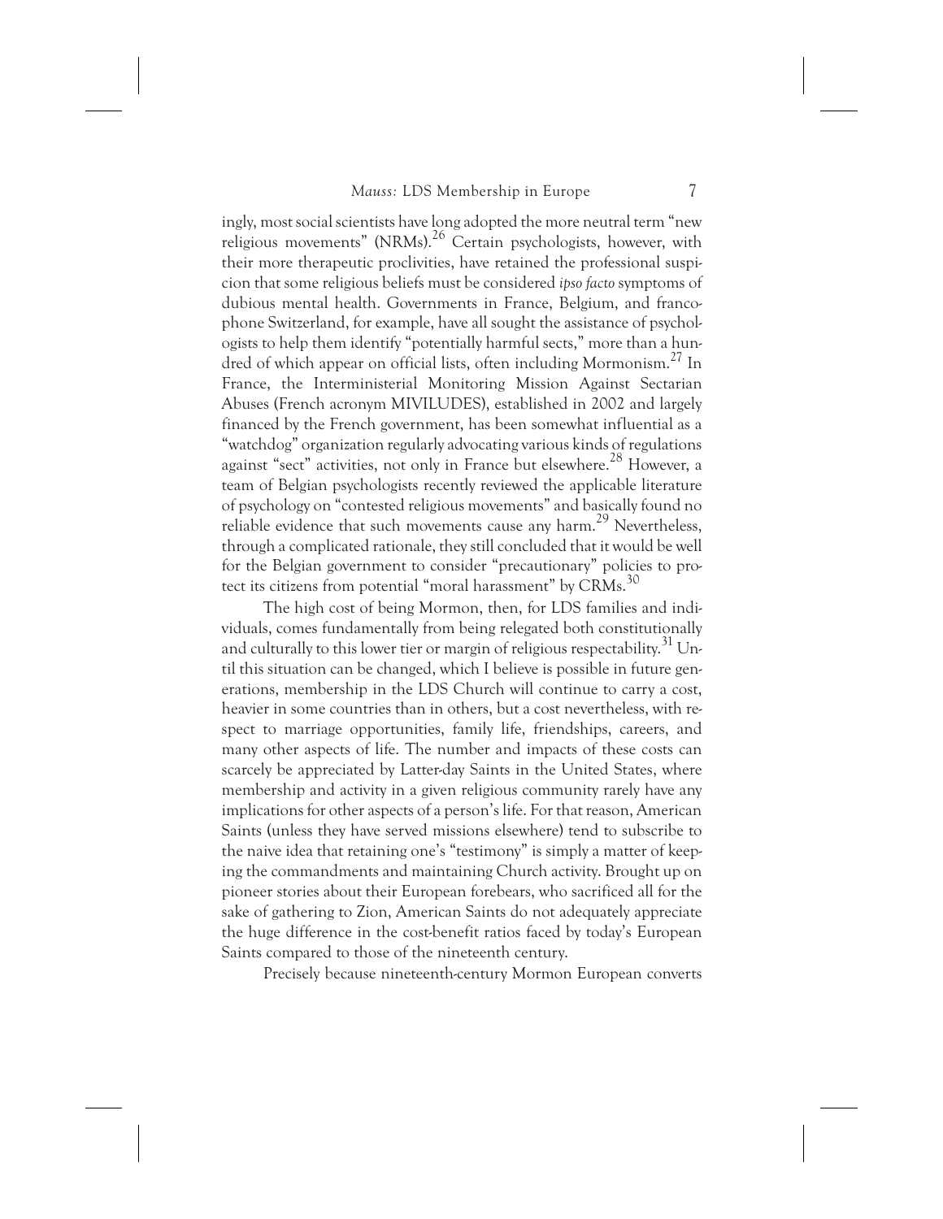ingly, most social scientists have long adopted the more neutral term "new religious movements" (NRMs).[26] Certain psychologists, however, with their more therapeutic proclivities, have retained the professional suspicion that some religious beliefs must be considered *ipso facto* symptoms of dubious mental health. Governments in France, Belgium, and francophone Switzerland, for example, have all sought the assistance of psychologists to help them identify "potentially harmful sects," more than a hundred of which appear on official lists, often including Mormonism.[27] In France, the Interministerial Monitoring Mission Against Sectarian Abuses (French acronym MIVILUDES), established in 2002 and largely financed by the French government, has been somewhat influential as a "watchdog" organization regularly advocating various kinds of regulations against "sect" activities, not only in France but elsewhere.[28] However, a team of Belgian psychologists recently reviewed the applicable literature of psychology on "contested religious movements" and basically found no reliable evidence that such movements cause any harm.[29] Nevertheless, through a complicated rationale, they still concluded that it would be well for the Belgian government to consider "precautionary" policies to protect its citizens from potential "moral harassment" by CRMs.[30]

The high cost of being Mormon, then, for LDS families and individuals, comes fundamentally from being relegated both constitutionally and culturally to this lower tier or margin of religious respectability.[31] Until this situation can be changed, which I believe is possible in future generations, membership in the LDS Church will continue to carry a cost, heavier in some countries than in others, but a cost nevertheless, with respect to marriage opportunities, family life, friendships, careers, and many other aspects of life. The number and impacts of these costs can scarcely be appreciated by Latter-day Saints in the United States, where membership and activity in a given religious community rarely have any implications for other aspects of a person's life. For that reason, American Saints (unless they have served missions elsewhere) tend to subscribe to the naive idea that retaining one's "testimony" is simply a matter of keeping the commandments and maintaining Church activity. Brought up on pioneer stories about their European forebears, who sacrificed all for the sake of gathering to Zion, American Saints do not adequately appreciate the huge difference in the cost-benefit ratios faced by today's European Saints compared to those of the nineteenth century.

Precisely because nineteenth-century Mormon European converts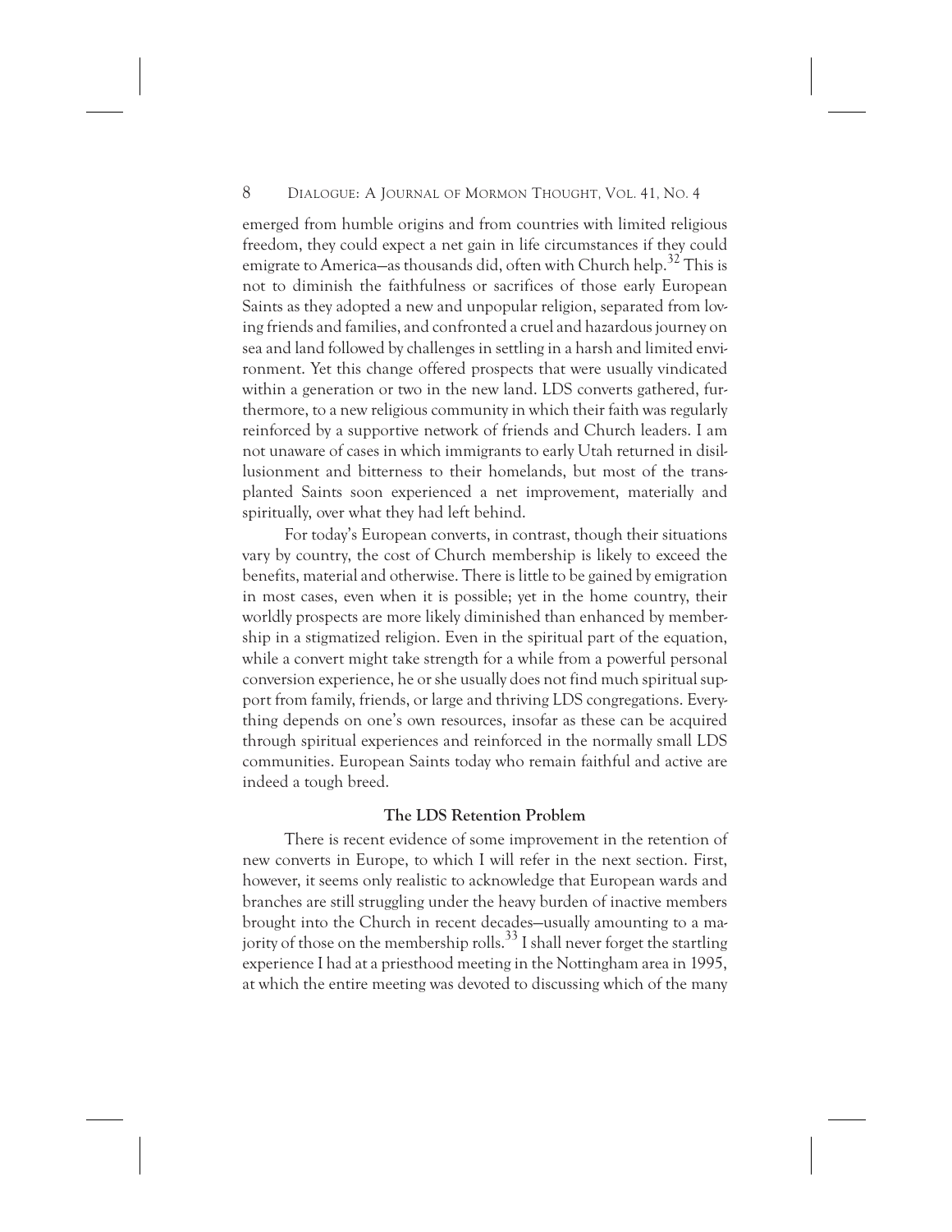emerged from humble origins and from countries with limited religious freedom, they could expect a net gain in life circumstances if they could emigrate to America—as thousands did, often with Church help.[32] This is not to diminish the faithfulness or sacrifices of those early European Saints as they adopted a new and unpopular religion, separated from loving friends and families, and confronted a cruel and hazardous journey on sea and land followed by challenges in settling in a harsh and limited environment. Yet this change offered prospects that were usually vindicated within a generation or two in the new land. LDS converts gathered, furthermore, to a new religious community in which their faith was regularly reinforced by a supportive network of friends and Church leaders. I am not unaware of cases in which immigrants to early Utah returned in disillusionment and bitterness to their homelands, but most of the transplanted Saints soon experienced a net improvement, materially and spiritually, over what they had left behind.

For today's European converts, in contrast, though their situations vary by country, the cost of Church membership is likely to exceed the benefits, material and otherwise. There is little to be gained by emigration in most cases, even when it is possible; yet in the home country, their worldly prospects are more likely diminished than enhanced by membership in a stigmatized religion. Even in the spiritual part of the equation, while a convert might take strength for a while from a powerful personal conversion experience, he or she usually does not find much spiritual support from family, friends, or large and thriving LDS congregations. Everything depends on one's own resources, insofar as these can be acquired through spiritual experiences and reinforced in the normally small LDS communities. European Saints today who remain faithful and active are indeed a tough breed.

## The LDS Retention Problem

There is recent evidence of some improvement in the retention of new converts in Europe, to which I will refer in the next section. First, however, it seems only realistic to acknowledge that European wards and branches are still struggling under the heavy burden of inactive members brought into the Church in recent decades—usually amounting to a majority of those on the membership rolls.[33] I shall never forget the startling experience I had at a priesthood meeting in the Nottingham area in 1995, at which the entire meeting was devoted to discussing which of the many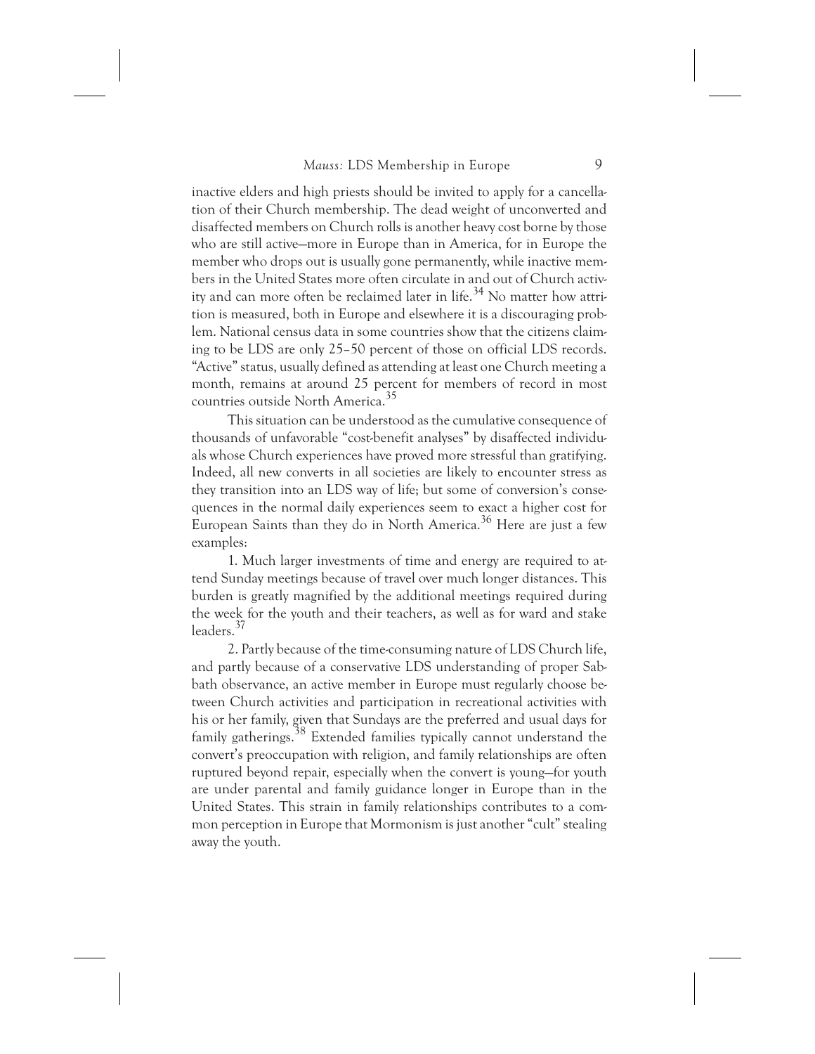inactive elders and high priests should be invited to apply for a cancellation of their Church membership. The dead weight of unconverted and disaffected members on Church rolls is another heavy cost borne by those who are still active—more in Europe than in America, for in Europe the member who drops out is usually gone permanently, while inactive members in the United States more often circulate in and out of Church activity and can more often be reclaimed later in life.[34] No matter how attrition is measured, both in Europe and elsewhere it is a discouraging problem. National census data in some countries show that the citizens claiming to be LDS are only 25–50 percent of those on official LDS records. "Active" status, usually defined as attending at least one Church meeting a month, remains at around 25 percent for members of record in most countries outside North America.[35]

This situation can be understood as the cumulative consequence of thousands of unfavorable "cost-benefit analyses" by disaffected individuals whose Church experiences have proved more stressful than gratifying. Indeed, all new converts in all societies are likely to encounter stress as they transition into an LDS way of life; but some of conversion's consequences in the normal daily experiences seem to exact a higher cost for European Saints than they do in North America.[36] Here are just a few examples:

1. Much larger investments of time and energy are required to attend Sunday meetings because of travel over much longer distances. This burden is greatly magnified by the additional meetings required during the week for the youth and their teachers, as well as for ward and stake leaders.[37]

2. Partly because of the time-consuming nature of LDS Church life, and partly because of a conservative LDS understanding of proper Sabbath observance, an active member in Europe must regularly choose between Church activities and participation in recreational activities with his or her family, given that Sundays are the preferred and usual days for family gatherings.[38] Extended families typically cannot understand the convert's preoccupation with religion, and family relationships are often ruptured beyond repair, especially when the convert is young—for youth are under parental and family guidance longer in Europe than in the United States. This strain in family relationships contributes to a common perception in Europe that Mormonism is just another "cult" stealing away the youth.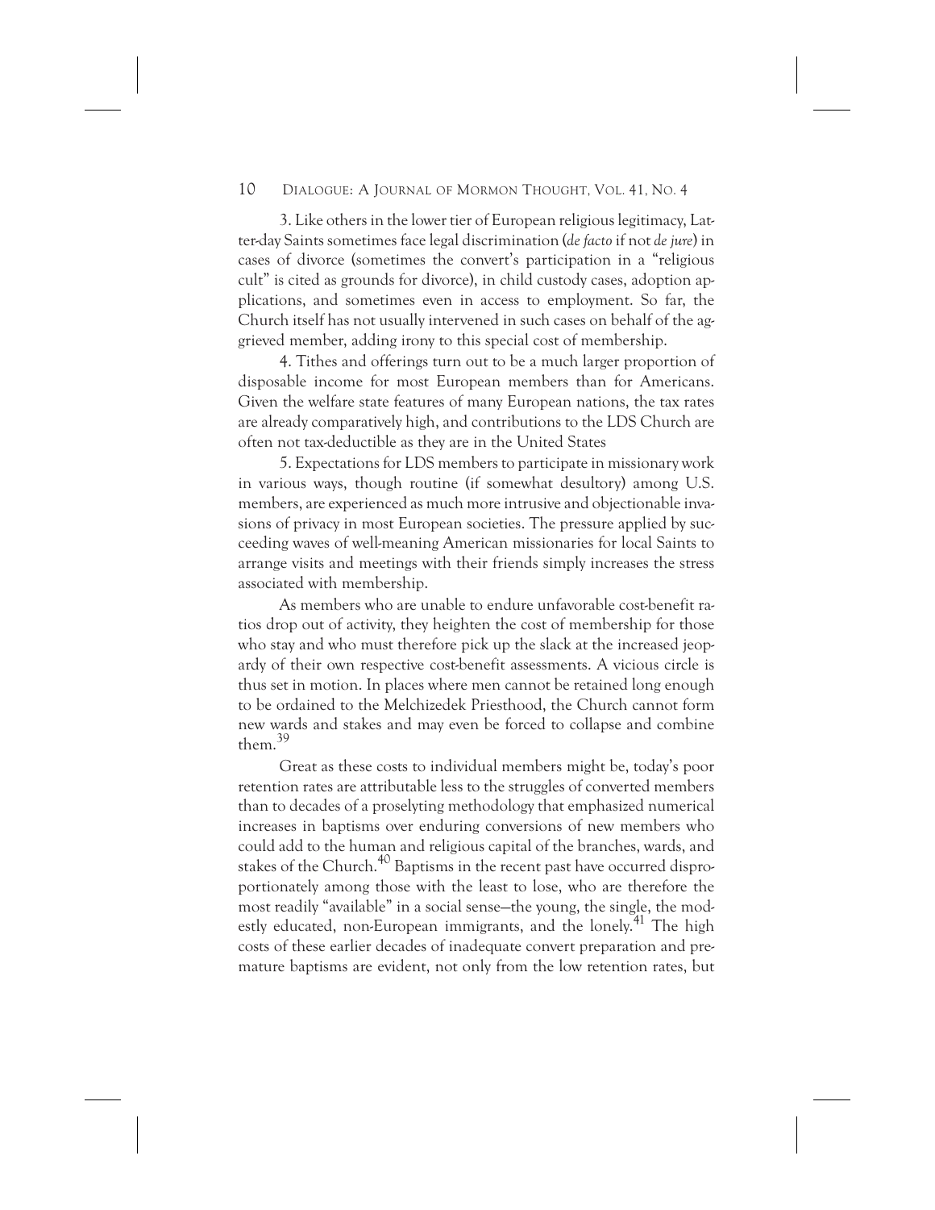3. Like others in the lower tier of European religious legitimacy, Latter-day Saints sometimes face legal discrimination (*de facto* if not *de jure*) in cases of divorce (sometimes the convert's participation in a "religious cult" is cited as grounds for divorce), in child custody cases, adoption applications, and sometimes even in access to employment. So far, the Church itself has not usually intervened in such cases on behalf of the aggrieved member, adding irony to this special cost of membership.

4. Tithes and offerings turn out to be a much larger proportion of disposable income for most European members than for Americans. Given the welfare state features of many European nations, the tax rates are already comparatively high, and contributions to the LDS Church are often not tax-deductible as they are in the United States

5. Expectations for LDS members to participate in missionary work in various ways, though routine (if somewhat desultory) among U.S. members, are experienced as much more intrusive and objectionable invasions of privacy in most European societies. The pressure applied by succeeding waves of well-meaning American missionaries for local Saints to arrange visits and meetings with their friends simply increases the stress associated with membership.

As members who are unable to endure unfavorable cost-benefit ratios drop out of activity, they heighten the cost of membership for those who stay and who must therefore pick up the slack at the increased jeopardy of their own respective cost-benefit assessments. A vicious circle is thus set in motion. In places where men cannot be retained long enough to be ordained to the Melchizedek Priesthood, the Church cannot form new wards and stakes and may even be forced to collapse and combine them.[39]

Great as these costs to individual members might be, today's poor retention rates are attributable less to the struggles of converted members than to decades of a proselyting methodology that emphasized numerical increases in baptisms over enduring conversions of new members who could add to the human and religious capital of the branches, wards, and stakes of the Church.[40] Baptisms in the recent past have occurred disproportionately among those with the least to lose, who are therefore the most readily "available" in a social sense—the young, the single, the modestly educated, non-European immigrants, and the lonely.[41] The high costs of these earlier decades of inadequate convert preparation and premature baptisms are evident, not only from the low retention rates, but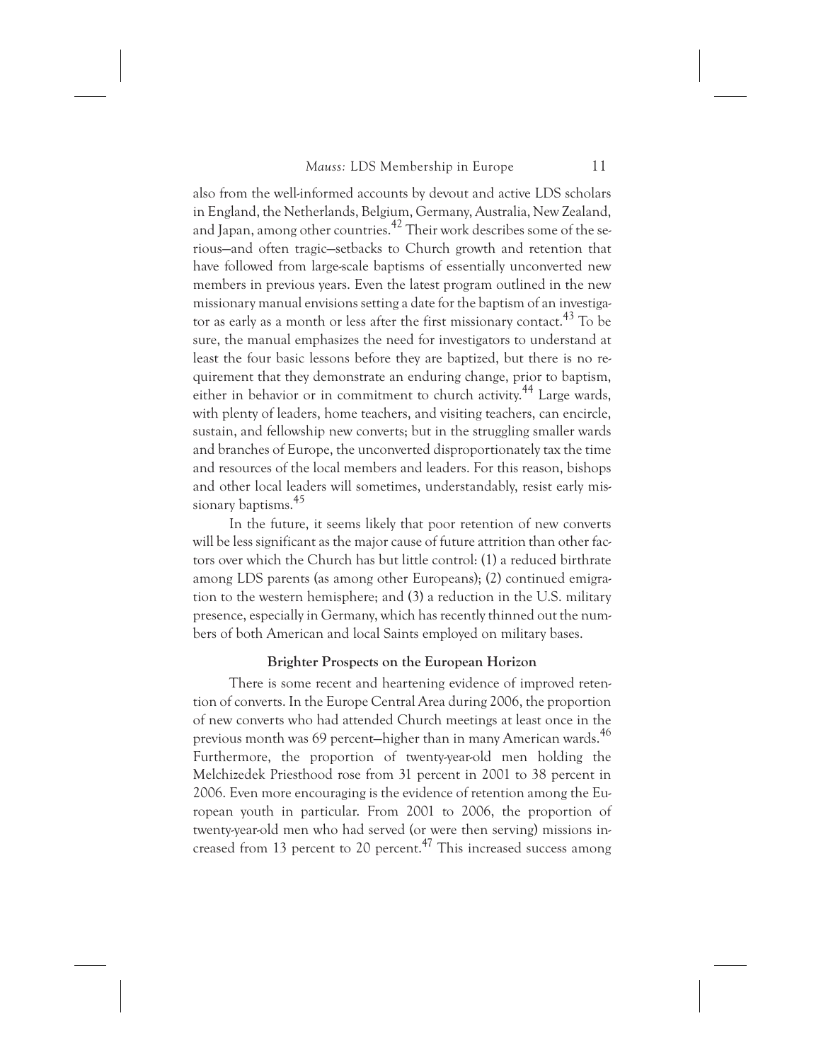also from the well-informed accounts by devout and active LDS scholars in England, the Netherlands, Belgium, Germany, Australia, New Zealand, and Japan, among other countries.[42] Their work describes some of the serious—and often tragic—setbacks to Church growth and retention that have followed from large-scale baptisms of essentially unconverted new members in previous years. Even the latest program outlined in the new missionary manual envisions setting a date for the baptism of an investigator as early as a month or less after the first missionary contact.[43] To be sure, the manual emphasizes the need for investigators to understand at least the four basic lessons before they are baptized, but there is no requirement that they demonstrate an enduring change, prior to baptism, either in behavior or in commitment to church activity.[44] Large wards, with plenty of leaders, home teachers, and visiting teachers, can encircle, sustain, and fellowship new converts; but in the struggling smaller wards and branches of Europe, the unconverted disproportionately tax the time and resources of the local members and leaders. For this reason, bishops and other local leaders will sometimes, understandably, resist early missionary baptisms.[45]

In the future, it seems likely that poor retention of new converts will be less significant as the major cause of future attrition than other factors over which the Church has but little control: (1) a reduced birthrate among LDS parents (as among other Europeans); (2) continued emigration to the western hemisphere; and (3) a reduction in the U.S. military presence, especially in Germany, which has recently thinned out the numbers of both American and local Saints employed on military bases.

### Brighter Prospects on the European Horizon

There is some recent and heartening evidence of improved retention of converts. In the Europe Central Area during 2006, the proportion of new converts who had attended Church meetings at least once in the previous month was 69 percent—higher than in many American wards.[46] Furthermore, the proportion of twenty-year-old men holding the Melchizedek Priesthood rose from 31 percent in 2001 to 38 percent in 2006. Even more encouraging is the evidence of retention among the European youth in particular. From 2001 to 2006, the proportion of twenty-year-old men who had served (or were then serving) missions increased from 13 percent to 20 percent.[47] This increased success among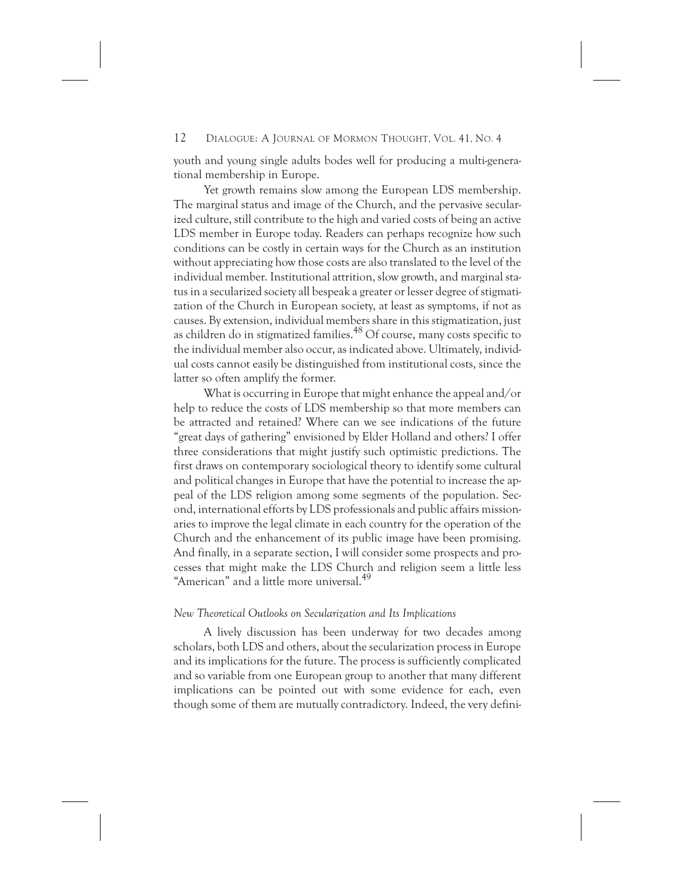youth and young single adults bodes well for producing a multi-generational membership in Europe.

Yet growth remains slow among the European LDS membership. The marginal status and image of the Church, and the pervasive secularized culture, still contribute to the high and varied costs of being an active LDS member in Europe today. Readers can perhaps recognize how such conditions can be costly in certain ways for the Church as an institution without appreciating how those costs are also translated to the level of the individual member. Institutional attrition, slow growth, and marginal status in a secularized society all bespeak a greater or lesser degree of stigmatization of the Church in European society, at least as symptoms, if not as causes. By extension, individual members share in this stigmatization, just as children do in stigmatized families.[48] Of course, many costs specific to the individual member also occur, as indicated above. Ultimately, individual costs cannot easily be distinguished from institutional costs, since the latter so often amplify the former.

What is occurring in Europe that might enhance the appeal and/or help to reduce the costs of LDS membership so that more members can be attracted and retained? Where can we see indications of the future "great days of gathering" envisioned by Elder Holland and others? I offer three considerations that might justify such optimistic predictions. The first draws on contemporary sociological theory to identify some cultural and political changes in Europe that have the potential to increase the appeal of the LDS religion among some segments of the population. Second, international efforts by LDS professionals and public affairs missionaries to improve the legal climate in each country for the operation of the Church and the enhancement of its public image have been promising. And finally, in a separate section, I will consider some prospects and processes that might make the LDS Church and religion seem a little less "American" and a little more universal.[49]

*New Theoretical Outlooks on Secularization and Its Implications*

A lively discussion has been underway for two decades among scholars, both LDS and others, about the secularization process in Europe and its implications for the future. The process is sufficiently complicated and so variable from one European group to another that many different implications can be pointed out with some evidence for each, even though some of them are mutually contradictory. Indeed, the very defini-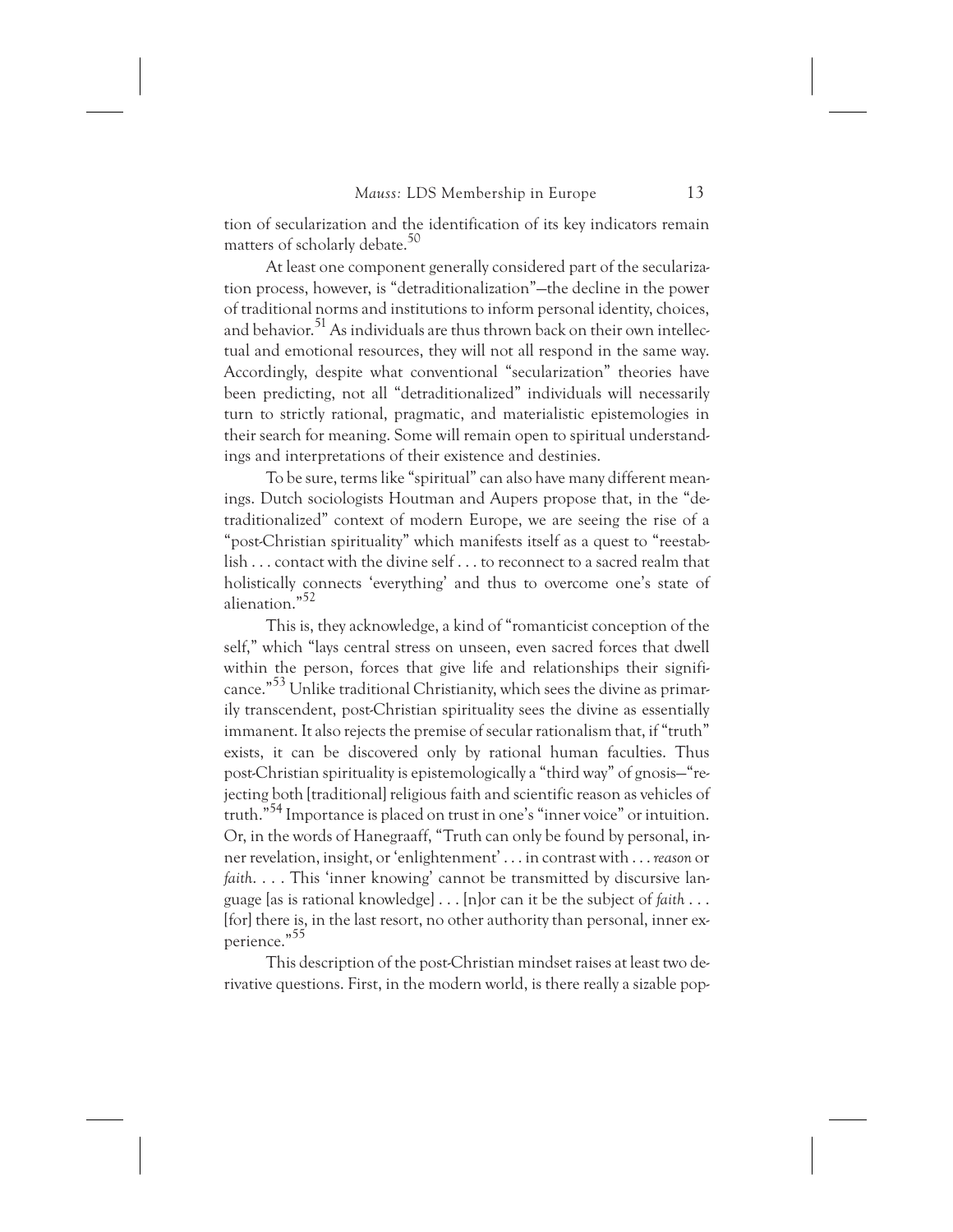tion of secularization and the identification of its key indicators remain matters of scholarly debate.[50]

At least one component generally considered part of the secularization process, however, is "detraditionalization"—the decline in the power of traditional norms and institutions to inform personal identity, choices, and behavior.[51] As individuals are thus thrown back on their own intellectual and emotional resources, they will not all respond in the same way. Accordingly, despite what conventional "secularization" theories have been predicting, not all "detraditionalized" individuals will necessarily turn to strictly rational, pragmatic, and materialistic epistemologies in their search for meaning. Some will remain open to spiritual understandings and interpretations of their existence and destinies.

To be sure, terms like "spiritual" can also have many different meanings. Dutch sociologists Houtman and Aupers propose that, in the "detraditionalized" context of modern Europe, we are seeing the rise of a "post-Christian spirituality" which manifests itself as a quest to "reestablish . . . contact with the divine self . . . to reconnect to a sacred realm that holistically connects 'everything' and thus to overcome one's state of alienation."[52]

This is, they acknowledge, a kind of "romanticist conception of the self," which "lays central stress on unseen, even sacred forces that dwell within the person, forces that give life and relationships their significance."[53] Unlike traditional Christianity, which sees the divine as primarily transcendent, post-Christian spirituality sees the divine as essentially immanent. It also rejects the premise of secular rationalism that, if "truth" exists, it can be discovered only by rational human faculties. Thus post-Christian spirituality is epistemologically a "third way" of gnosis—"rejecting both [traditional] religious faith and scientific reason as vehicles of truth."[54] Importance is placed on trust in one's "inner voice" or intuition. Or, in the words of Hanegraaff, "Truth can only be found by personal, inner revelation, insight, or 'enlightenment' . . . in contrast with . . . *reason* or *faith*. . . . This 'inner knowing' cannot be transmitted by discursive language [as is rational knowledge] . . . [n]or can it be the subject of *faith* . . . [for] there is, in the last resort, no other authority than personal, inner experience."[55]

This description of the post-Christian mindset raises at least two derivative questions. First, in the modern world, is there really a sizable pop-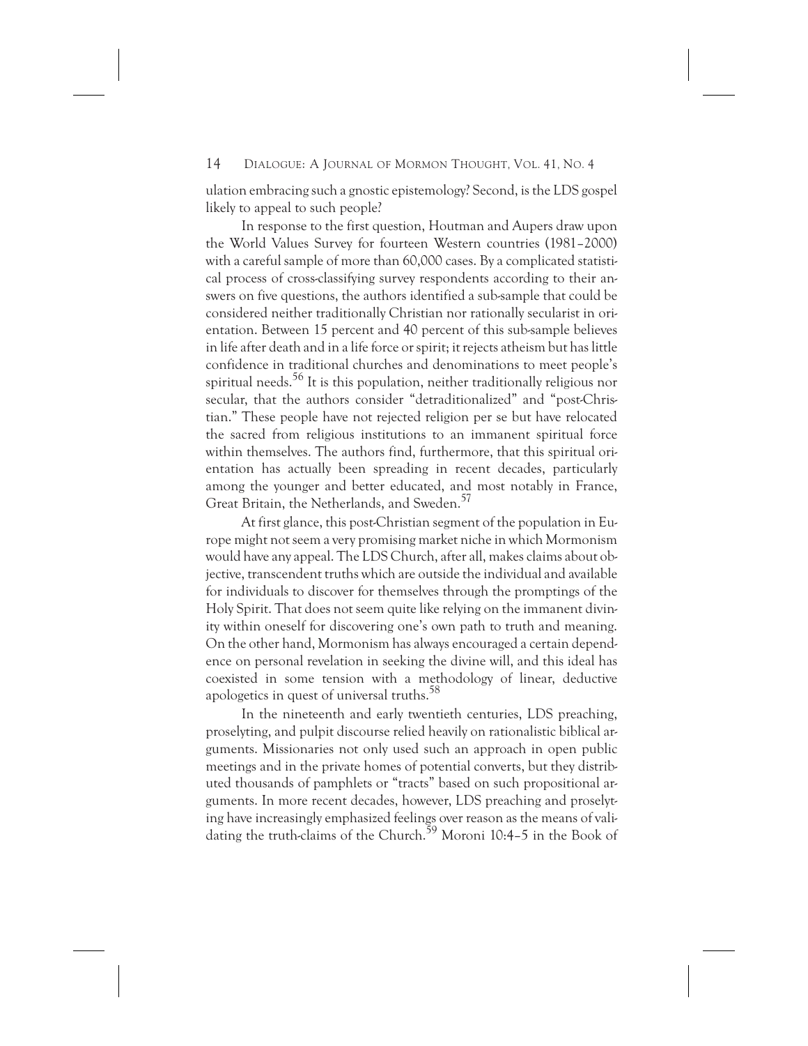ulation embracing such a gnostic epistemology? Second, is the LDS gospel likely to appeal to such people?

In response to the first question, Houtman and Aupers draw upon the World Values Survey for fourteen Western countries (1981–2000) with a careful sample of more than 60,000 cases. By a complicated statistical process of cross-classifying survey respondents according to their answers on five questions, the authors identified a sub-sample that could be considered neither traditionally Christian nor rationally secularist in orientation. Between 15 percent and 40 percent of this sub-sample believes in life after death and in a life force or spirit; it rejects atheism but has little confidence in traditional churches and denominations to meet people's spiritual needs.[56] It is this population, neither traditionally religious nor secular, that the authors consider "detraditionalized" and "post-Christian." These people have not rejected religion per se but have relocated the sacred from religious institutions to an immanent spiritual force within themselves. The authors find, furthermore, that this spiritual orientation has actually been spreading in recent decades, particularly among the younger and better educated, and most notably in France, Great Britain, the Netherlands, and Sweden.[57]

At first glance, this post-Christian segment of the population in Europe might not seem a very promising market niche in which Mormonism would have any appeal. The LDS Church, after all, makes claims about objective, transcendent truths which are outside the individual and available for individuals to discover for themselves through the promptings of the Holy Spirit. That does not seem quite like relying on the immanent divinity within oneself for discovering one's own path to truth and meaning. On the other hand, Mormonism has always encouraged a certain dependence on personal revelation in seeking the divine will, and this ideal has coexisted in some tension with a methodology of linear, deductive apologetics in quest of universal truths.[58]

In the nineteenth and early twentieth centuries, LDS preaching, proselyting, and pulpit discourse relied heavily on rationalistic biblical arguments. Missionaries not only used such an approach in open public meetings and in the private homes of potential converts, but they distributed thousands of pamphlets or "tracts" based on such propositional arguments. In more recent decades, however, LDS preaching and proselyting have increasingly emphasized feelings over reason as the means of validating the truth-claims of the Church.[59] Moroni 10:4–5 in the Book of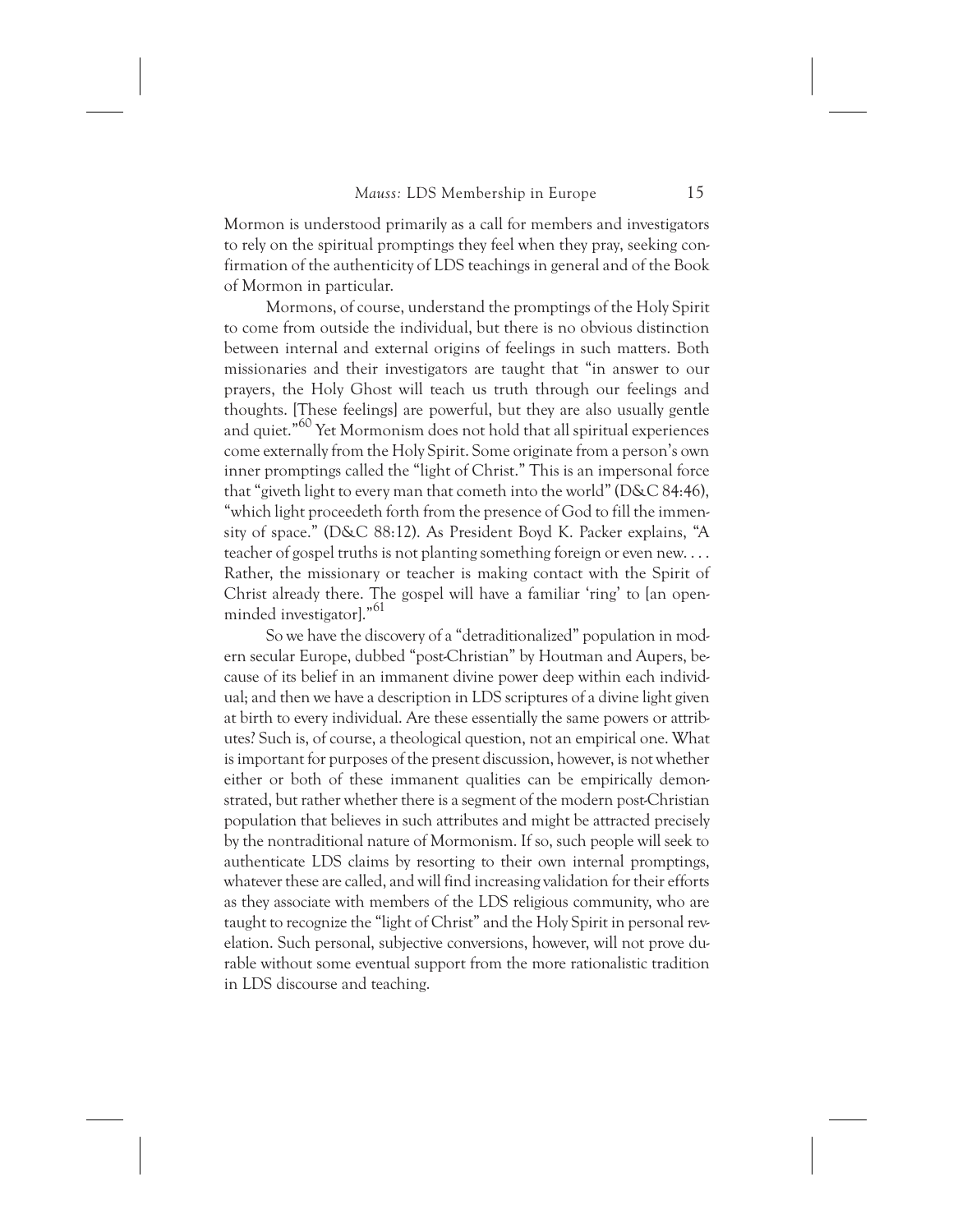Mormon is understood primarily as a call for members and investigators to rely on the spiritual promptings they feel when they pray, seeking confirmation of the authenticity of LDS teachings in general and of the Book of Mormon in particular.

Mormons, of course, understand the promptings of the Holy Spirit to come from outside the individual, but there is no obvious distinction between internal and external origins of feelings in such matters. Both missionaries and their investigators are taught that "in answer to our prayers, the Holy Ghost will teach us truth through our feelings and thoughts. [These feelings] are powerful, but they are also usually gentle and quiet."[60] Yet Mormonism does not hold that all spiritual experiences come externally from the Holy Spirit. Some originate from a person's own inner promptings called the "light of Christ." This is an impersonal force that "giveth light to every man that cometh into the world" (D&C 84:46), "which light proceedeth forth from the presence of God to fill the immensity of space." (D&C 88:12). As President Boyd K. Packer explains, "A teacher of gospel truths is not planting something foreign or even new. . . . Rather, the missionary or teacher is making contact with the Spirit of Christ already there. The gospel will have a familiar 'ring' to [an open-minded investigator]."[61]

So we have the discovery of a "detraditionalized" population in modern secular Europe, dubbed "post-Christian" by Houtman and Aupers, because of its belief in an immanent divine power deep within each individual; and then we have a description in LDS scriptures of a divine light given at birth to every individual. Are these essentially the same powers or attributes? Such is, of course, a theological question, not an empirical one. What is important for purposes of the present discussion, however, is not whether either or both of these immanent qualities can be empirically demonstrated, but rather whether there is a segment of the modern post-Christian population that believes in such attributes and might be attracted precisely by the nontraditional nature of Mormonism. If so, such people will seek to authenticate LDS claims by resorting to their own internal promptings, whatever these are called, and will find increasing validation for their efforts as they associate with members of the LDS religious community, who are taught to recognize the "light of Christ" and the Holy Spirit in personal revelation. Such personal, subjective conversions, however, will not prove durable without some eventual support from the more rationalistic tradition in LDS discourse and teaching.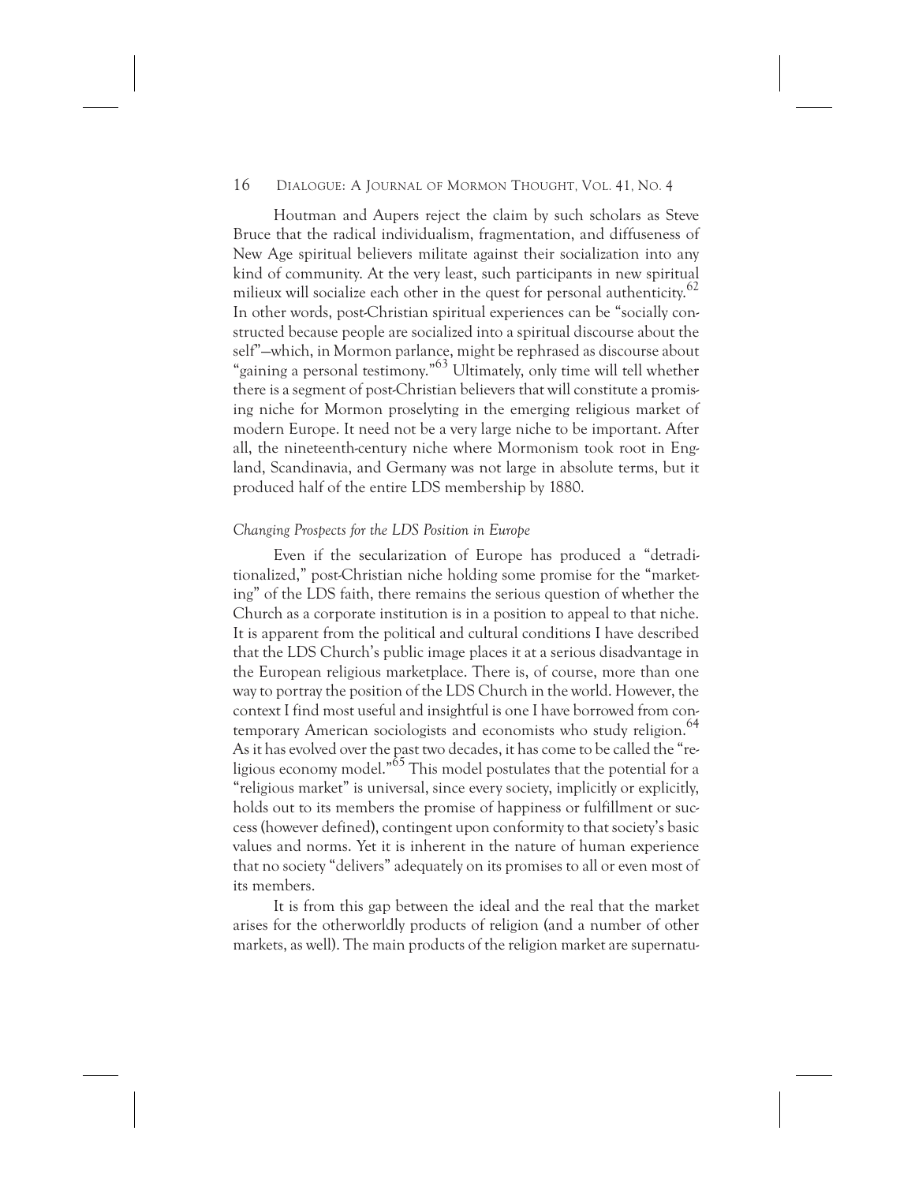Houtman and Aupers reject the claim by such scholars as Steve Bruce that the radical individualism, fragmentation, and diffuseness of New Age spiritual believers militate against their socialization into any kind of community. At the very least, such participants in new spiritual milieux will socialize each other in the quest for personal authenticity.[62] In other words, post-Christian spiritual experiences can be "socially constructed because people are socialized into a spiritual discourse about the self"—which, in Mormon parlance, might be rephrased as discourse about "gaining a personal testimony."[63] Ultimately, only time will tell whether there is a segment of post-Christian believers that will constitute a promising niche for Mormon proselyting in the emerging religious market of modern Europe. It need not be a very large niche to be important. After all, the nineteenth-century niche where Mormonism took root in England, Scandinavia, and Germany was not large in absolute terms, but it produced half of the entire LDS membership by 1880.

### *Changing Prospects for the LDS Position in Europe*

Even if the secularization of Europe has produced a "detraditionalized," post-Christian niche holding some promise for the "marketing" of the LDS faith, there remains the serious question of whether the Church as a corporate institution is in a position to appeal to that niche. It is apparent from the political and cultural conditions I have described that the LDS Church's public image places it at a serious disadvantage in the European religious marketplace. There is, of course, more than one way to portray the position of the LDS Church in the world. However, the context I find most useful and insightful is one I have borrowed from contemporary American sociologists and economists who study religion.[64] As it has evolved over the past two decades, it has come to be called the "religious economy model."[65] This model postulates that the potential for a "religious market" is universal, since every society, implicitly or explicitly, holds out to its members the promise of happiness or fulfillment or success (however defined), contingent upon conformity to that society's basic values and norms. Yet it is inherent in the nature of human experience that no society "delivers" adequately on its promises to all or even most of its members.

It is from this gap between the ideal and the real that the market arises for the otherworldly products of religion (and a number of other markets, as well). The main products of the religion market are supernatu-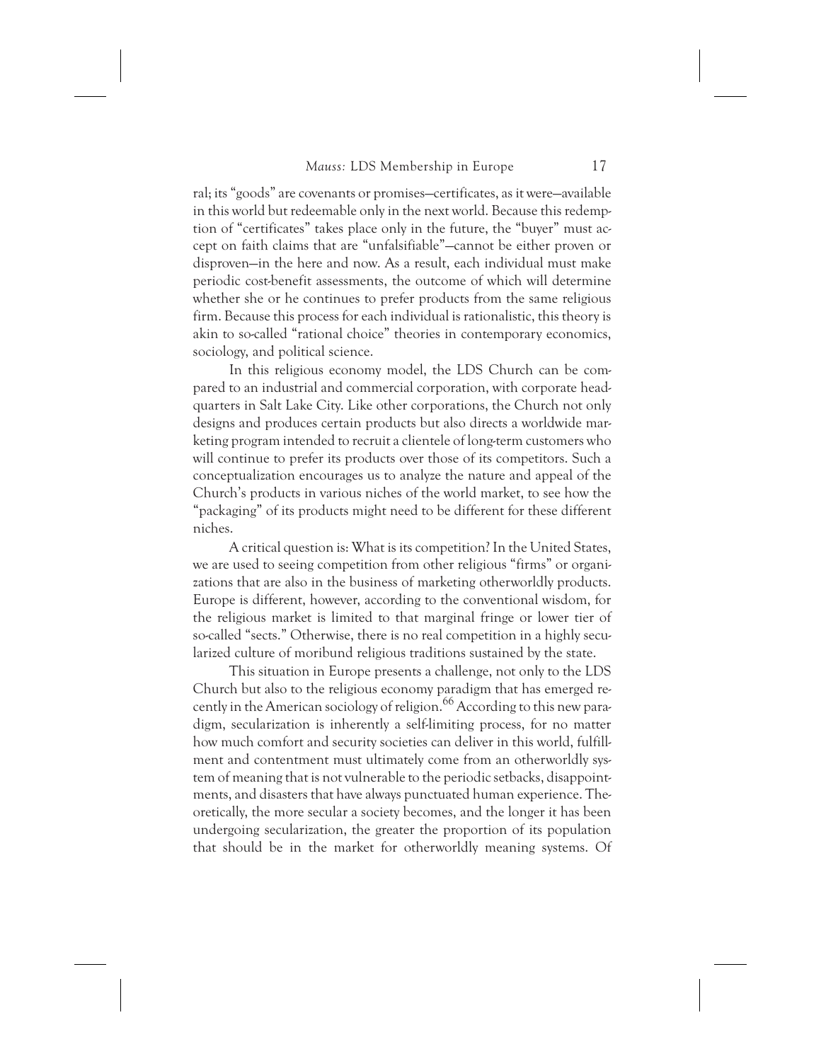ral; its "goods" are covenants or promises—certificates, as it were—available in this world but redeemable only in the next world. Because this redemption of "certificates" takes place only in the future, the "buyer" must accept on faith claims that are "unfalsifiable"—cannot be either proven or disproven—in the here and now. As a result, each individual must make periodic cost-benefit assessments, the outcome of which will determine whether she or he continues to prefer products from the same religious firm. Because this process for each individual is rationalistic, this theory is akin to so-called "rational choice" theories in contemporary economics, sociology, and political science.

In this religious economy model, the LDS Church can be compared to an industrial and commercial corporation, with corporate headquarters in Salt Lake City. Like other corporations, the Church not only designs and produces certain products but also directs a worldwide marketing program intended to recruit a clientele of long-term customers who will continue to prefer its products over those of its competitors. Such a conceptualization encourages us to analyze the nature and appeal of the Church's products in various niches of the world market, to see how the "packaging" of its products might need to be different for these different niches.

A critical question is: What is its competition? In the United States, we are used to seeing competition from other religious "firms" or organizations that are also in the business of marketing otherworldly products. Europe is different, however, according to the conventional wisdom, for the religious market is limited to that marginal fringe or lower tier of so-called "sects." Otherwise, there is no real competition in a highly secularized culture of moribund religious traditions sustained by the state.

This situation in Europe presents a challenge, not only to the LDS Church but also to the religious economy paradigm that has emerged recently in the American sociology of religion.[66] According to this new paradigm, secularization is inherently a self-limiting process, for no matter how much comfort and security societies can deliver in this world, fulfillment and contentment must ultimately come from an otherworldly system of meaning that is not vulnerable to the periodic setbacks, disappointments, and disasters that have always punctuated human experience. Theoretically, the more secular a society becomes, and the longer it has been undergoing secularization, the greater the proportion of its population that should be in the market for otherworldly meaning systems. Of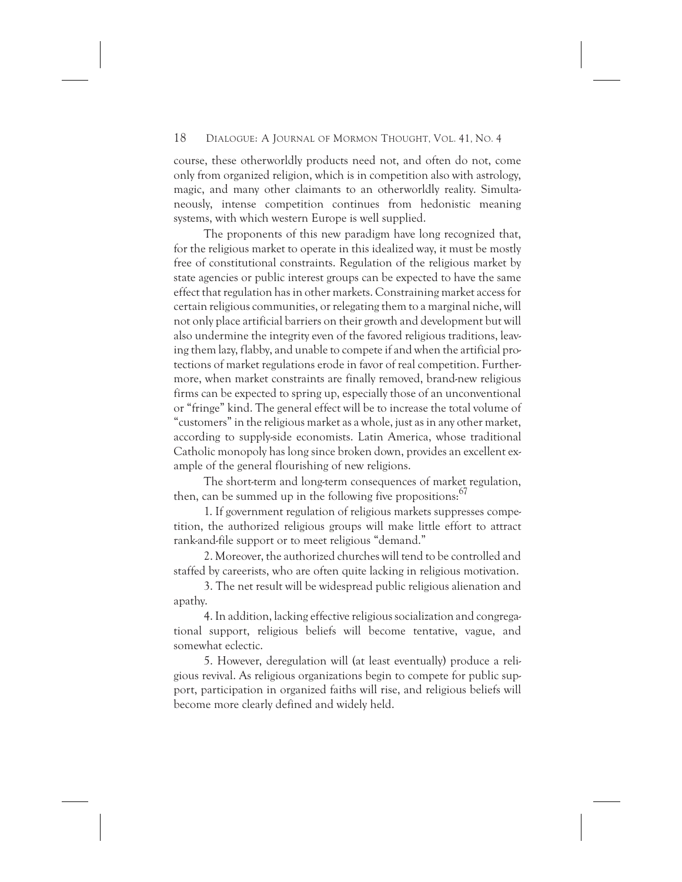course, these otherworldly products need not, and often do not, come only from organized religion, which is in competition also with astrology, magic, and many other claimants to an otherworldly reality. Simultaneously, intense competition continues from hedonistic meaning systems, with which western Europe is well supplied.

The proponents of this new paradigm have long recognized that, for the religious market to operate in this idealized way, it must be mostly free of constitutional constraints. Regulation of the religious market by state agencies or public interest groups can be expected to have the same effect that regulation has in other markets. Constraining market access for certain religious communities, or relegating them to a marginal niche, will not only place artificial barriers on their growth and development but will also undermine the integrity even of the favored religious traditions, leaving them lazy, flabby, and unable to compete if and when the artificial protections of market regulations erode in favor of real competition. Furthermore, when market constraints are finally removed, brand-new religious firms can be expected to spring up, especially those of an unconventional or "fringe" kind. The general effect will be to increase the total volume of "customers" in the religious market as a whole, just as in any other market, according to supply-side economists. Latin America, whose traditional Catholic monopoly has long since broken down, provides an excellent example of the general flourishing of new religions.

The short-term and long-term consequences of market regulation, then, can be summed up in the following five propositions:[67]

1. If government regulation of religious markets suppresses competition, the authorized religious groups will make little effort to attract rank-and-file support or to meet religious "demand."

2. Moreover, the authorized churches will tend to be controlled and staffed by careerists, who are often quite lacking in religious motivation.

3. The net result will be widespread public religious alienation and apathy.

4. In addition, lacking effective religious socialization and congregational support, religious beliefs will become tentative, vague, and somewhat eclectic.

5. However, deregulation will (at least eventually) produce a religious revival. As religious organizations begin to compete for public support, participation in organized faiths will rise, and religious beliefs will become more clearly defined and widely held.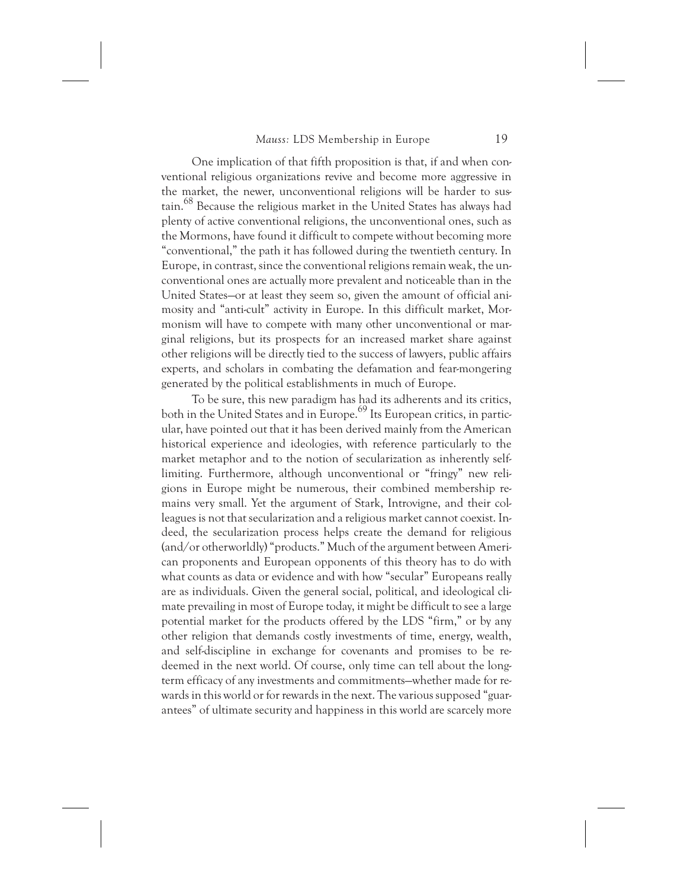One implication of that fifth proposition is that, if and when conventional religious organizations revive and become more aggressive in the market, the newer, unconventional religions will be harder to sustain.[68] Because the religious market in the United States has always had plenty of active conventional religions, the unconventional ones, such as the Mormons, have found it difficult to compete without becoming more "conventional," the path it has followed during the twentieth century. In Europe, in contrast, since the conventional religions remain weak, the unconventional ones are actually more prevalent and noticeable than in the United States—or at least they seem so, given the amount of official animosity and "anti-cult" activity in Europe. In this difficult market, Mormonism will have to compete with many other unconventional or marginal religions, but its prospects for an increased market share against other religions will be directly tied to the success of lawyers, public affairs experts, and scholars in combating the defamation and fear-mongering generated by the political establishments in much of Europe.

To be sure, this new paradigm has had its adherents and its critics, both in the United States and in Europe.[69] Its European critics, in particular, have pointed out that it has been derived mainly from the American historical experience and ideologies, with reference particularly to the market metaphor and to the notion of secularization as inherently self-limiting. Furthermore, although unconventional or "fringy" new religions in Europe might be numerous, their combined membership remains very small. Yet the argument of Stark, Introvigne, and their colleagues is not that secularization and a religious market cannot coexist. Indeed, the secularization process helps create the demand for religious (and/or otherworldly) "products." Much of the argument between American proponents and European opponents of this theory has to do with what counts as data or evidence and with how "secular" Europeans really are as individuals. Given the general social, political, and ideological climate prevailing in most of Europe today, it might be difficult to see a large potential market for the products offered by the LDS "firm," or by any other religion that demands costly investments of time, energy, wealth, and self-discipline in exchange for covenants and promises to be redeemed in the next world. Of course, only time can tell about the long-term efficacy of any investments and commitments—whether made for rewards in this world or for rewards in the next. The various supposed "guarantees" of ultimate security and happiness in this world are scarcely more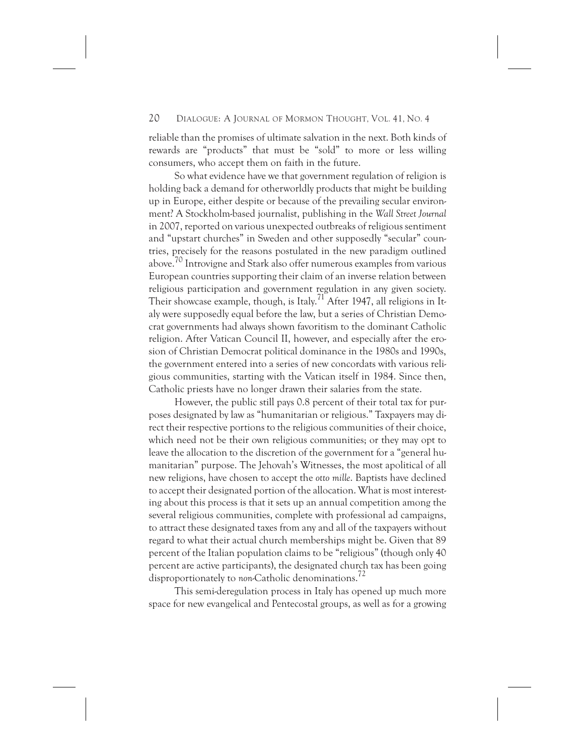reliable than the promises of ultimate salvation in the next. Both kinds of rewards are "products" that must be "sold" to more or less willing consumers, who accept them on faith in the future.

So what evidence have we that government regulation of religion is holding back a demand for otherworldly products that might be building up in Europe, either despite or because of the prevailing secular environment? A Stockholm-based journalist, publishing in the *Wall Street Journal* in 2007, reported on various unexpected outbreaks of religious sentiment and "upstart churches" in Sweden and other supposedly "secular" countries, precisely for the reasons postulated in the new paradigm outlined above.[70] Introvigne and Stark also offer numerous examples from various European countries supporting their claim of an inverse relation between religious participation and government regulation in any given society. Their showcase example, though, is Italy.[71] After 1947, all religions in Italy were supposedly equal before the law, but a series of Christian Democrat governments had always shown favoritism to the dominant Catholic religion. After Vatican Council II, however, and especially after the erosion of Christian Democrat political dominance in the 1980s and 1990s, the government entered into a series of new concordats with various religious communities, starting with the Vatican itself in 1984. Since then, Catholic priests have no longer drawn their salaries from the state.

However, the public still pays 0.8 percent of their total tax for purposes designated by law as "humanitarian or religious." Taxpayers may direct their respective portions to the religious communities of their choice, which need not be their own religious communities; or they may opt to leave the allocation to the discretion of the government for a "general humanitarian" purpose. The Jehovah's Witnesses, the most apolitical of all new religions, have chosen to accept the *otto mille*. Baptists have declined to accept their designated portion of the allocation. What is most interesting about this process is that it sets up an annual competition among the several religious communities, complete with professional ad campaigns, to attract these designated taxes from any and all of the taxpayers without regard to what their actual church memberships might be. Given that 89 percent of the Italian population claims to be "religious" (though only 40 percent are active participants), the designated church tax has been going disproportionately to *non*-Catholic denominations.[72]

This semi-deregulation process in Italy has opened up much more space for new evangelical and Pentecostal groups, as well as for a growing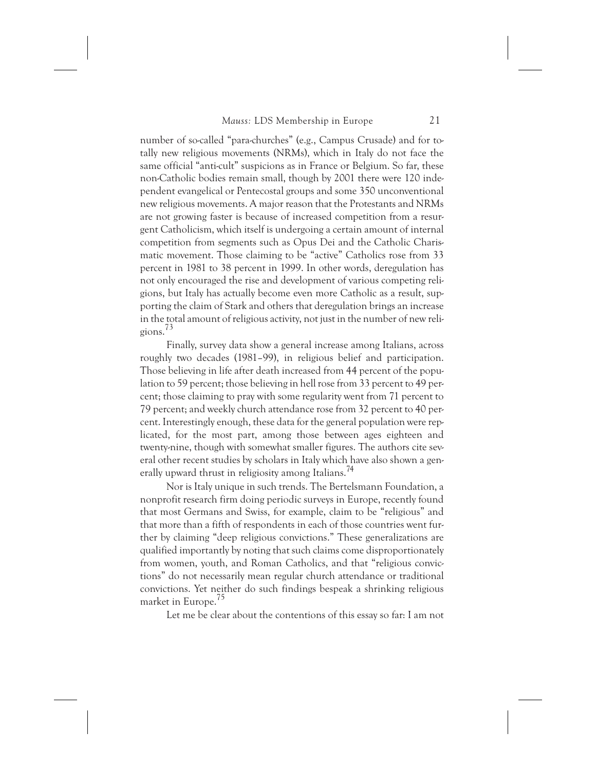number of so-called "para-churches" (e.g., Campus Crusade) and for totally new religious movements (NRMs), which in Italy do not face the same official "anti-cult" suspicions as in France or Belgium. So far, these non-Catholic bodies remain small, though by 2001 there were 120 independent evangelical or Pentecostal groups and some 350 unconventional new religious movements. A major reason that the Protestants and NRMs are not growing faster is because of increased competition from a resurgent Catholicism, which itself is undergoing a certain amount of internal competition from segments such as Opus Dei and the Catholic Charismatic movement. Those claiming to be "active" Catholics rose from 33 percent in 1981 to 38 percent in 1999. In other words, deregulation has not only encouraged the rise and development of various competing religions, but Italy has actually become even more Catholic as a result, supporting the claim of Stark and others that deregulation brings an increase in the total amount of religious activity, not just in the number of new religions.[73]

Finally, survey data show a general increase among Italians, across roughly two decades (1981–99), in religious belief and participation. Those believing in life after death increased from 44 percent of the population to 59 percent; those believing in hell rose from 33 percent to 49 percent; those claiming to pray with some regularity went from 71 percent to 79 percent; and weekly church attendance rose from 32 percent to 40 percent. Interestingly enough, these data for the general population were replicated, for the most part, among those between ages eighteen and twenty-nine, though with somewhat smaller figures. The authors cite several other recent studies by scholars in Italy which have also shown a generally upward thrust in religiosity among Italians.[74]

Nor is Italy unique in such trends. The Bertelsmann Foundation, a nonprofit research firm doing periodic surveys in Europe, recently found that most Germans and Swiss, for example, claim to be "religious" and that more than a fifth of respondents in each of those countries went further by claiming "deep religious convictions." These generalizations are qualified importantly by noting that such claims come disproportionately from women, youth, and Roman Catholics, and that "religious convictions" do not necessarily mean regular church attendance or traditional convictions. Yet neither do such findings bespeak a shrinking religious market in Europe.[75]

Let me be clear about the contentions of this essay so far: I am not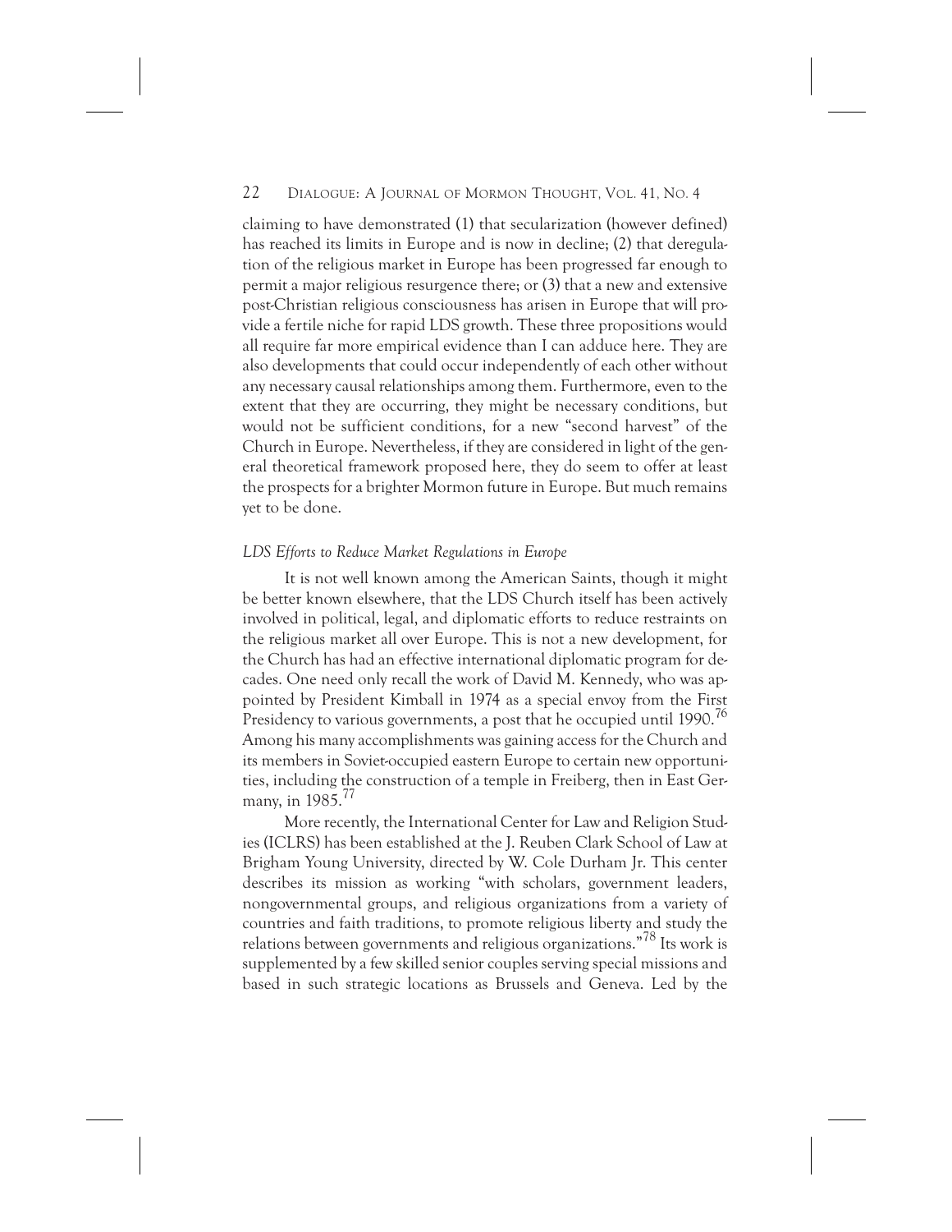claiming to have demonstrated (1) that secularization (however defined) has reached its limits in Europe and is now in decline; (2) that deregulation of the religious market in Europe has been progressed far enough to permit a major religious resurgence there; or (3) that a new and extensive post-Christian religious consciousness has arisen in Europe that will provide a fertile niche for rapid LDS growth. These three propositions would all require far more empirical evidence than I can adduce here. They are also developments that could occur independently of each other without any necessary causal relationships among them. Furthermore, even to the extent that they are occurring, they might be necessary conditions, but would not be sufficient conditions, for a new "second harvest" of the Church in Europe. Nevertheless, if they are considered in light of the general theoretical framework proposed here, they do seem to offer at least the prospects for a brighter Mormon future in Europe. But much remains yet to be done.

*LDS Efforts to Reduce Market Regulations in Europe*

It is not well known among the American Saints, though it might be better known elsewhere, that the LDS Church itself has been actively involved in political, legal, and diplomatic efforts to reduce restraints on the religious market all over Europe. This is not a new development, for the Church has had an effective international diplomatic program for decades. One need only recall the work of David M. Kennedy, who was appointed by President Kimball in 1974 as a special envoy from the First Presidency to various governments, a post that he occupied until 1990.[76] Among his many accomplishments was gaining access for the Church and its members in Soviet-occupied eastern Europe to certain new opportunities, including the construction of a temple in Freiberg, then in East Germany, in 1985.[77]

More recently, the International Center for Law and Religion Studies (ICLRS) has been established at the J. Reuben Clark School of Law at Brigham Young University, directed by W. Cole Durham Jr. This center describes its mission as working "with scholars, government leaders, nongovernmental groups, and religious organizations from a variety of countries and faith traditions, to promote religious liberty and study the relations between governments and religious organizations."[78] Its work is supplemented by a few skilled senior couples serving special missions and based in such strategic locations as Brussels and Geneva. Led by the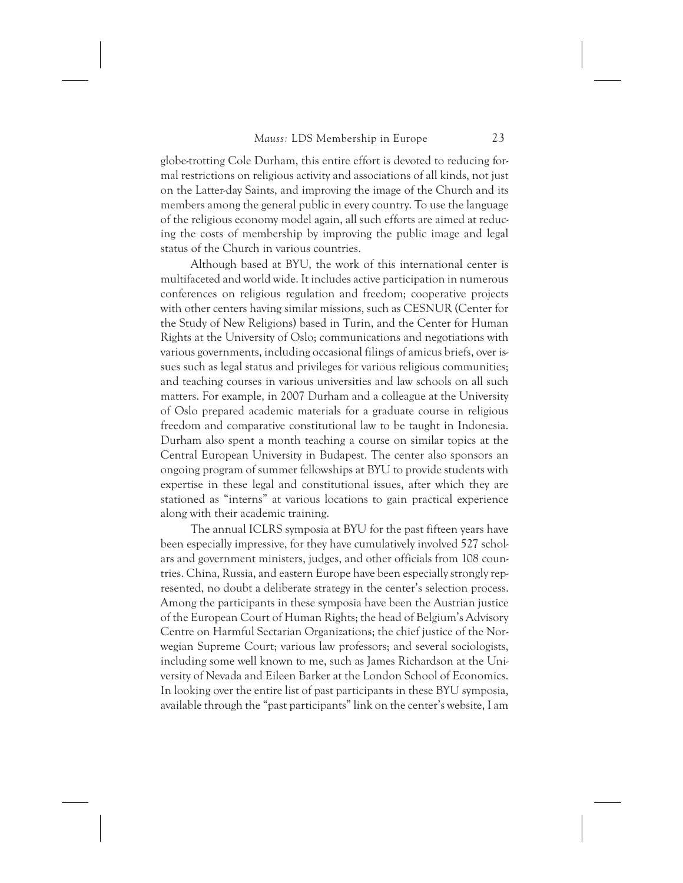globe-trotting Cole Durham, this entire effort is devoted to reducing formal restrictions on religious activity and associations of all kinds, not just on the Latter-day Saints, and improving the image of the Church and its members among the general public in every country. To use the language of the religious economy model again, all such efforts are aimed at reducing the costs of membership by improving the public image and legal status of the Church in various countries.

Although based at BYU, the work of this international center is multifaceted and world wide. It includes active participation in numerous conferences on religious regulation and freedom; cooperative projects with other centers having similar missions, such as CESNUR (Center for the Study of New Religions) based in Turin, and the Center for Human Rights at the University of Oslo; communications and negotiations with various governments, including occasional filings of amicus briefs, over issues such as legal status and privileges for various religious communities; and teaching courses in various universities and law schools on all such matters. For example, in 2007 Durham and a colleague at the University of Oslo prepared academic materials for a graduate course in religious freedom and comparative constitutional law to be taught in Indonesia. Durham also spent a month teaching a course on similar topics at the Central European University in Budapest. The center also sponsors an ongoing program of summer fellowships at BYU to provide students with expertise in these legal and constitutional issues, after which they are stationed as "interns" at various locations to gain practical experience along with their academic training.

The annual ICLRS symposia at BYU for the past fifteen years have been especially impressive, for they have cumulatively involved 527 scholars and government ministers, judges, and other officials from 108 countries. China, Russia, and eastern Europe have been especially strongly represented, no doubt a deliberate strategy in the center's selection process. Among the participants in these symposia have been the Austrian justice of the European Court of Human Rights; the head of Belgium's Advisory Centre on Harmful Sectarian Organizations; the chief justice of the Norwegian Supreme Court; various law professors; and several sociologists, including some well known to me, such as James Richardson at the University of Nevada and Eileen Barker at the London School of Economics. In looking over the entire list of past participants in these BYU symposia, available through the "past participants" link on the center's website, I am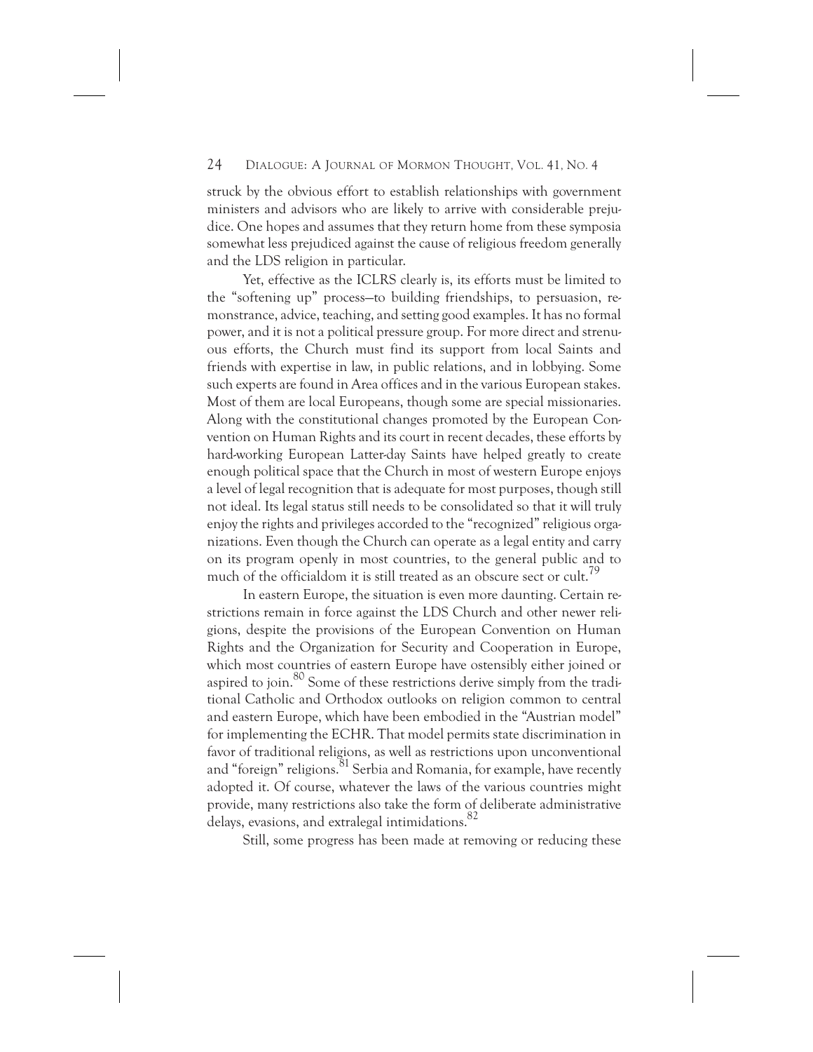struck by the obvious effort to establish relationships with government ministers and advisors who are likely to arrive with considerable prejudice. One hopes and assumes that they return home from these symposia somewhat less prejudiced against the cause of religious freedom generally and the LDS religion in particular.

Yet, effective as the ICLRS clearly is, its efforts must be limited to the "softening up" process—to building friendships, to persuasion, remonstrance, advice, teaching, and setting good examples. It has no formal power, and it is not a political pressure group. For more direct and strenuous efforts, the Church must find its support from local Saints and friends with expertise in law, in public relations, and in lobbying. Some such experts are found in Area offices and in the various European stakes. Most of them are local Europeans, though some are special missionaries. Along with the constitutional changes promoted by the European Convention on Human Rights and its court in recent decades, these efforts by hard-working European Latter-day Saints have helped greatly to create enough political space that the Church in most of western Europe enjoys a level of legal recognition that is adequate for most purposes, though still not ideal. Its legal status still needs to be consolidated so that it will truly enjoy the rights and privileges accorded to the "recognized" religious organizations. Even though the Church can operate as a legal entity and carry on its program openly in most countries, to the general public and to much of the officialdom it is still treated as an obscure sect or cult.[79]

In eastern Europe, the situation is even more daunting. Certain restrictions remain in force against the LDS Church and other newer religions, despite the provisions of the European Convention on Human Rights and the Organization for Security and Cooperation in Europe, which most countries of eastern Europe have ostensibly either joined or aspired to join.[80] Some of these restrictions derive simply from the traditional Catholic and Orthodox outlooks on religion common to central and eastern Europe, which have been embodied in the "Austrian model" for implementing the ECHR. That model permits state discrimination in favor of traditional religions, as well as restrictions upon unconventional and "foreign" religions.[81] Serbia and Romania, for example, have recently adopted it. Of course, whatever the laws of the various countries might provide, many restrictions also take the form of deliberate administrative delays, evasions, and extralegal intimidations.[82]

Still, some progress has been made at removing or reducing these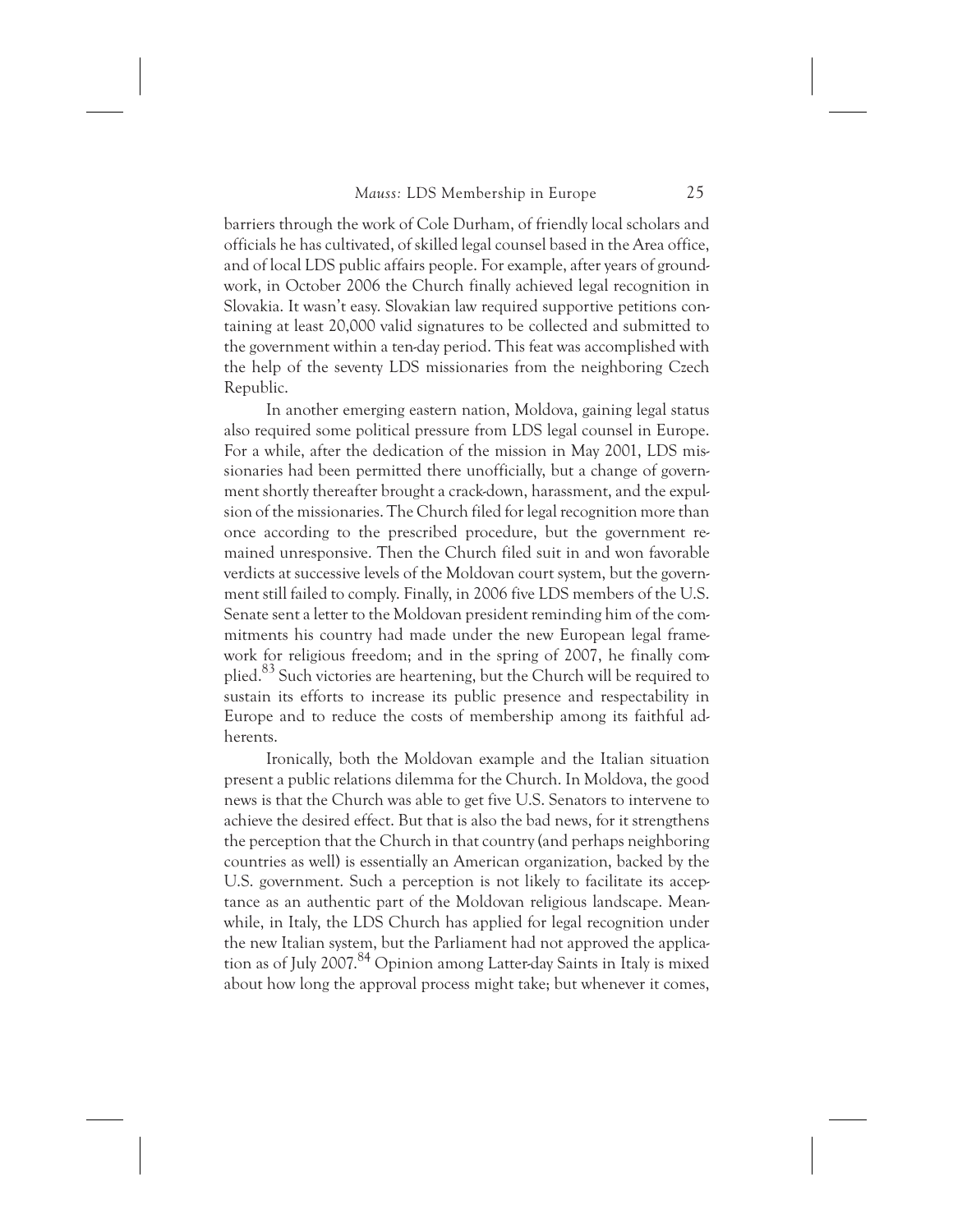barriers through the work of Cole Durham, of friendly local scholars and officials he has cultivated, of skilled legal counsel based in the Area office, and of local LDS public affairs people. For example, after years of groundwork, in October 2006 the Church finally achieved legal recognition in Slovakia. It wasn't easy. Slovakian law required supportive petitions containing at least 20,000 valid signatures to be collected and submitted to the government within a ten-day period. This feat was accomplished with the help of the seventy LDS missionaries from the neighboring Czech Republic.

In another emerging eastern nation, Moldova, gaining legal status also required some political pressure from LDS legal counsel in Europe. For a while, after the dedication of the mission in May 2001, LDS missionaries had been permitted there unofficially, but a change of government shortly thereafter brought a crack-down, harassment, and the expulsion of the missionaries. The Church filed for legal recognition more than once according to the prescribed procedure, but the government remained unresponsive. Then the Church filed suit in and won favorable verdicts at successive levels of the Moldovan court system, but the government still failed to comply. Finally, in 2006 five LDS members of the U.S. Senate sent a letter to the Moldovan president reminding him of the commitments his country had made under the new European legal framework for religious freedom; and in the spring of 2007, he finally complied.[83] Such victories are heartening, but the Church will be required to sustain its efforts to increase its public presence and respectability in Europe and to reduce the costs of membership among its faithful adherents.

Ironically, both the Moldovan example and the Italian situation present a public relations dilemma for the Church. In Moldova, the good news is that the Church was able to get five U.S. Senators to intervene to achieve the desired effect. But that is also the bad news, for it strengthens the perception that the Church in that country (and perhaps neighboring countries as well) is essentially an American organization, backed by the U.S. government. Such a perception is not likely to facilitate its acceptance as an authentic part of the Moldovan religious landscape. Meanwhile, in Italy, the LDS Church has applied for legal recognition under the new Italian system, but the Parliament had not approved the application as of July 2007.[84] Opinion among Latter-day Saints in Italy is mixed about how long the approval process might take; but whenever it comes,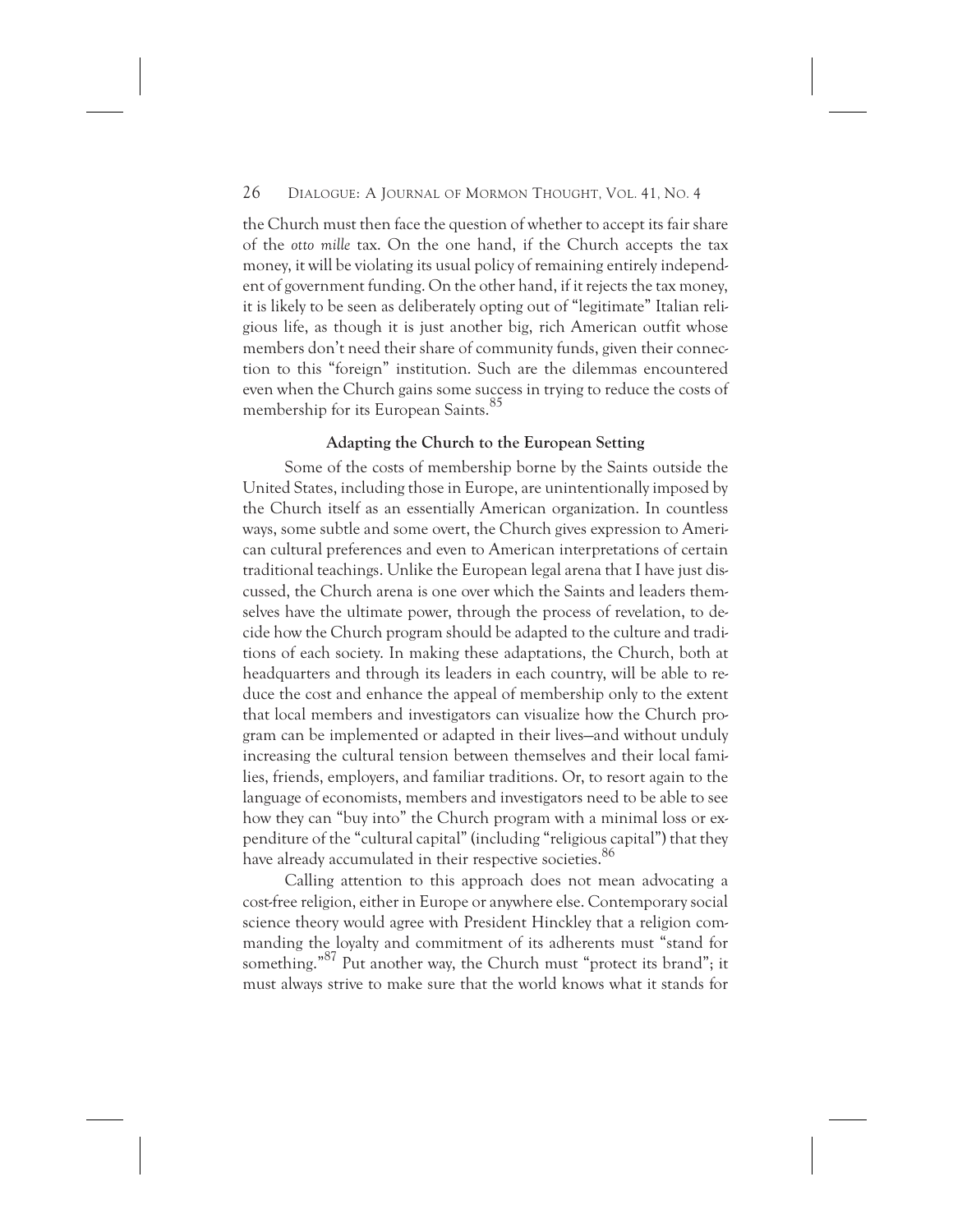the Church must then face the question of whether to accept its fair share of the *otto mille* tax. On the one hand, if the Church accepts the tax money, it will be violating its usual policy of remaining entirely independent of government funding. On the other hand, if it rejects the tax money, it is likely to be seen as deliberately opting out of "legitimate" Italian religious life, as though it is just another big, rich American outfit whose members don't need their share of community funds, given their connection to this "foreign" institution. Such are the dilemmas encountered even when the Church gains some success in trying to reduce the costs of membership for its European Saints.[85]

### Adapting the Church to the European Setting

Some of the costs of membership borne by the Saints outside the United States, including those in Europe, are unintentionally imposed by the Church itself as an essentially American organization. In countless ways, some subtle and some overt, the Church gives expression to American cultural preferences and even to American interpretations of certain traditional teachings. Unlike the European legal arena that I have just discussed, the Church arena is one over which the Saints and leaders themselves have the ultimate power, through the process of revelation, to decide how the Church program should be adapted to the culture and traditions of each society. In making these adaptations, the Church, both at headquarters and through its leaders in each country, will be able to reduce the cost and enhance the appeal of membership only to the extent that local members and investigators can visualize how the Church program can be implemented or adapted in their lives—and without unduly increasing the cultural tension between themselves and their local families, friends, employers, and familiar traditions. Or, to resort again to the language of economists, members and investigators need to be able to see how they can "buy into" the Church program with a minimal loss or expenditure of the "cultural capital" (including "religious capital") that they have already accumulated in their respective societies.[86]

Calling attention to this approach does not mean advocating a cost-free religion, either in Europe or anywhere else. Contemporary social science theory would agree with President Hinckley that a religion commanding the loyalty and commitment of its adherents must "stand for something."[87] Put another way, the Church must "protect its brand"; it must always strive to make sure that the world knows what it stands for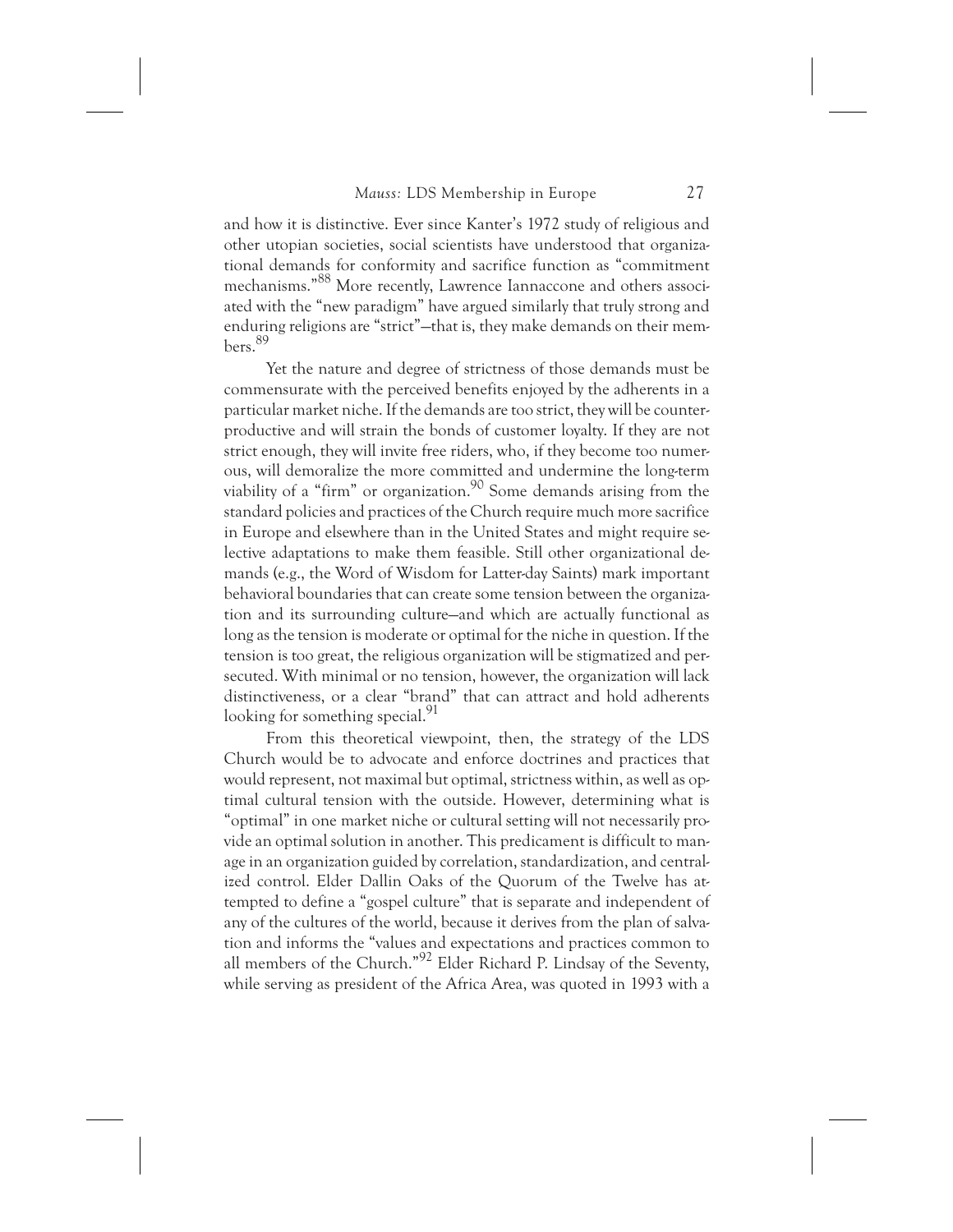and how it is distinctive. Ever since Kanter's 1972 study of religious and other utopian societies, social scientists have understood that organizational demands for conformity and sacrifice function as "commitment mechanisms."[88] More recently, Lawrence Iannaccone and others associated with the "new paradigm" have argued similarly that truly strong and enduring religions are "strict"—that is, they make demands on their members.[89]

Yet the nature and degree of strictness of those demands must be commensurate with the perceived benefits enjoyed by the adherents in a particular market niche. If the demands are too strict, they will be counterproductive and will strain the bonds of customer loyalty. If they are not strict enough, they will invite free riders, who, if they become too numerous, will demoralize the more committed and undermine the long-term viability of a "firm" or organization.[90] Some demands arising from the standard policies and practices of the Church require much more sacrifice in Europe and elsewhere than in the United States and might require selective adaptations to make them feasible. Still other organizational demands (e.g., the Word of Wisdom for Latter-day Saints) mark important behavioral boundaries that can create some tension between the organization and its surrounding culture—and which are actually functional as long as the tension is moderate or optimal for the niche in question. If the tension is too great, the religious organization will be stigmatized and persecuted. With minimal or no tension, however, the organization will lack distinctiveness, or a clear "brand" that can attract and hold adherents looking for something special.[91]

From this theoretical viewpoint, then, the strategy of the LDS Church would be to advocate and enforce doctrines and practices that would represent, not maximal but optimal, strictness within, as well as optimal cultural tension with the outside. However, determining what is "optimal" in one market niche or cultural setting will not necessarily provide an optimal solution in another. This predicament is difficult to manage in an organization guided by correlation, standardization, and centralized control. Elder Dallin Oaks of the Quorum of the Twelve has attempted to define a "gospel culture" that is separate and independent of any of the cultures of the world, because it derives from the plan of salvation and informs the "values and expectations and practices common to all members of the Church."[92] Elder Richard P. Lindsay of the Seventy, while serving as president of the Africa Area, was quoted in 1993 with a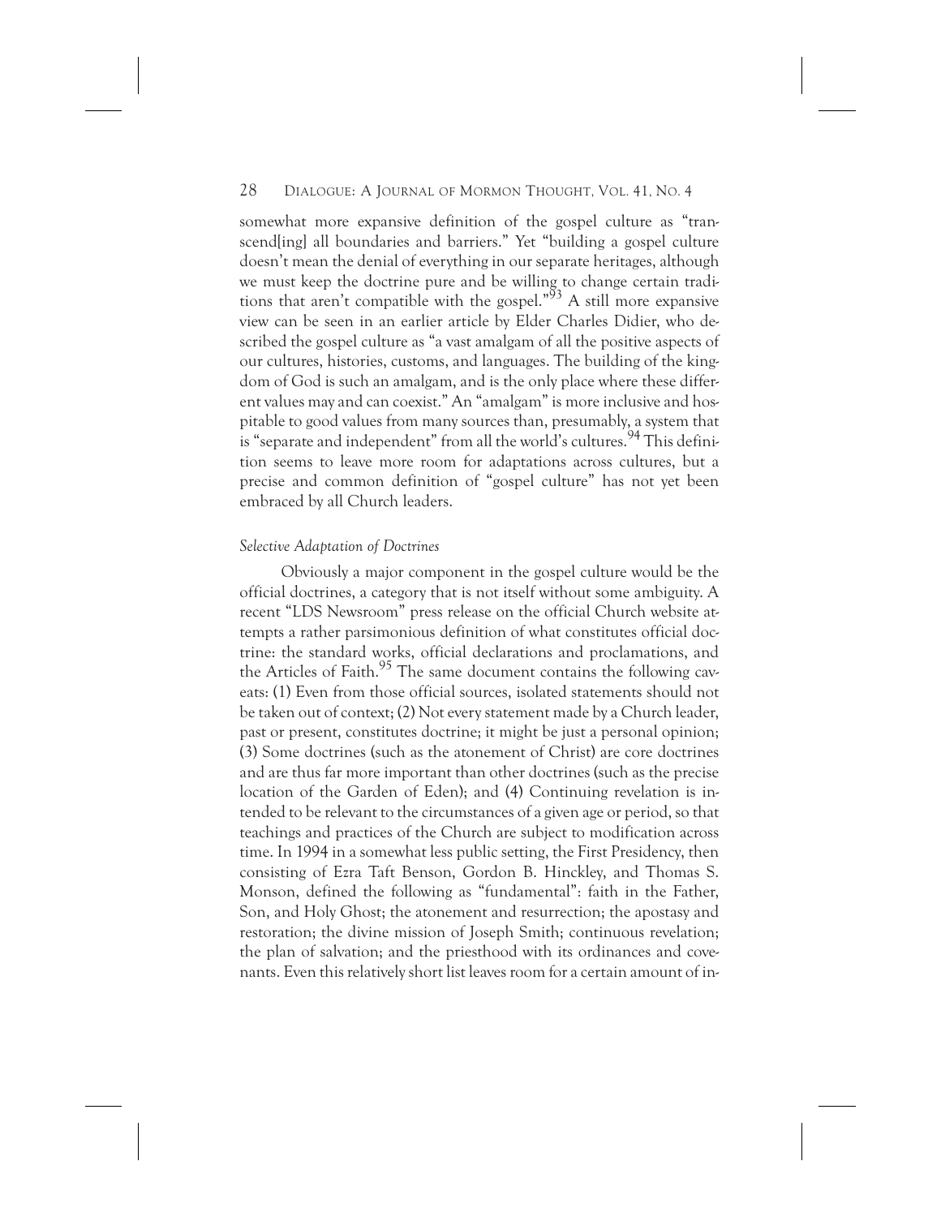somewhat more expansive definition of the gospel culture as "transcend[ing] all boundaries and barriers." Yet "building a gospel culture doesn't mean the denial of everything in our separate heritages, although we must keep the doctrine pure and be willing to change certain traditions that aren't compatible with the gospel."[93] A still more expansive view can be seen in an earlier article by Elder Charles Didier, who described the gospel culture as "a vast amalgam of all the positive aspects of our cultures, histories, customs, and languages. The building of the kingdom of God is such an amalgam, and is the only place where these different values may and can coexist." An "amalgam" is more inclusive and hospitable to good values from many sources than, presumably, a system that is "separate and independent" from all the world's cultures.[94] This definition seems to leave more room for adaptations across cultures, but a precise and common definition of "gospel culture" has not yet been embraced by all Church leaders.

*Selective Adaptation of Doctrines*

Obviously a major component in the gospel culture would be the official doctrines, a category that is not itself without some ambiguity. A recent "LDS Newsroom" press release on the official Church website attempts a rather parsimonious definition of what constitutes official doctrine: the standard works, official declarations and proclamations, and the Articles of Faith.[95] The same document contains the following caveats: (1) Even from those official sources, isolated statements should not be taken out of context; (2) Not every statement made by a Church leader, past or present, constitutes doctrine; it might be just a personal opinion; (3) Some doctrines (such as the atonement of Christ) are core doctrines and are thus far more important than other doctrines (such as the precise location of the Garden of Eden); and (4) Continuing revelation is intended to be relevant to the circumstances of a given age or period, so that teachings and practices of the Church are subject to modification across time. In 1994 in a somewhat less public setting, the First Presidency, then consisting of Ezra Taft Benson, Gordon B. Hinckley, and Thomas S. Monson, defined the following as "fundamental": faith in the Father, Son, and Holy Ghost; the atonement and resurrection; the apostasy and restoration; the divine mission of Joseph Smith; continuous revelation; the plan of salvation; and the priesthood with its ordinances and covenants. Even this relatively short list leaves room for a certain amount of in-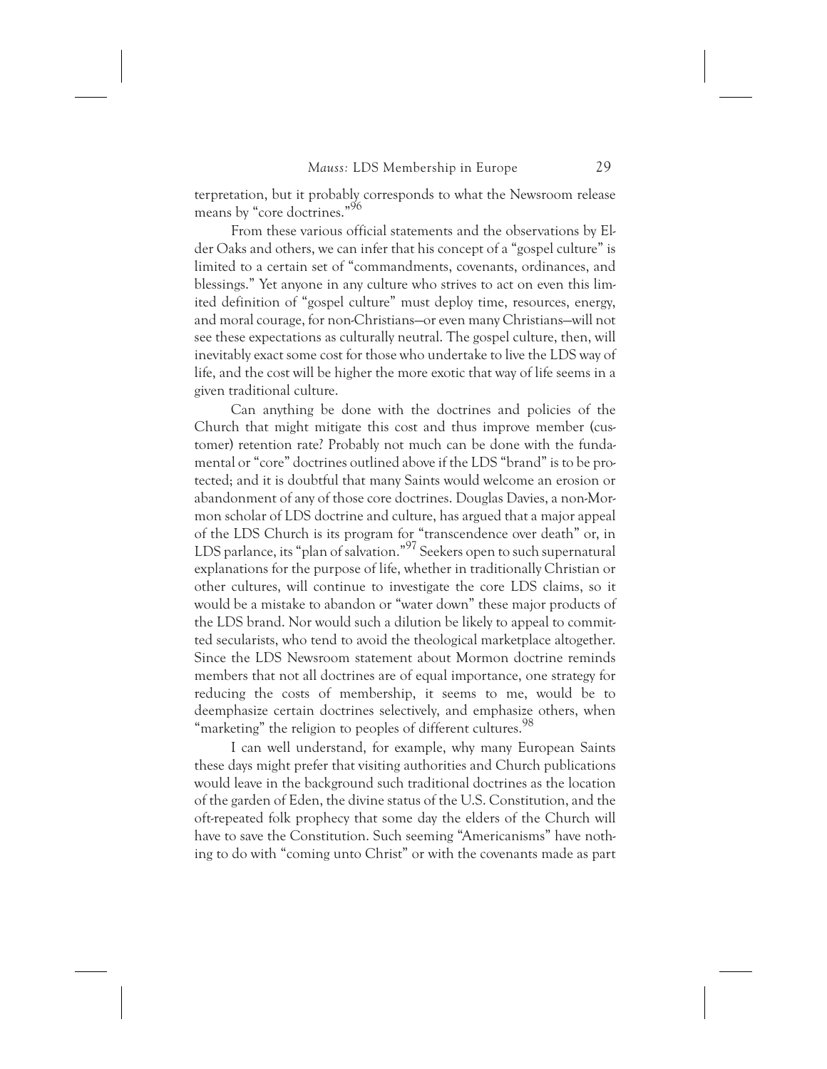terpretation, but it probably corresponds to what the Newsroom release means by "core doctrines."[96]

From these various official statements and the observations by Elder Oaks and others, we can infer that his concept of a "gospel culture" is limited to a certain set of "commandments, covenants, ordinances, and blessings." Yet anyone in any culture who strives to act on even this limited definition of "gospel culture" must deploy time, resources, energy, and moral courage, for non-Christians—or even many Christians—will not see these expectations as culturally neutral. The gospel culture, then, will inevitably exact some cost for those who undertake to live the LDS way of life, and the cost will be higher the more exotic that way of life seems in a given traditional culture.

Can anything be done with the doctrines and policies of the Church that might mitigate this cost and thus improve member (customer) retention rate? Probably not much can be done with the fundamental or "core" doctrines outlined above if the LDS "brand" is to be protected; and it is doubtful that many Saints would welcome an erosion or abandonment of any of those core doctrines. Douglas Davies, a non-Mormon scholar of LDS doctrine and culture, has argued that a major appeal of the LDS Church is its program for "transcendence over death" or, in LDS parlance, its "plan of salvation."[97] Seekers open to such supernatural explanations for the purpose of life, whether in traditionally Christian or other cultures, will continue to investigate the core LDS claims, so it would be a mistake to abandon or "water down" these major products of the LDS brand. Nor would such a dilution be likely to appeal to committed secularists, who tend to avoid the theological marketplace altogether. Since the LDS Newsroom statement about Mormon doctrine reminds members that not all doctrines are of equal importance, one strategy for reducing the costs of membership, it seems to me, would be to deemphasize certain doctrines selectively, and emphasize others, when "marketing" the religion to peoples of different cultures.[98]

I can well understand, for example, why many European Saints these days might prefer that visiting authorities and Church publications would leave in the background such traditional doctrines as the location of the garden of Eden, the divine status of the U.S. Constitution, and the oft-repeated folk prophecy that some day the elders of the Church will have to save the Constitution. Such seeming "Americanisms" have nothing to do with "coming unto Christ" or with the covenants made as part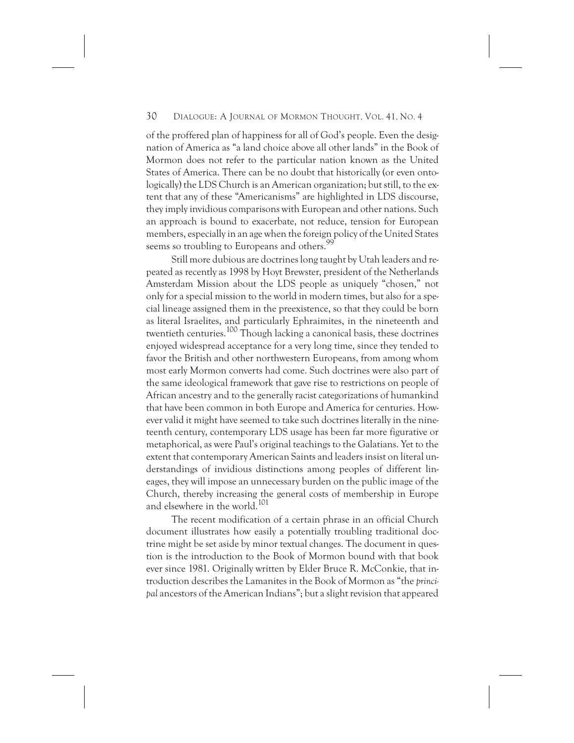of the proffered plan of happiness for all of God's people. Even the designation of America as "a land choice above all other lands" in the Book of Mormon does not refer to the particular nation known as the United States of America. There can be no doubt that historically (or even ontologically) the LDS Church is an American organization; but still, to the extent that any of these "Americanisms" are highlighted in LDS discourse, they imply invidious comparisons with European and other nations. Such an approach is bound to exacerbate, not reduce, tension for European members, especially in an age when the foreign policy of the United States seems so troubling to Europeans and others.[99]

Still more dubious are doctrines long taught by Utah leaders and repeated as recently as 1998 by Hoyt Brewster, president of the Netherlands Amsterdam Mission about the LDS people as uniquely "chosen," not only for a special mission to the world in modern times, but also for a special lineage assigned them in the preexistence, so that they could be born as literal Israelites, and particularly Ephraimites, in the nineteenth and twentieth centuries.[100] Though lacking a canonical basis, these doctrines enjoyed widespread acceptance for a very long time, since they tended to favor the British and other northwestern Europeans, from among whom most early Mormon converts had come. Such doctrines were also part of the same ideological framework that gave rise to restrictions on people of African ancestry and to the generally racist categorizations of humankind that have been common in both Europe and America for centuries. However valid it might have seemed to take such doctrines literally in the nineteenth century, contemporary LDS usage has been far more figurative or metaphorical, as were Paul's original teachings to the Galatians. Yet to the extent that contemporary American Saints and leaders insist on literal understandings of invidious distinctions among peoples of different lineages, they will impose an unnecessary burden on the public image of the Church, thereby increasing the general costs of membership in Europe and elsewhere in the world.[101]

The recent modification of a certain phrase in an official Church document illustrates how easily a potentially troubling traditional doctrine might be set aside by minor textual changes. The document in question is the introduction to the Book of Mormon bound with that book ever since 1981. Originally written by Elder Bruce R. McConkie, that introduction describes the Lamanites in the Book of Mormon as "the *principal* ancestors of the American Indians"; but a slight revision that appeared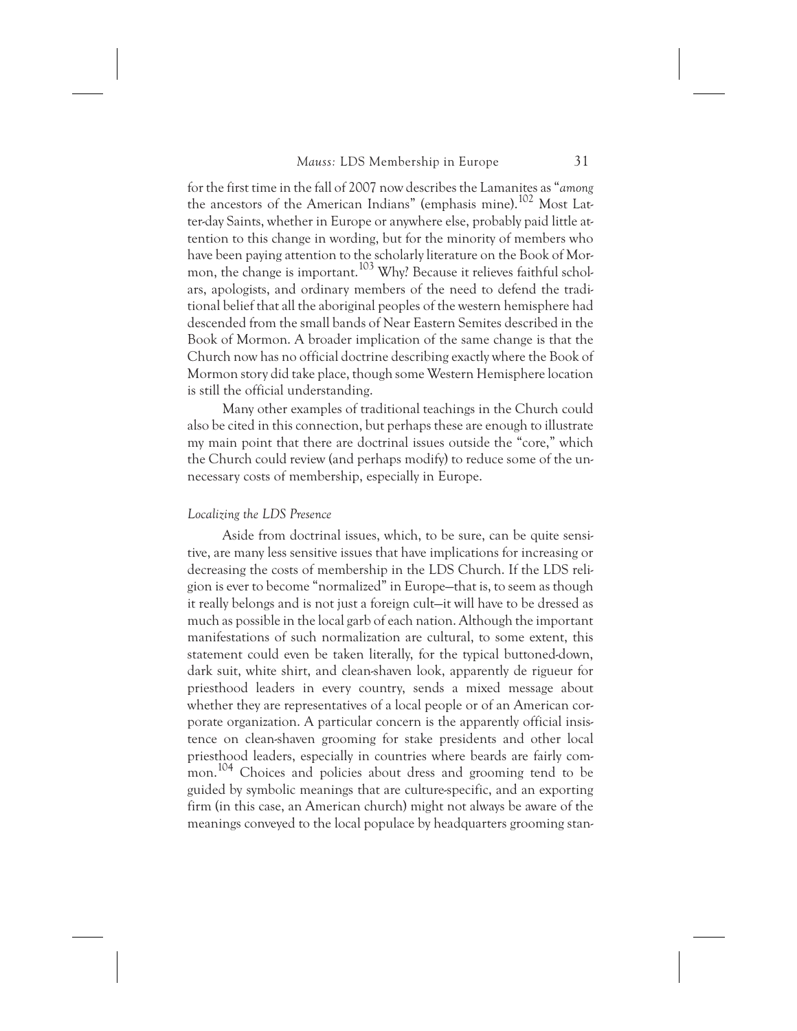for the first time in the fall of 2007 now describes the Lamanites as "*among* the ancestors of the American Indians" (emphasis mine).[102] Most Latter-day Saints, whether in Europe or anywhere else, probably paid little attention to this change in wording, but for the minority of members who have been paying attention to the scholarly literature on the Book of Mormon, the change is important.[103] Why? Because it relieves faithful scholars, apologists, and ordinary members of the need to defend the traditional belief that all the aboriginal peoples of the western hemisphere had descended from the small bands of Near Eastern Semites described in the Book of Mormon. A broader implication of the same change is that the Church now has no official doctrine describing exactly where the Book of Mormon story did take place, though some Western Hemisphere location is still the official understanding.

Many other examples of traditional teachings in the Church could also be cited in this connection, but perhaps these are enough to illustrate my main point that there are doctrinal issues outside the "core," which the Church could review (and perhaps modify) to reduce some of the unnecessary costs of membership, especially in Europe.

### *Localizing the LDS Presence*

Aside from doctrinal issues, which, to be sure, can be quite sensitive, are many less sensitive issues that have implications for increasing or decreasing the costs of membership in the LDS Church. If the LDS religion is ever to become "normalized" in Europe—that is, to seem as though it really belongs and is not just a foreign cult—it will have to be dressed as much as possible in the local garb of each nation. Although the important manifestations of such normalization are cultural, to some extent, this statement could even be taken literally, for the typical buttoned-down, dark suit, white shirt, and clean-shaven look, apparently de rigueur for priesthood leaders in every country, sends a mixed message about whether they are representatives of a local people or of an American corporate organization. A particular concern is the apparently official insistence on clean-shaven grooming for stake presidents and other local priesthood leaders, especially in countries where beards are fairly common.[104] Choices and policies about dress and grooming tend to be guided by symbolic meanings that are culture-specific, and an exporting firm (in this case, an American church) might not always be aware of the meanings conveyed to the local populace by headquarters grooming stan-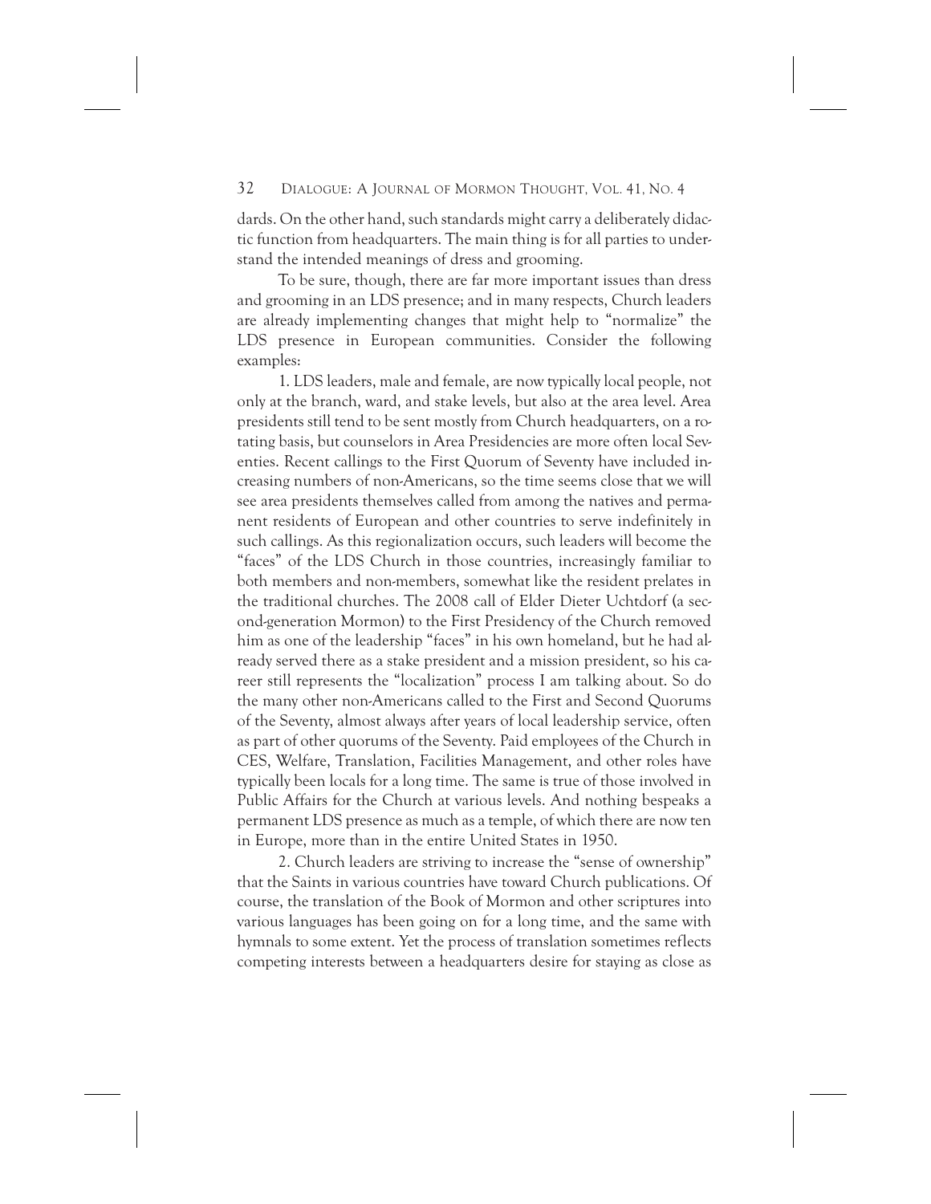dards. On the other hand, such standards might carry a deliberately didactic function from headquarters. The main thing is for all parties to understand the intended meanings of dress and grooming.

To be sure, though, there are far more important issues than dress and grooming in an LDS presence; and in many respects, Church leaders are already implementing changes that might help to "normalize" the LDS presence in European communities. Consider the following examples:

1. LDS leaders, male and female, are now typically local people, not only at the branch, ward, and stake levels, but also at the area level. Area presidents still tend to be sent mostly from Church headquarters, on a rotating basis, but counselors in Area Presidencies are more often local Seventies. Recent callings to the First Quorum of Seventy have included increasing numbers of non-Americans, so the time seems close that we will see area presidents themselves called from among the natives and permanent residents of European and other countries to serve indefinitely in such callings. As this regionalization occurs, such leaders will become the "faces" of the LDS Church in those countries, increasingly familiar to both members and non-members, somewhat like the resident prelates in the traditional churches. The 2008 call of Elder Dieter Uchtdorf (a second-generation Mormon) to the First Presidency of the Church removed him as one of the leadership "faces" in his own homeland, but he had already served there as a stake president and a mission president, so his career still represents the "localization" process I am talking about. So do the many other non-Americans called to the First and Second Quorums of the Seventy, almost always after years of local leadership service, often as part of other quorums of the Seventy. Paid employees of the Church in CES, Welfare, Translation, Facilities Management, and other roles have typically been locals for a long time. The same is true of those involved in Public Affairs for the Church at various levels. And nothing bespeaks a permanent LDS presence as much as a temple, of which there are now ten in Europe, more than in the entire United States in 1950.

2. Church leaders are striving to increase the "sense of ownership" that the Saints in various countries have toward Church publications. Of course, the translation of the Book of Mormon and other scriptures into various languages has been going on for a long time, and the same with hymnals to some extent. Yet the process of translation sometimes reflects competing interests between a headquarters desire for staying as close as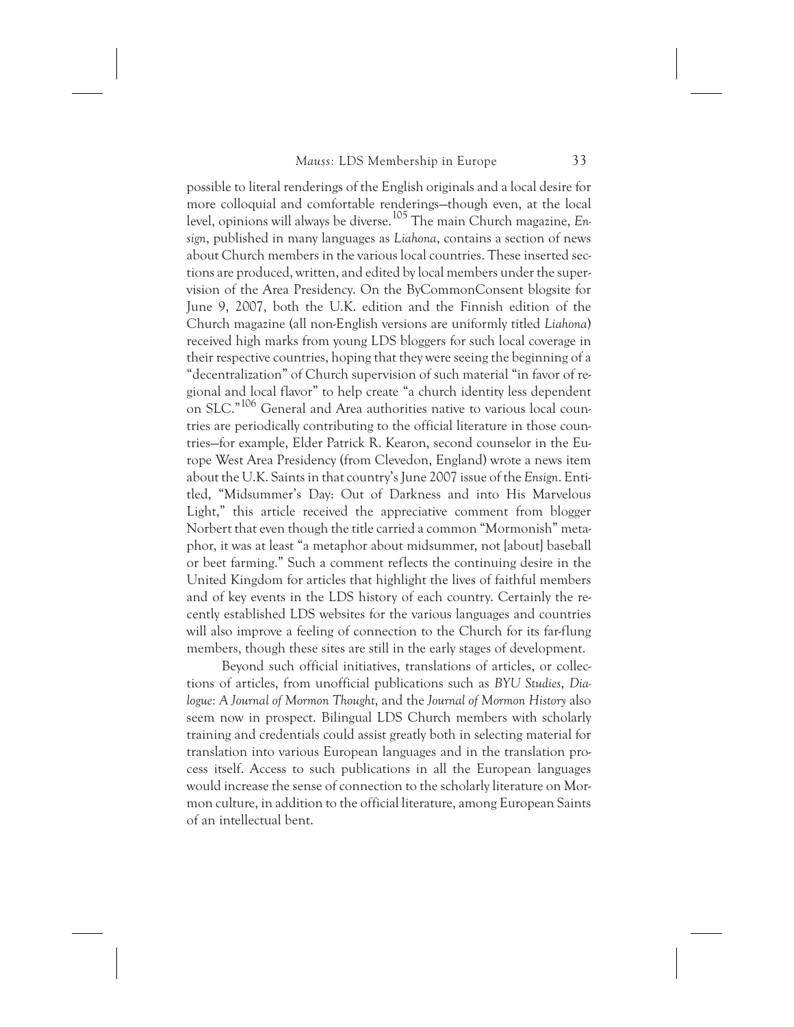possible to literal renderings of the English originals and a local desire for more colloquial and comfortable renderings—though even, at the local level, opinions will always be diverse.[105] The main Church magazine, *Ensign*, published in many languages as *Liahona*, contains a section of news about Church members in the various local countries. These inserted sections are produced, written, and edited by local members under the supervision of the Area Presidency. On the ByCommonConsent blogsite for June 9, 2007, both the U.K. edition and the Finnish edition of the Church magazine (all non-English versions are uniformly titled *Liahona*) received high marks from young LDS bloggers for such local coverage in their respective countries, hoping that they were seeing the beginning of a "decentralization" of Church supervision of such material "in favor of regional and local flavor" to help create "a church identity less dependent on SLC."[106] General and Area authorities native to various local countries are periodically contributing to the official literature in those countries—for example, Elder Patrick R. Kearon, second counselor in the Europe West Area Presidency (from Clevedon, England) wrote a news item about the U.K. Saints in that country's June 2007 issue of the *Ensign*. Entitled, "Midsummer's Day: Out of Darkness and into His Marvelous Light," this article received the appreciative comment from blogger Norbert that even though the title carried a common "Mormonish" metaphor, it was at least "a metaphor about midsummer, not [about] baseball or beet farming." Such a comment reflects the continuing desire in the United Kingdom for articles that highlight the lives of faithful members and of key events in the LDS history of each country. Certainly the recently established LDS websites for the various languages and countries will also improve a feeling of connection to the Church for its far-flung members, though these sites are still in the early stages of development.

Beyond such official initiatives, translations of articles, or collections of articles, from unofficial publications such as *BYU Studies*, *Dialogue: A Journal of Mormon Thought*, and the *Journal of Mormon History* also seem now in prospect. Bilingual LDS Church members with scholarly training and credentials could assist greatly both in selecting material for translation into various European languages and in the translation process itself. Access to such publications in all the European languages would increase the sense of connection to the scholarly literature on Mormon culture, in addition to the official literature, among European Saints of an intellectual bent.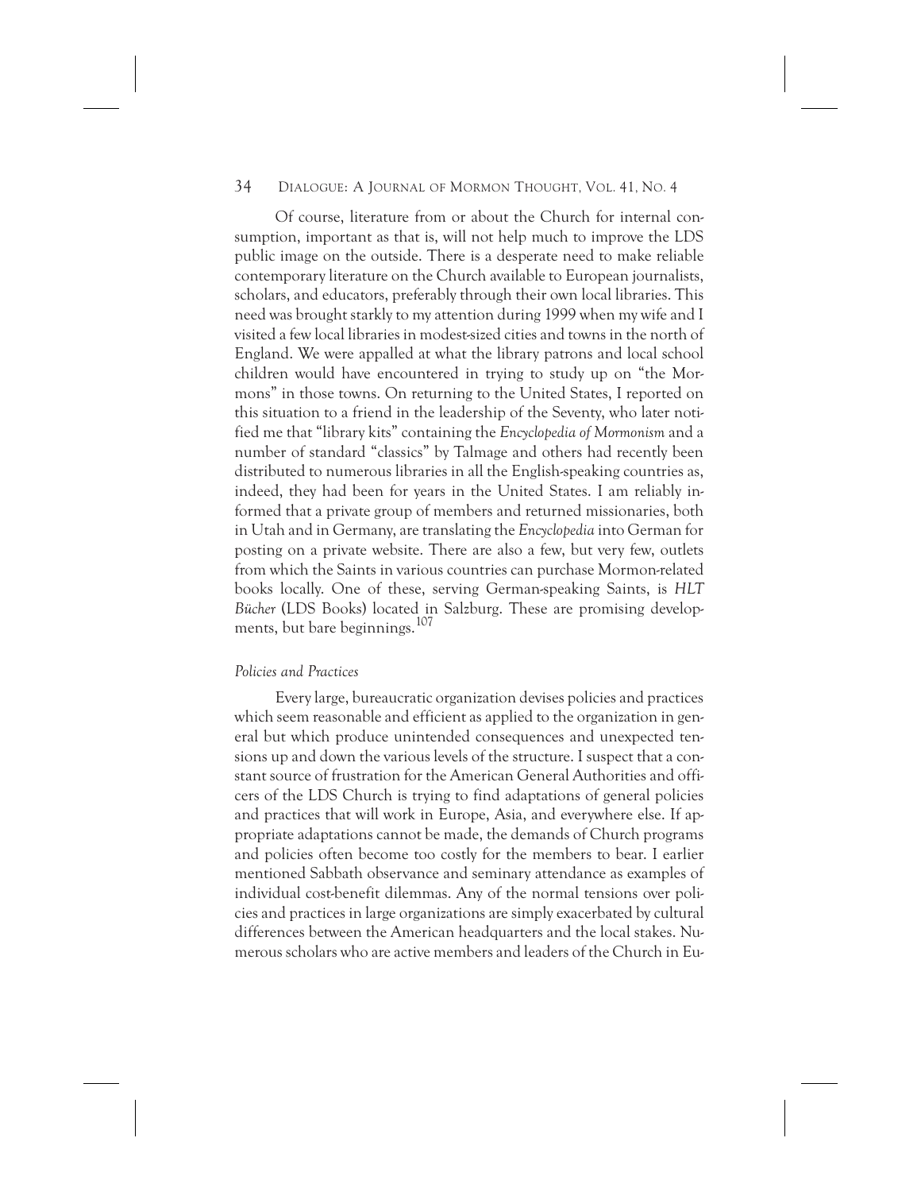Of course, literature from or about the Church for internal consumption, important as that is, will not help much to improve the LDS public image on the outside. There is a desperate need to make reliable contemporary literature on the Church available to European journalists, scholars, and educators, preferably through their own local libraries. This need was brought starkly to my attention during 1999 when my wife and I visited a few local libraries in modest-sized cities and towns in the north of England. We were appalled at what the library patrons and local school children would have encountered in trying to study up on "the Mormons" in those towns. On returning to the United States, I reported on this situation to a friend in the leadership of the Seventy, who later notified me that "library kits" containing the *Encyclopedia of Mormonism* and a number of standard "classics" by Talmage and others had recently been distributed to numerous libraries in all the English-speaking countries as, indeed, they had been for years in the United States. I am reliably informed that a private group of members and returned missionaries, both in Utah and in Germany, are translating the *Encyclopedia* into German for posting on a private website. There are also a few, but very few, outlets from which the Saints in various countries can purchase Mormon-related books locally. One of these, serving German-speaking Saints, is *HLT Bücher* (LDS Books) located in Salzburg. These are promising developments, but bare beginnings.[107]

*Policies and Practices*

Every large, bureaucratic organization devises policies and practices which seem reasonable and efficient as applied to the organization in general but which produce unintended consequences and unexpected tensions up and down the various levels of the structure. I suspect that a constant source of frustration for the American General Authorities and officers of the LDS Church is trying to find adaptations of general policies and practices that will work in Europe, Asia, and everywhere else. If appropriate adaptations cannot be made, the demands of Church programs and policies often become too costly for the members to bear. I earlier mentioned Sabbath observance and seminary attendance as examples of individual cost-benefit dilemmas. Any of the normal tensions over policies and practices in large organizations are simply exacerbated by cultural differences between the American headquarters and the local stakes. Numerous scholars who are active members and leaders of the Church in Eu-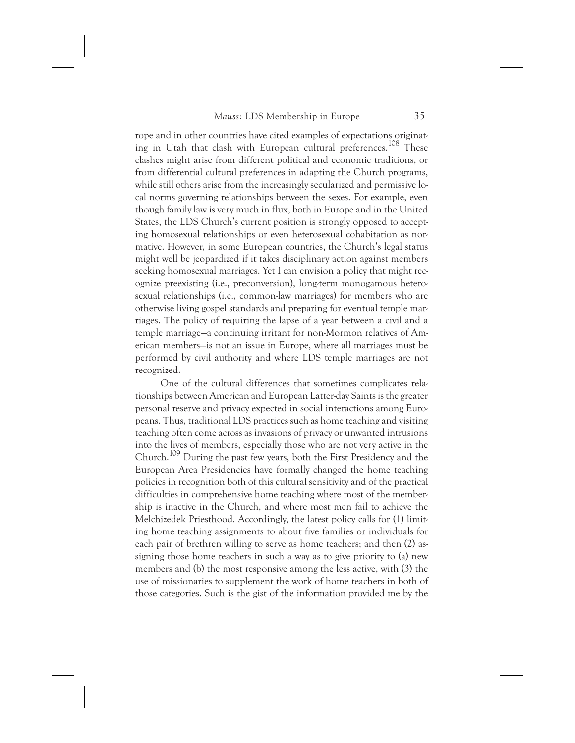rope and in other countries have cited examples of expectations originating in Utah that clash with European cultural preferences.[108] These clashes might arise from different political and economic traditions, or from differential cultural preferences in adapting the Church programs, while still others arise from the increasingly secularized and permissive local norms governing relationships between the sexes. For example, even though family law is very much in flux, both in Europe and in the United States, the LDS Church's current position is strongly opposed to accepting homosexual relationships or even heterosexual cohabitation as normative. However, in some European countries, the Church's legal status might well be jeopardized if it takes disciplinary action against members seeking homosexual marriages. Yet I can envision a policy that might recognize preexisting (i.e., preconversion), long-term monogamous heterosexual relationships (i.e., common-law marriages) for members who are otherwise living gospel standards and preparing for eventual temple marriages. The policy of requiring the lapse of a year between a civil and a temple marriage—a continuing irritant for non-Mormon relatives of American members—is not an issue in Europe, where all marriages must be performed by civil authority and where LDS temple marriages are not recognized.

One of the cultural differences that sometimes complicates relationships between American and European Latter-day Saints is the greater personal reserve and privacy expected in social interactions among Europeans. Thus, traditional LDS practices such as home teaching and visiting teaching often come across as invasions of privacy or unwanted intrusions into the lives of members, especially those who are not very active in the Church.[109] During the past few years, both the First Presidency and the European Area Presidencies have formally changed the home teaching policies in recognition both of this cultural sensitivity and of the practical difficulties in comprehensive home teaching where most of the membership is inactive in the Church, and where most men fail to achieve the Melchizedek Priesthood. Accordingly, the latest policy calls for (1) limiting home teaching assignments to about five families or individuals for each pair of brethren willing to serve as home teachers; and then (2) assigning those home teachers in such a way as to give priority to (a) new members and (b) the most responsive among the less active, with (3) the use of missionaries to supplement the work of home teachers in both of those categories. Such is the gist of the information provided me by the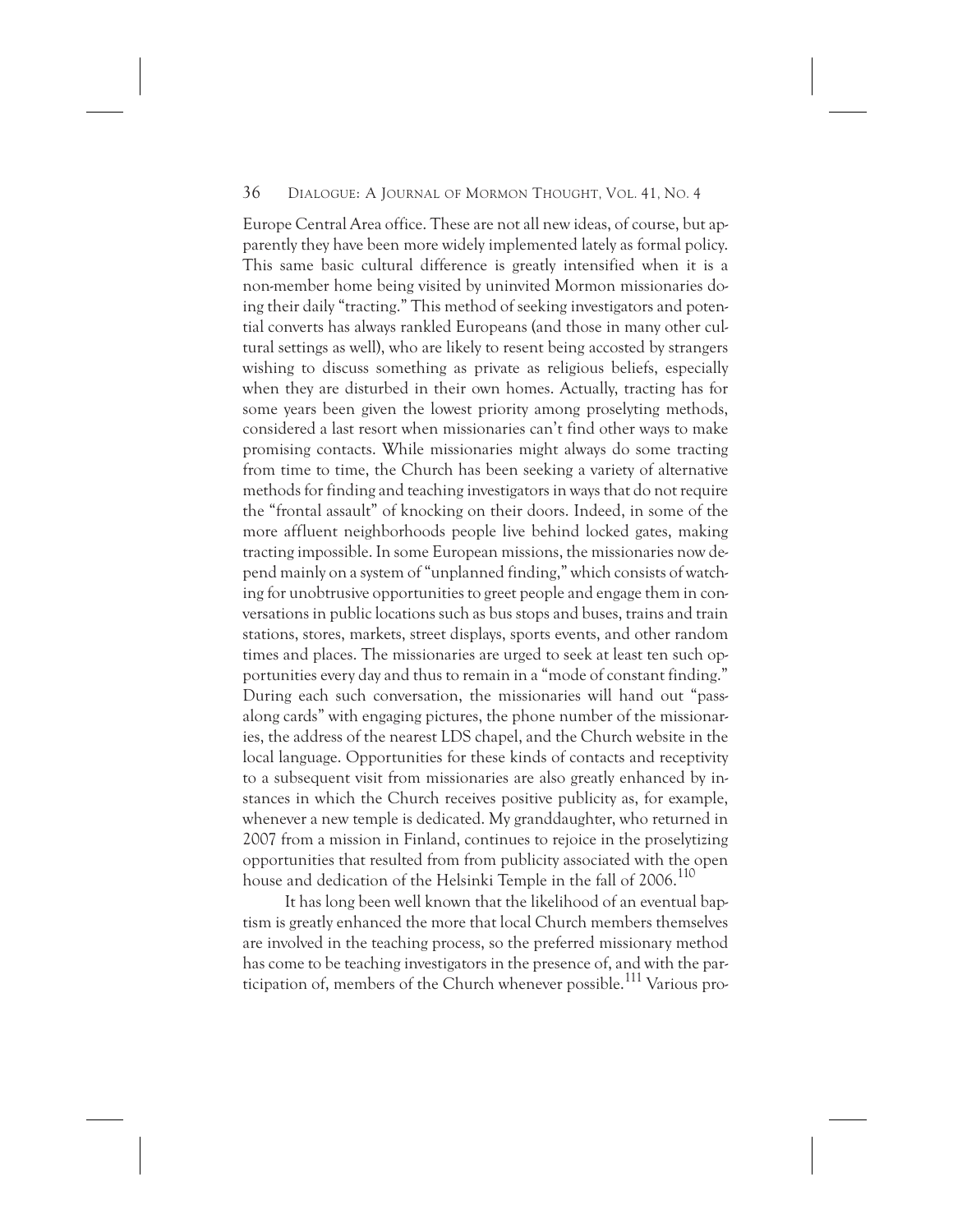Europe Central Area office. These are not all new ideas, of course, but apparently they have been more widely implemented lately as formal policy. This same basic cultural difference is greatly intensified when it is a non-member home being visited by uninvited Mormon missionaries doing their daily "tracting." This method of seeking investigators and potential converts has always rankled Europeans (and those in many other cultural settings as well), who are likely to resent being accosted by strangers wishing to discuss something as private as religious beliefs, especially when they are disturbed in their own homes. Actually, tracting has for some years been given the lowest priority among proselyting methods, considered a last resort when missionaries can't find other ways to make promising contacts. While missionaries might always do some tracting from time to time, the Church has been seeking a variety of alternative methods for finding and teaching investigators in ways that do not require the "frontal assault" of knocking on their doors. Indeed, in some of the more affluent neighborhoods people live behind locked gates, making tracting impossible. In some European missions, the missionaries now depend mainly on a system of "unplanned finding," which consists of watching for unobtrusive opportunities to greet people and engage them in conversations in public locations such as bus stops and buses, trains and train stations, stores, markets, street displays, sports events, and other random times and places. The missionaries are urged to seek at least ten such opportunities every day and thus to remain in a "mode of constant finding." During each such conversation, the missionaries will hand out "pass-along cards" with engaging pictures, the phone number of the missionaries, the address of the nearest LDS chapel, and the Church website in the local language. Opportunities for these kinds of contacts and receptivity to a subsequent visit from missionaries are also greatly enhanced by instances in which the Church receives positive publicity as, for example, whenever a new temple is dedicated. My granddaughter, who returned in 2007 from a mission in Finland, continues to rejoice in the proselytizing opportunities that resulted from from publicity associated with the open house and dedication of the Helsinki Temple in the fall of 2006.[110]

It has long been well known that the likelihood of an eventual baptism is greatly enhanced the more that local Church members themselves are involved in the teaching process, so the preferred missionary method has come to be teaching investigators in the presence of, and with the participation of, members of the Church whenever possible.[111] Various pro-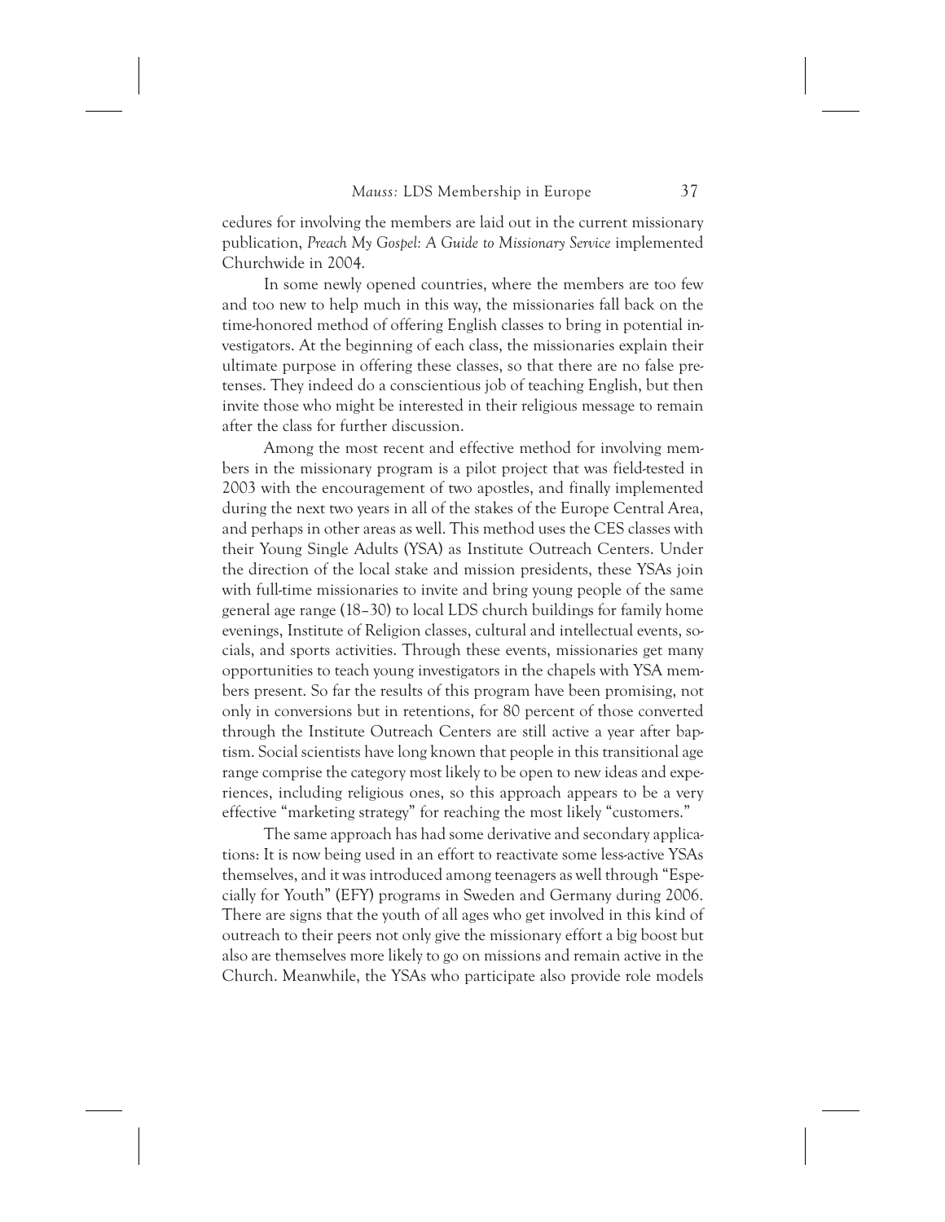cedures for involving the members are laid out in the current missionary publication, *Preach My Gospel: A Guide to Missionary Service* implemented Churchwide in 2004.

In some newly opened countries, where the members are too few and too new to help much in this way, the missionaries fall back on the time-honored method of offering English classes to bring in potential investigators. At the beginning of each class, the missionaries explain their ultimate purpose in offering these classes, so that there are no false pretenses. They indeed do a conscientious job of teaching English, but then invite those who might be interested in their religious message to remain after the class for further discussion.

Among the most recent and effective method for involving members in the missionary program is a pilot project that was field-tested in 2003 with the encouragement of two apostles, and finally implemented during the next two years in all of the stakes of the Europe Central Area, and perhaps in other areas as well. This method uses the CES classes with their Young Single Adults (YSA) as Institute Outreach Centers. Under the direction of the local stake and mission presidents, these YSAs join with full-time missionaries to invite and bring young people of the same general age range (18–30) to local LDS church buildings for family home evenings, Institute of Religion classes, cultural and intellectual events, socials, and sports activities. Through these events, missionaries get many opportunities to teach young investigators in the chapels with YSA members present. So far the results of this program have been promising, not only in conversions but in retentions, for 80 percent of those converted through the Institute Outreach Centers are still active a year after baptism. Social scientists have long known that people in this transitional age range comprise the category most likely to be open to new ideas and experiences, including religious ones, so this approach appears to be a very effective "marketing strategy" for reaching the most likely "customers."

The same approach has had some derivative and secondary applications: It is now being used in an effort to reactivate some less-active YSAs themselves, and it was introduced among teenagers as well through "Especially for Youth" (EFY) programs in Sweden and Germany during 2006. There are signs that the youth of all ages who get involved in this kind of outreach to their peers not only give the missionary effort a big boost but also are themselves more likely to go on missions and remain active in the Church. Meanwhile, the YSAs who participate also provide role models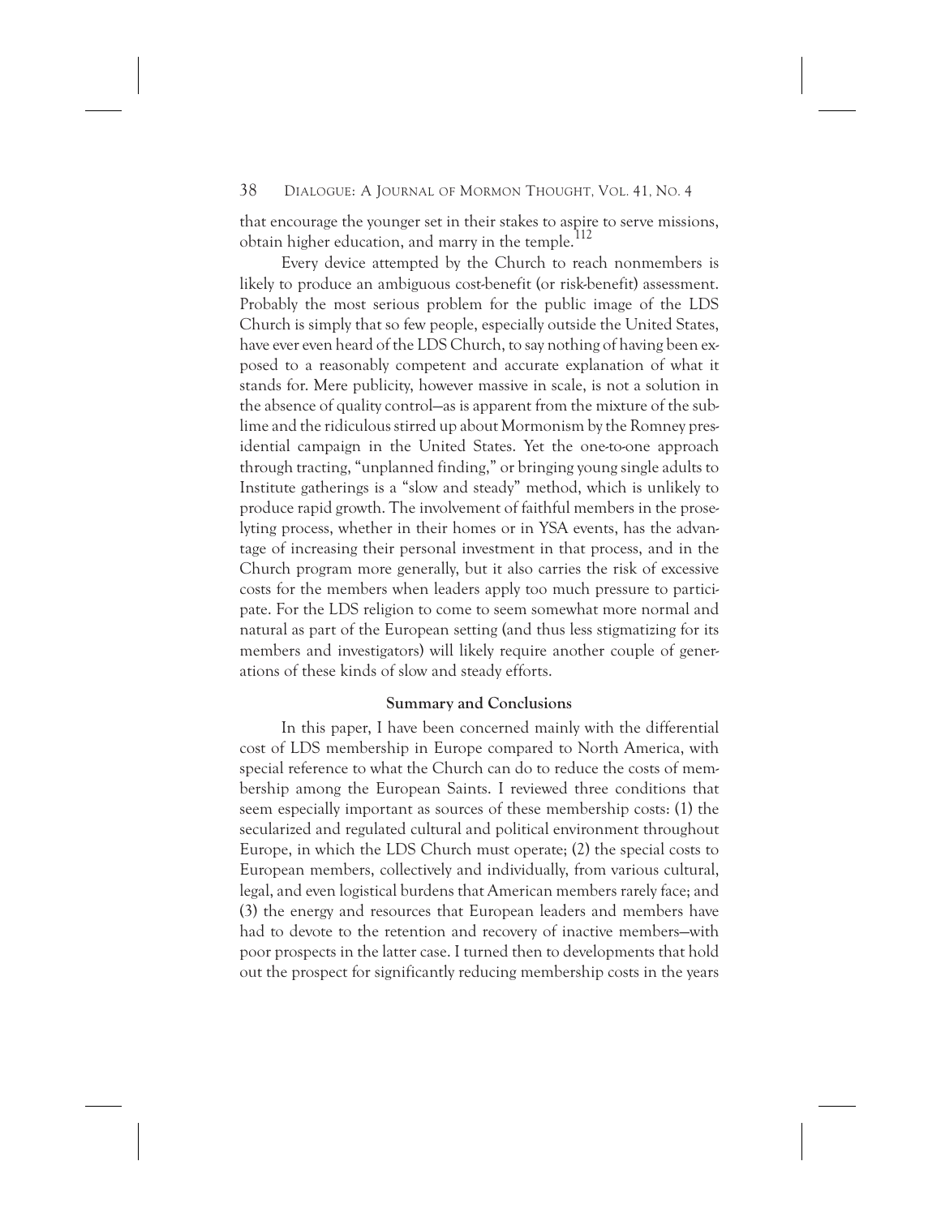that encourage the younger set in their stakes to aspire to serve missions, obtain higher education, and marry in the temple.[112]

Every device attempted by the Church to reach nonmembers is likely to produce an ambiguous cost-benefit (or risk-benefit) assessment. Probably the most serious problem for the public image of the LDS Church is simply that so few people, especially outside the United States, have ever even heard of the LDS Church, to say nothing of having been exposed to a reasonably competent and accurate explanation of what it stands for. Mere publicity, however massive in scale, is not a solution in the absence of quality control—as is apparent from the mixture of the sublime and the ridiculous stirred up about Mormonism by the Romney presidential campaign in the United States. Yet the one-to-one approach through tracting, "unplanned finding," or bringing young single adults to Institute gatherings is a "slow and steady" method, which is unlikely to produce rapid growth. The involvement of faithful members in the proselyting process, whether in their homes or in YSA events, has the advantage of increasing their personal investment in that process, and in the Church program more generally, but it also carries the risk of excessive costs for the members when leaders apply too much pressure to participate. For the LDS religion to come to seem somewhat more normal and natural as part of the European setting (and thus less stigmatizing for its members and investigators) will likely require another couple of generations of these kinds of slow and steady efforts.

## Summary and Conclusions

In this paper, I have been concerned mainly with the differential cost of LDS membership in Europe compared to North America, with special reference to what the Church can do to reduce the costs of membership among the European Saints. I reviewed three conditions that seem especially important as sources of these membership costs: (1) the secularized and regulated cultural and political environment throughout Europe, in which the LDS Church must operate; (2) the special costs to European members, collectively and individually, from various cultural, legal, and even logistical burdens that American members rarely face; and (3) the energy and resources that European leaders and members have had to devote to the retention and recovery of inactive members—with poor prospects in the latter case. I turned then to developments that hold out the prospect for significantly reducing membership costs in the years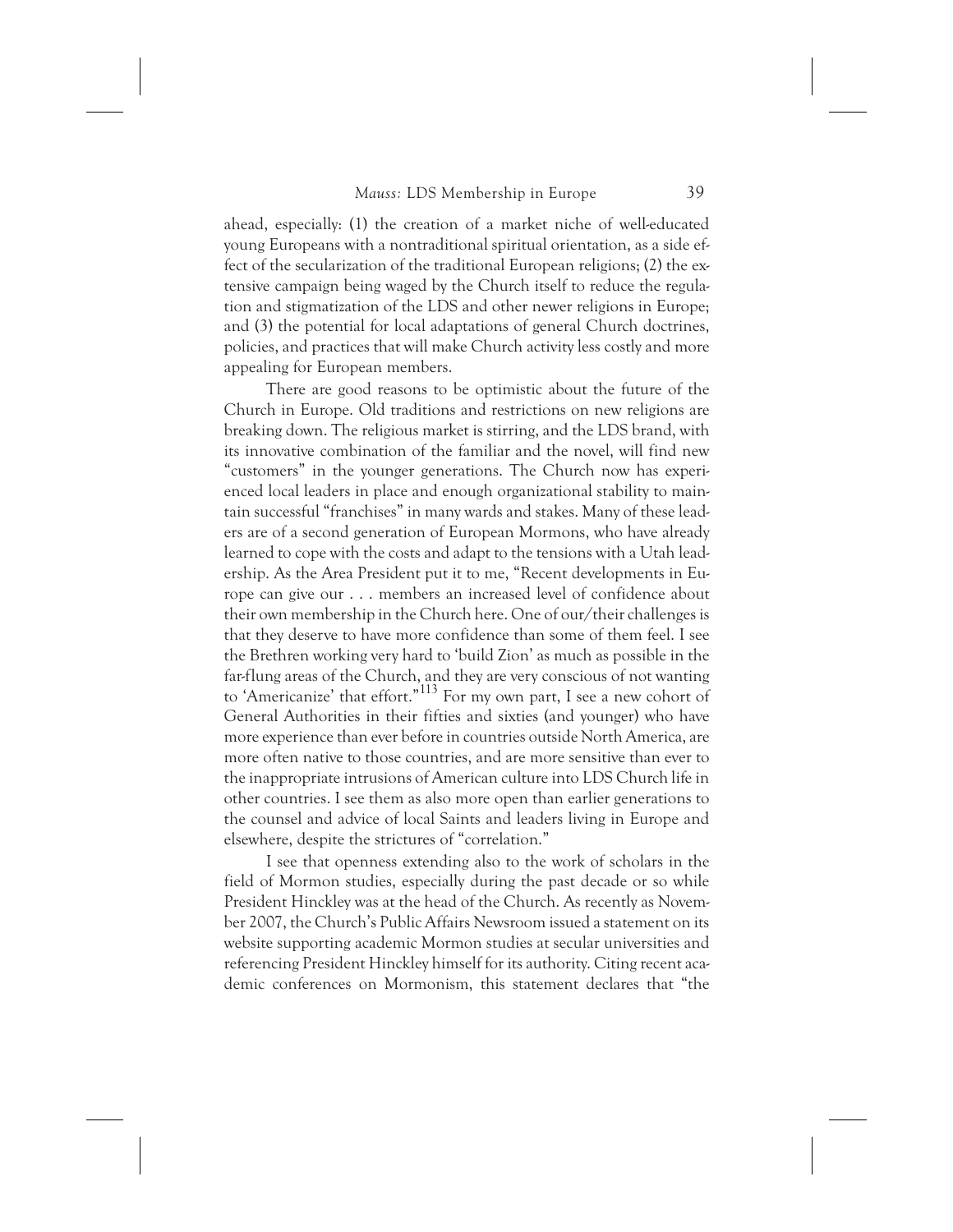ahead, especially: (1) the creation of a market niche of well-educated young Europeans with a nontraditional spiritual orientation, as a side effect of the secularization of the traditional European religions; (2) the extensive campaign being waged by the Church itself to reduce the regulation and stigmatization of the LDS and other newer religions in Europe; and (3) the potential for local adaptations of general Church doctrines, policies, and practices that will make Church activity less costly and more appealing for European members.

There are good reasons to be optimistic about the future of the Church in Europe. Old traditions and restrictions on new religions are breaking down. The religious market is stirring, and the LDS brand, with its innovative combination of the familiar and the novel, will find new "customers" in the younger generations. The Church now has experienced local leaders in place and enough organizational stability to maintain successful "franchises" in many wards and stakes. Many of these leaders are of a second generation of European Mormons, who have already learned to cope with the costs and adapt to the tensions with a Utah leadership. As the Area President put it to me, "Recent developments in Europe can give our . . . members an increased level of confidence about their own membership in the Church here. One of our/their challenges is that they deserve to have more confidence than some of them feel. I see the Brethren working very hard to 'build Zion' as much as possible in the far-flung areas of the Church, and they are very conscious of not wanting to 'Americanize' that effort."[113] For my own part, I see a new cohort of General Authorities in their fifties and sixties (and younger) who have more experience than ever before in countries outside North America, are more often native to those countries, and are more sensitive than ever to the inappropriate intrusions of American culture into LDS Church life in other countries. I see them as also more open than earlier generations to the counsel and advice of local Saints and leaders living in Europe and elsewhere, despite the strictures of "correlation."

I see that openness extending also to the work of scholars in the field of Mormon studies, especially during the past decade or so while President Hinckley was at the head of the Church. As recently as November 2007, the Church's Public Affairs Newsroom issued a statement on its website supporting academic Mormon studies at secular universities and referencing President Hinckley himself for its authority. Citing recent academic conferences on Mormonism, this statement declares that "the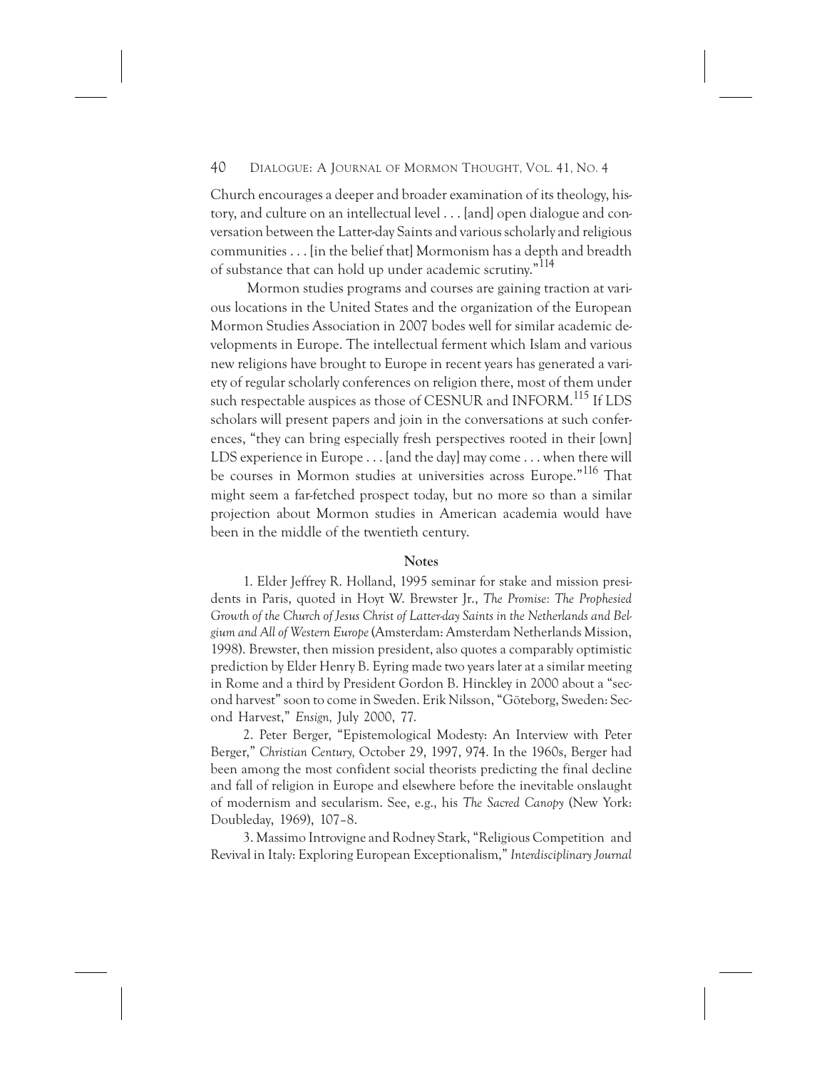Church encourages a deeper and broader examination of its theology, history, and culture on an intellectual level . . . [and] open dialogue and conversation between the Latter-day Saints and various scholarly and religious communities . . . [in the belief that] Mormonism has a depth and breadth of substance that can hold up under academic scrutiny."[114]

Mormon studies programs and courses are gaining traction at various locations in the United States and the organization of the European Mormon Studies Association in 2007 bodes well for similar academic developments in Europe. The intellectual ferment which Islam and various new religions have brought to Europe in recent years has generated a variety of regular scholarly conferences on religion there, most of them under such respectable auspices as those of CESNUR and INFORM.[115] If LDS scholars will present papers and join in the conversations at such conferences, "they can bring especially fresh perspectives rooted in their [own] LDS experience in Europe . . . [and the day] may come . . . when there will be courses in Mormon studies at universities across Europe."[116] That might seem a far-fetched prospect today, but no more so than a similar projection about Mormon studies in American academia would have been in the middle of the twentieth century.

## Notes

1. Elder Jeffrey R. Holland, 1995 seminar for stake and mission presidents in Paris, quoted in Hoyt W. Brewster Jr., *The Promise: The Prophesied Growth of the Church of Jesus Christ of Latter-day Saints in the Netherlands and Belgium and All of Western Europe* (Amsterdam: Amsterdam Netherlands Mission, 1998). Brewster, then mission president, also quotes a comparably optimistic prediction by Elder Henry B. Eyring made two years later at a similar meeting in Rome and a third by President Gordon B. Hinckley in 2000 about a "second harvest" soon to come in Sweden. Erik Nilsson, "Göteborg, Sweden: Second Harvest," *Ensign,* July 2000, 77.

2. Peter Berger, "Epistemological Modesty: An Interview with Peter Berger," *Christian Century,* October 29, 1997, 974. In the 1960s, Berger had been among the most confident social theorists predicting the final decline and fall of religion in Europe and elsewhere before the inevitable onslaught of modernism and secularism. See, e.g., his *The Sacred Canopy* (New York: Doubleday, 1969), 107–8.

3. Massimo Introvigne and Rodney Stark, "Religious Competition and Revival in Italy: Exploring European Exceptionalism," *Interdisciplinary Journal*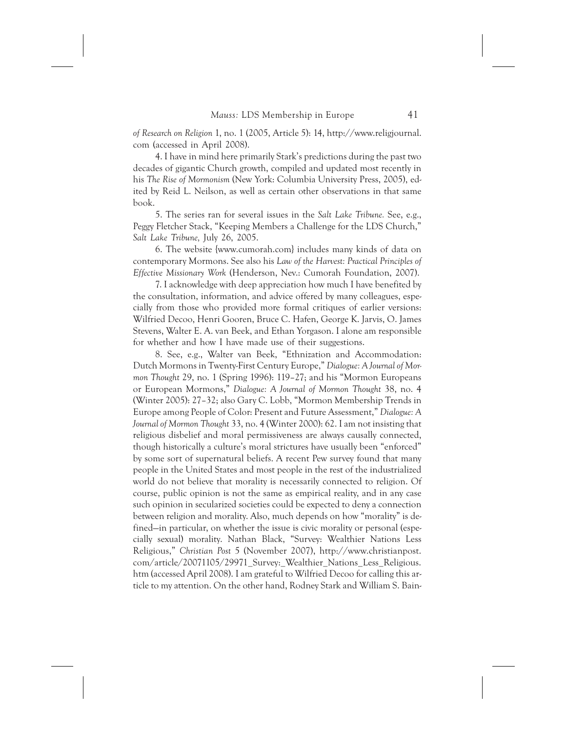*of Research on Religion* 1, no. 1 (2005, Article 5): 14, http://www.religjournal.com (accessed in April 2008).

4. I have in mind here primarily Stark's predictions during the past two decades of gigantic Church growth, compiled and updated most recently in his *The Rise of Mormonism* (New York: Columbia University Press, 2005), edited by Reid L. Neilson, as well as certain other observations in that same book.

5. The series ran for several issues in the *Salt Lake Tribune.* See, e.g., Peggy Fletcher Stack, "Keeping Members a Challenge for the LDS Church," *Salt Lake Tribune,* July 26, 2005.

6. The website {www.cumorah.com} includes many kinds of data on contemporary Mormons. See also his *Law of the Harvest: Practical Principles of Effective Missionary Work* (Henderson, Nev.: Cumorah Foundation, 2007).

7. I acknowledge with deep appreciation how much I have benefited by the consultation, information, and advice offered by many colleagues, especially from those who provided more formal critiques of earlier versions: Wilfried Decoo, Henri Gooren, Bruce C. Hafen, George K. Jarvis, O. James Stevens, Walter E. A. van Beek, and Ethan Yorgason. I alone am responsible for whether and how I have made use of their suggestions.

8. See, e.g., Walter van Beek, "Ethnization and Accommodation: Dutch Mormons in Twenty-First Century Europe," *Dialogue: A Journal of Mormon Thought* 29, no. 1 (Spring 1996): 119–27; and his "Mormon Europeans or European Mormons," *Dialogue: A Journal of Mormon Thought* 38, no. 4 (Winter 2005): 27–32; also Gary C. Lobb, "Mormon Membership Trends in Europe among People of Color: Present and Future Assessment," *Dialogue: A Journal of Mormon Thought* 33, no. 4 (Winter 2000): 62. I am not insisting that religious disbelief and moral permissiveness are always causally connected, though historically a culture's moral strictures have usually been "enforced" by some sort of supernatural beliefs. A recent Pew survey found that many people in the United States and most people in the rest of the industrialized world do not believe that morality is necessarily connected to religion. Of course, public opinion is not the same as empirical reality, and in any case such opinion in secularized societies could be expected to deny a connection between religion and morality. Also, much depends on how "morality" is defined—in particular, on whether the issue is civic morality or personal (especially sexual) morality. Nathan Black, "Survey: Wealthier Nations Less Religious," *Christian Post* 5 (November 2007), http://www.christianpost.com/article/20071105/29971_Survey:_Wealthier_Nations_Less_Religious.htm (accessed April 2008). I am grateful to Wilfried Decoo for calling this article to my attention. On the other hand, Rodney Stark and William S. Bain-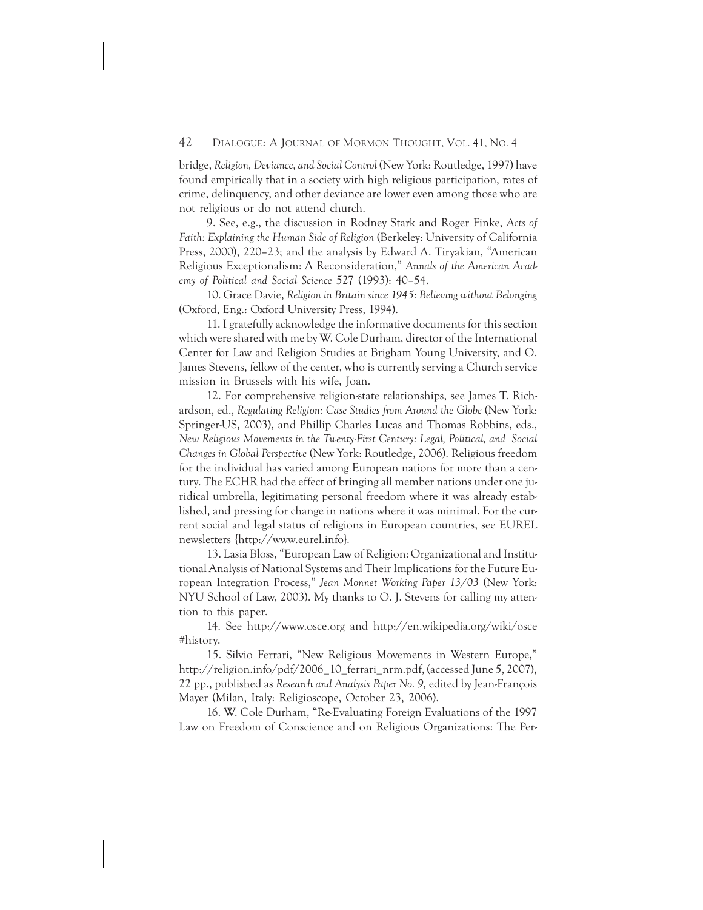bridge, *Religion, Deviance, and Social Control* (New York: Routledge, 1997) have found empirically that in a society with high religious participation, rates of crime, delinquency, and other deviance are lower even among those who are not religious or do not attend church.

9. See, e.g., the discussion in Rodney Stark and Roger Finke, *Acts of Faith: Explaining the Human Side of Religion* (Berkeley: University of California Press, 2000), 220–23; and the analysis by Edward A. Tiryakian, "American Religious Exceptionalism: A Reconsideration," *Annals of the American Academy of Political and Social Science* 527 (1993): 40–54.

10. Grace Davie, *Religion in Britain since 1945: Believing without Belonging* (Oxford, Eng.: Oxford University Press, 1994).

11. I gratefully acknowledge the informative documents for this section which were shared with me by W. Cole Durham, director of the International Center for Law and Religion Studies at Brigham Young University, and O. James Stevens, fellow of the center, who is currently serving a Church service mission in Brussels with his wife, Joan.

12. For comprehensive religion-state relationships, see James T. Richardson, ed., *Regulating Religion: Case Studies from Around the Globe* (New York: Springer-US, 2003), and Phillip Charles Lucas and Thomas Robbins, eds., *New Religious Movements in the Twenty-First Century: Legal, Political, and Social Changes in Global Perspective* (New York: Routledge, 2006). Religious freedom for the individual has varied among European nations for more than a century. The ECHR had the effect of bringing all member nations under one juridical umbrella, legitimating personal freedom where it was already established, and pressing for change in nations where it was minimal. For the current social and legal status of religions in European countries, see EUREL newsletters {http://www.eurel.info}.

13. Lasia Bloss, "European Law of Religion: Organizational and Institutional Analysis of National Systems and Their Implications for the Future European Integration Process," *Jean Monnet Working Paper 13/03* (New York: NYU School of Law, 2003). My thanks to O. J. Stevens for calling my attention to this paper.

14. See http://www.osce.org and http://en.wikipedia.org/wiki/osce#history.

15. Silvio Ferrari, "New Religious Movements in Western Europe," http://religion.info/pdf/2006_10_ferrari_nrm.pdf, (accessed June 5, 2007), 22 pp., published as *Research and Analysis Paper No. 9,* edited by Jean-François Mayer (Milan, Italy: Religioscope, October 23, 2006).

16. W. Cole Durham, "Re-Evaluating Foreign Evaluations of the 1997 Law on Freedom of Conscience and on Religious Organizations: The Per-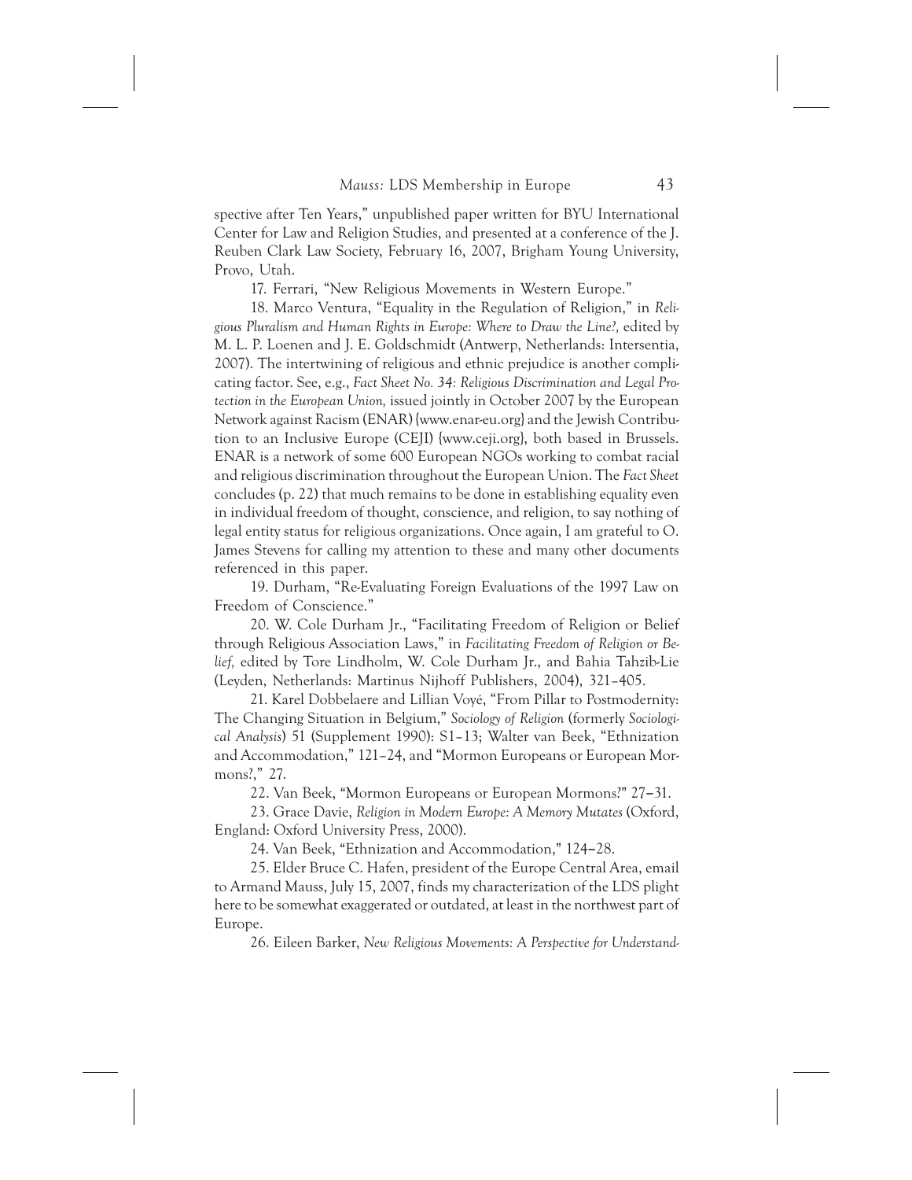spective after Ten Years," unpublished paper written for BYU International Center for Law and Religion Studies, and presented at a conference of the J. Reuben Clark Law Society, February 16, 2007, Brigham Young University, Provo, Utah.

17. Ferrari, "New Religious Movements in Western Europe."

18. Marco Ventura, "Equality in the Regulation of Religion," in *Religious Pluralism and Human Rights in Europe: Where to Draw the Line?,* edited by M. L. P. Loenen and J. E. Goldschmidt (Antwerp, Netherlands: Intersentia, 2007). The intertwining of religious and ethnic prejudice is another complicating factor. See, e.g., *Fact Sheet No. 34: Religious Discrimination and Legal Protection in the European Union,* issued jointly in October 2007 by the European Network against Racism (ENAR) {www.enar-eu.org} and the Jewish Contribution to an Inclusive Europe (CEJI) {www.ceji.org}, both based in Brussels. ENAR is a network of some 600 European NGOs working to combat racial and religious discrimination throughout the European Union. The *Fact Sheet* concludes (p. 22) that much remains to be done in establishing equality even in individual freedom of thought, conscience, and religion, to say nothing of legal entity status for religious organizations. Once again, I am grateful to O. James Stevens for calling my attention to these and many other documents referenced in this paper.

19. Durham, "Re-Evaluating Foreign Evaluations of the 1997 Law on Freedom of Conscience."

20. W. Cole Durham Jr., "Facilitating Freedom of Religion or Belief through Religious Association Laws," in *Facilitating Freedom of Religion or Belief,* edited by Tore Lindholm, W. Cole Durham Jr., and Bahia Tahzib-Lie (Leyden, Netherlands: Martinus Nijhoff Publishers, 2004), 321–405.

21. Karel Dobbelaere and Lillian Voyé, "From Pillar to Postmodernity: The Changing Situation in Belgium," *Sociology of Religion* (formerly *Sociological Analysis*) 51 (Supplement 1990): S1–13; Walter van Beek, "Ethnization and Accommodation," 121–24, and "Mormon Europeans or European Mormons?," 27.

22. Van Beek, "Mormon Europeans or European Mormons?" 27–31.

23. Grace Davie, *Religion in Modern Europe: A Memory Mutates* (Oxford, England: Oxford University Press, 2000).

24. Van Beek, "Ethnization and Accommodation," 124–28.

25. Elder Bruce C. Hafen, president of the Europe Central Area, email to Armand Mauss, July 15, 2007, finds my characterization of the LDS plight here to be somewhat exaggerated or outdated, at least in the northwest part of Europe.

26. Eileen Barker, *New Religious Movements: A Perspective for Understand-*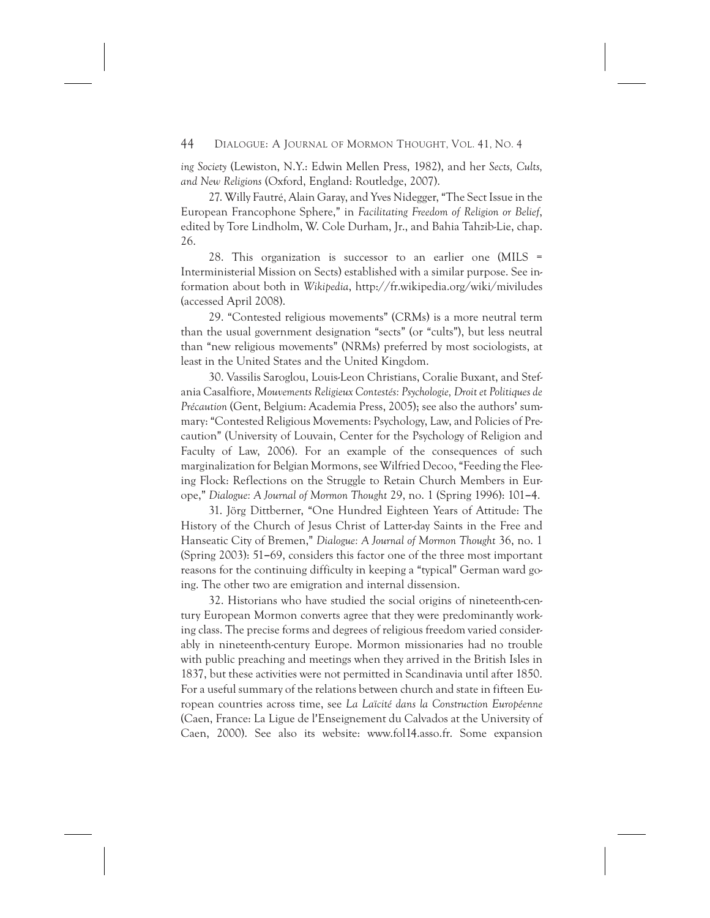*ing Society* (Lewiston, N.Y.: Edwin Mellen Press, 1982), and her *Sects, Cults, and New Religions* (Oxford, England: Routledge, 2007).

27. Willy Fautré, Alain Garay, and Yves Nidegger, "The Sect Issue in the European Francophone Sphere," in *Facilitating Freedom of Religion or Belief*, edited by Tore Lindholm, W. Cole Durham, Jr., and Bahia Tahzib-Lie, chap. 26.

28. This organization is successor to an earlier one (MILS = Interministerial Mission on Sects) established with a similar purpose. See information about both in *Wikipedia*, http://fr.wikipedia.org/wiki/miviludes (accessed April 2008).

29. "Contested religious movements" (CRMs) is a more neutral term than the usual government designation "sects" (or "cults"), but less neutral than "new religious movements" (NRMs) preferred by most sociologists, at least in the United States and the United Kingdom.

30. Vassilis Saroglou, Louis-Leon Christians, Coralie Buxant, and Stefania Casalfiore, *Mouvements Religieux Contestés: Psychologie, Droit et Politiques de Précaution* (Gent, Belgium: Academia Press, 2005); see also the authors' summary: "Contested Religious Movements: Psychology, Law, and Policies of Precaution" (University of Louvain, Center for the Psychology of Religion and Faculty of Law, 2006). For an example of the consequences of such marginalization for Belgian Mormons, see Wilfried Decoo, "Feeding the Fleeing Flock: Reflections on the Struggle to Retain Church Members in Europe," *Dialogue: A Journal of Mormon Thought* 29, no. 1 (Spring 1996): 101–4.

31. Jörg Dittberner, "One Hundred Eighteen Years of Attitude: The History of the Church of Jesus Christ of Latter-day Saints in the Free and Hanseatic City of Bremen," *Dialogue: A Journal of Mormon Thought* 36, no. 1 (Spring 2003): 51–69, considers this factor one of the three most important reasons for the continuing difficulty in keeping a "typical" German ward going. The other two are emigration and internal dissension.

32. Historians who have studied the social origins of nineteenth-century European Mormon converts agree that they were predominantly working class. The precise forms and degrees of religious freedom varied considerably in nineteenth-century Europe. Mormon missionaries had no trouble with public preaching and meetings when they arrived in the British Isles in 1837, but these activities were not permitted in Scandinavia until after 1850. For a useful summary of the relations between church and state in fifteen European countries across time, see *La Laïcité dans la Construction Européenne* (Caen, France: La Ligue de l'Enseignement du Calvados at the University of Caen, 2000). See also its website: www.fol14.asso.fr. Some expansion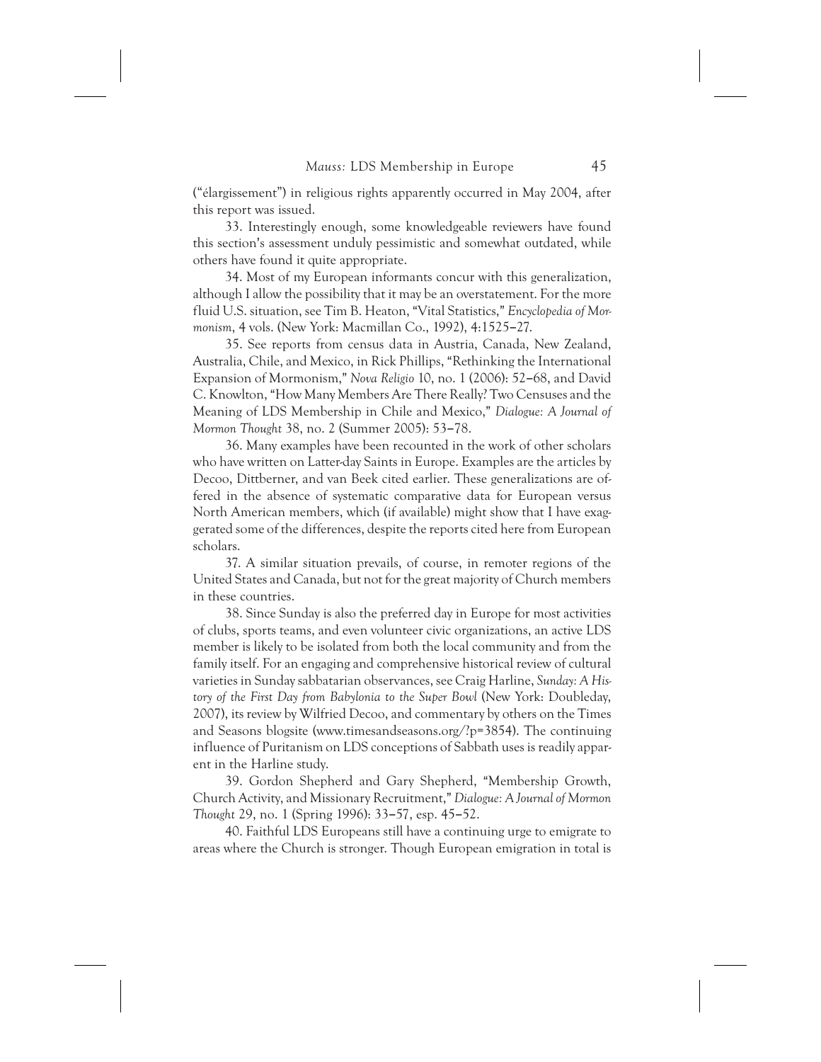("élargissement") in religious rights apparently occurred in May 2004, after this report was issued.

33. Interestingly enough, some knowledgeable reviewers have found this section's assessment unduly pessimistic and somewhat outdated, while others have found it quite appropriate.

34. Most of my European informants concur with this generalization, although I allow the possibility that it may be an overstatement. For the more fluid U.S. situation, see Tim B. Heaton, "Vital Statistics," *Encyclopedia of Mormonism*, 4 vols. (New York: Macmillan Co., 1992), 4:1525–27.

35. See reports from census data in Austria, Canada, New Zealand, Australia, Chile, and Mexico, in Rick Phillips, "Rethinking the International Expansion of Mormonism," *Nova Religio* 10, no. 1 (2006): 52–68, and David C. Knowlton, "How Many Members Are There Really? Two Censuses and the Meaning of LDS Membership in Chile and Mexico," *Dialogue: A Journal of Mormon Thought* 38, no. 2 (Summer 2005): 53–78.

36. Many examples have been recounted in the work of other scholars who have written on Latter-day Saints in Europe. Examples are the articles by Decoo, Dittberner, and van Beek cited earlier. These generalizations are offered in the absence of systematic comparative data for European versus North American members, which (if available) might show that I have exaggerated some of the differences, despite the reports cited here from European scholars.

37. A similar situation prevails, of course, in remoter regions of the United States and Canada, but not for the great majority of Church members in these countries.

38. Since Sunday is also the preferred day in Europe for most activities of clubs, sports teams, and even volunteer civic organizations, an active LDS member is likely to be isolated from both the local community and from the family itself. For an engaging and comprehensive historical review of cultural varieties in Sunday sabbatarian observances, see Craig Harline, *Sunday: A History of the First Day from Babylonia to the Super Bowl* (New York: Doubleday, 2007), its review by Wilfried Decoo, and commentary by others on the Times and Seasons blogsite (www.timesandseasons.org/?p=3854). The continuing influence of Puritanism on LDS conceptions of Sabbath uses is readily apparent in the Harline study.

39. Gordon Shepherd and Gary Shepherd, "Membership Growth, Church Activity, and Missionary Recruitment," *Dialogue: A Journal of Mormon Thought* 29, no. 1 (Spring 1996): 33–57, esp. 45–52.

40. Faithful LDS Europeans still have a continuing urge to emigrate to areas where the Church is stronger. Though European emigration in total is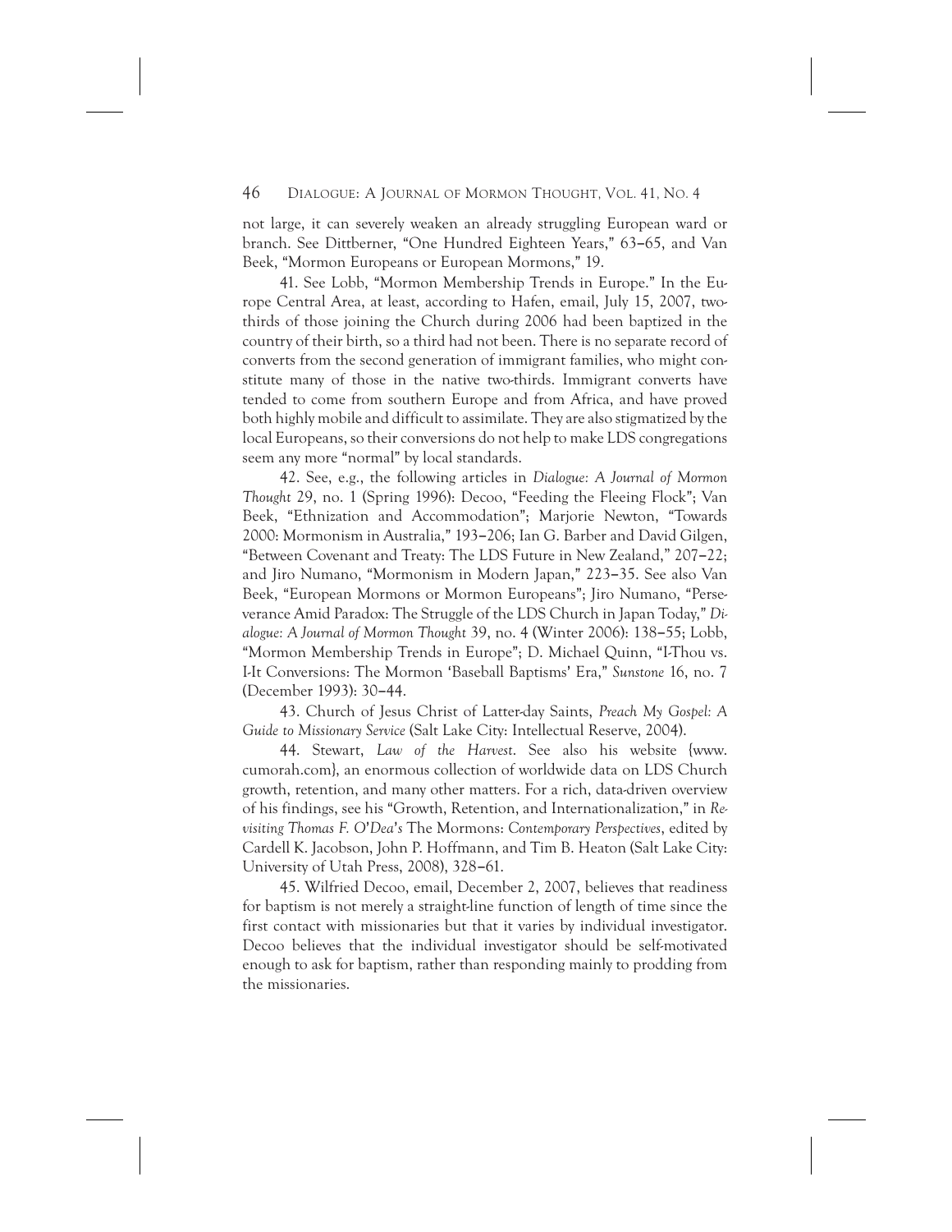not large, it can severely weaken an already struggling European ward or branch. See Dittberner, "One Hundred Eighteen Years," 63–65, and Van Beek, "Mormon Europeans or European Mormons," 19.

41. See Lobb, "Mormon Membership Trends in Europe." In the Europe Central Area, at least, according to Hafen, email, July 15, 2007, two-thirds of those joining the Church during 2006 had been baptized in the country of their birth, so a third had not been. There is no separate record of converts from the second generation of immigrant families, who might constitute many of those in the native two-thirds. Immigrant converts have tended to come from southern Europe and from Africa, and have proved both highly mobile and difficult to assimilate. They are also stigmatized by the local Europeans, so their conversions do not help to make LDS congregations seem any more "normal" by local standards.

42. See, e.g., the following articles in *Dialogue: A Journal of Mormon Thought* 29, no. 1 (Spring 1996): Decoo, "Feeding the Fleeing Flock"; Van Beek, "Ethnization and Accommodation"; Marjorie Newton, "Towards 2000: Mormonism in Australia," 193–206; Ian G. Barber and David Gilgen, "Between Covenant and Treaty: The LDS Future in New Zealand," 207–22; and Jiro Numano, "Mormonism in Modern Japan," 223–35. See also Van Beek, "European Mormons or Mormon Europeans"; Jiro Numano, "Perseverance Amid Paradox: The Struggle of the LDS Church in Japan Today," *Dialogue: A Journal of Mormon Thought* 39, no. 4 (Winter 2006): 138–55; Lobb, "Mormon Membership Trends in Europe"; D. Michael Quinn, "I-Thou vs. I-It Conversions: The Mormon 'Baseball Baptisms' Era," *Sunstone* 16, no. 7 (December 1993): 30–44.

43. Church of Jesus Christ of Latter-day Saints, *Preach My Gospel: A Guide to Missionary Service* (Salt Lake City: Intellectual Reserve, 2004).

44. Stewart, *Law of the Harvest*. See also his website {www.cumorah.com}, an enormous collection of worldwide data on LDS Church growth, retention, and many other matters. For a rich, data-driven overview of his findings, see his "Growth, Retention, and Internationalization," in *Revisiting Thomas F. O'Dea's* The Mormons: *Contemporary Perspectives*, edited by Cardell K. Jacobson, John P. Hoffmann, and Tim B. Heaton (Salt Lake City: University of Utah Press, 2008), 328–61.

45. Wilfried Decoo, email, December 2, 2007, believes that readiness for baptism is not merely a straight-line function of length of time since the first contact with missionaries but that it varies by individual investigator. Decoo believes that the individual investigator should be self-motivated enough to ask for baptism, rather than responding mainly to prodding from the missionaries.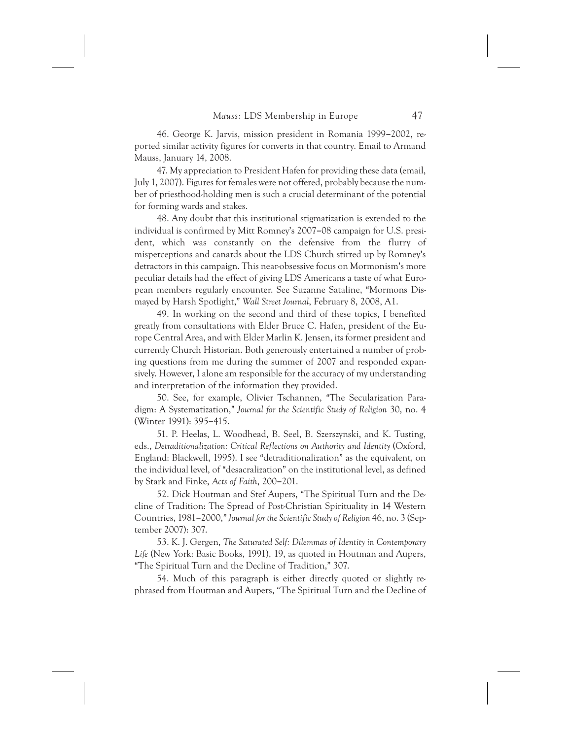46. George K. Jarvis, mission president in Romania 1999–2002, reported similar activity figures for converts in that country. Email to Armand Mauss, January 14, 2008.

47. My appreciation to President Hafen for providing these data (email, July 1, 2007). Figures for females were not offered, probably because the number of priesthood-holding men is such a crucial determinant of the potential for forming wards and stakes.

48. Any doubt that this institutional stigmatization is extended to the individual is confirmed by Mitt Romney's 2007–08 campaign for U.S. president, which was constantly on the defensive from the flurry of misperceptions and canards about the LDS Church stirred up by Romney's detractors in this campaign. This near-obsessive focus on Mormonism's more peculiar details had the effect of giving LDS Americans a taste of what European members regularly encounter. See Suzanne Sataline, "Mormons Dismayed by Harsh Spotlight," *Wall Street Journal*, February 8, 2008, A1.

49. In working on the second and third of these topics, I benefited greatly from consultations with Elder Bruce C. Hafen, president of the Europe Central Area, and with Elder Marlin K. Jensen, its former president and currently Church Historian. Both generously entertained a number of probing questions from me during the summer of 2007 and responded expansively. However, I alone am responsible for the accuracy of my understanding and interpretation of the information they provided.

50. See, for example, Olivier Tschannen, "The Secularization Paradigm: A Systematization," *Journal for the Scientific Study of Religion* 30, no. 4 (Winter 1991): 395–415.

51. P. Heelas, L. Woodhead, B. Seel, B. Szerszynski, and K. Tusting, eds., *Detraditionalization: Critical Reflections on Authority and Identity* (Oxford, England: Blackwell, 1995). I see "detraditionalization" as the equivalent, on the individual level, of "desacralization" on the institutional level, as defined by Stark and Finke, *Acts of Faith*, 200–201.

52. Dick Houtman and Stef Aupers, "The Spiritual Turn and the Decline of Tradition: The Spread of Post-Christian Spirituality in 14 Western Countries, 1981–2000," *Journal for the Scientific Study of Religion* 46, no. 3 (September 2007): 307.

53. K. J. Gergen, *The Saturated Self: Dilemmas of Identity in Contemporary Life* (New York: Basic Books, 1991), 19, as quoted in Houtman and Aupers, "The Spiritual Turn and the Decline of Tradition," 307.

54. Much of this paragraph is either directly quoted or slightly rephrased from Houtman and Aupers, "The Spiritual Turn and the Decline of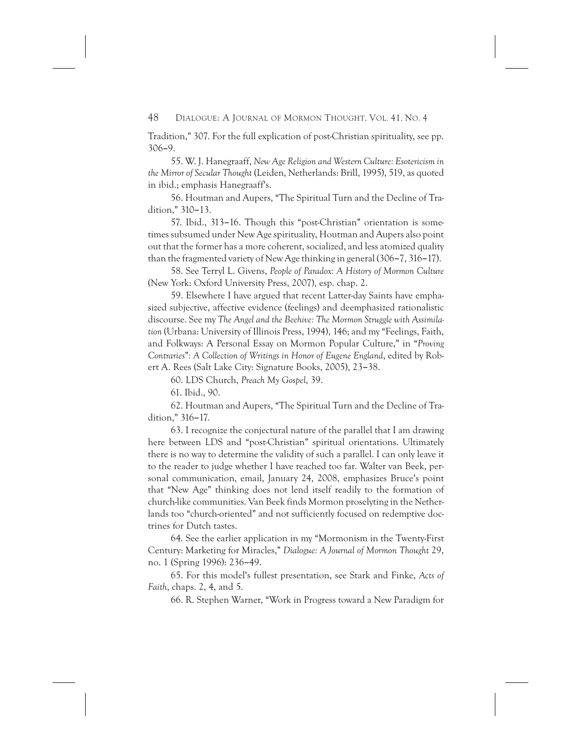Tradition," 307. For the full explication of post-Christian spirituality, see pp. 306–9.

55. W. J. Hanegraaff, *New Age Religion and Western Culture: Esotericism in the Mirror of Secular Thought* (Leiden, Netherlands: Brill, 1995), 519, as quoted in ibid.; emphasis Hanegraaff's.

56. Houtman and Aupers, "The Spiritual Turn and the Decline of Tradition," 310–13.

57. Ibid., 313–16. Though this "post-Christian" orientation is sometimes subsumed under New Age spirituality, Houtman and Aupers also point out that the former has a more coherent, socialized, and less atomized quality than the fragmented variety of New Age thinking in general (306–7, 316–17).

58. See Terryl L. Givens, *People of Paradox: A History of Mormon Culture* (New York: Oxford University Press, 2007), esp. chap. 2.

59. Elsewhere I have argued that recent Latter-day Saints have emphasized subjective, affective evidence (feelings) and deemphasized rationalistic discourse. See my *The Angel and the Beehive: The Mormon Struggle with Assimilation* (Urbana: University of Illinois Press, 1994), 146; and my "Feelings, Faith, and Folkways: A Personal Essay on Mormon Popular Culture," in *"Proving Contraries": A Collection of Writings in Honor of Eugene England*, edited by Robert A. Rees (Salt Lake City: Signature Books, 2005), 23–38.

60. LDS Church, *Preach My Gospel*, 39.

61. Ibid., 90.

62. Houtman and Aupers, "The Spiritual Turn and the Decline of Tradition," 316–17.

63. I recognize the conjectural nature of the parallel that I am drawing here between LDS and "post-Christian" spiritual orientations. Ultimately there is no way to determine the validity of such a parallel. I can only leave it to the reader to judge whether I have reached too far. Walter van Beek, personal communication, email, January 24, 2008, emphasizes Bruce's point that "New Age" thinking does not lend itself readily to the formation of church-like communities. Van Beek finds Mormon proselyting in the Netherlands too "church-oriented" and not sufficiently focused on redemptive doctrines for Dutch tastes.

64. See the earlier application in my "Mormonism in the Twenty-First Century: Marketing for Miracles," *Dialogue: A Journal of Mormon Thought* 29, no. 1 (Spring 1996): 236–49.

65. For this model's fullest presentation, see Stark and Finke, *Acts of Faith*, chaps. 2, 4, and 5.

66. R. Stephen Warner, "Work in Progress toward a New Paradigm for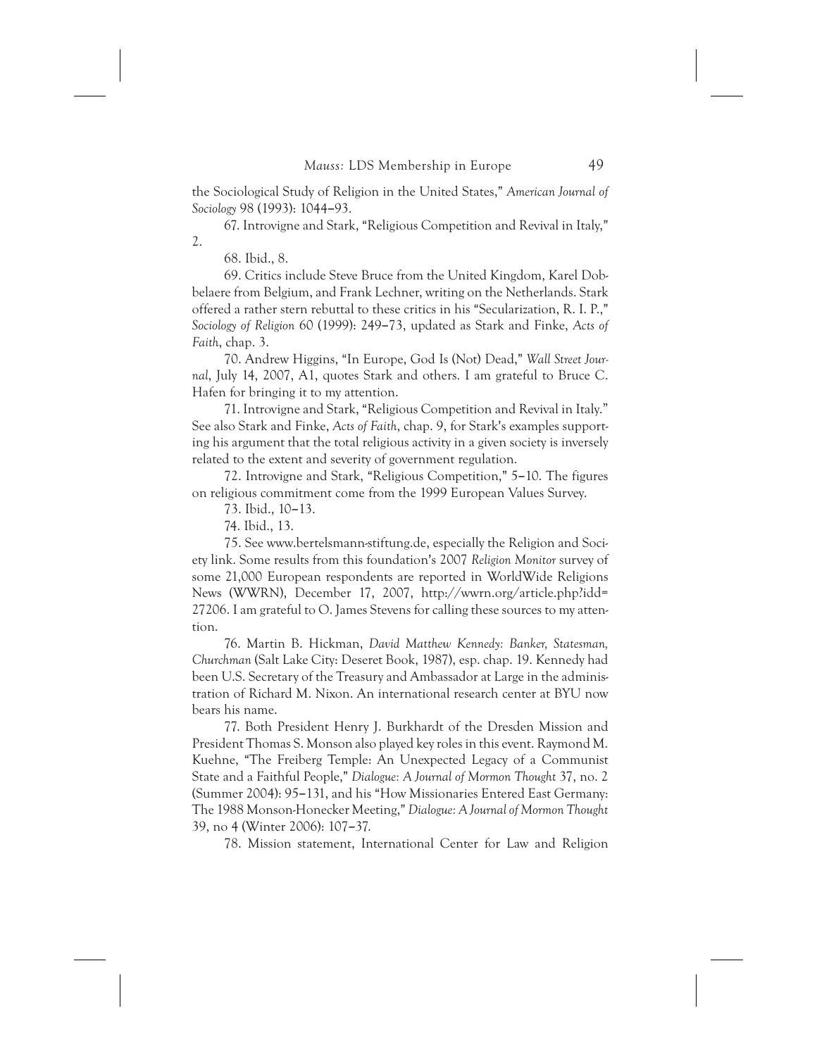the Sociological Study of Religion in the United States," *American Journal of Sociology* 98 (1993): 1044–93.

67. Introvigne and Stark, "Religious Competition and Revival in Italy," 2.

68. Ibid., 8.

69. Critics include Steve Bruce from the United Kingdom, Karel Dobbelaere from Belgium, and Frank Lechner, writing on the Netherlands. Stark offered a rather stern rebuttal to these critics in his "Secularization, R. I. P.," *Sociology of Religion* 60 (1999): 249–73, updated as Stark and Finke, *Acts of Faith*, chap. 3.

70. Andrew Higgins, "In Europe, God Is (Not) Dead," *Wall Street Journal*, July 14, 2007, A1, quotes Stark and others. I am grateful to Bruce C. Hafen for bringing it to my attention.

71. Introvigne and Stark, "Religious Competition and Revival in Italy." See also Stark and Finke, *Acts of Faith*, chap. 9, for Stark's examples supporting his argument that the total religious activity in a given society is inversely related to the extent and severity of government regulation.

72. Introvigne and Stark, "Religious Competition," 5–10. The figures on religious commitment come from the 1999 European Values Survey.

73. Ibid., 10–13.

74. Ibid., 13.

75. See www.bertelsmann-stiftung.de, especially the Religion and Society link. Some results from this foundation's 2007 *Religion Monitor* survey of some 21,000 European respondents are reported in WorldWide Religions News (WWRN), December 17, 2007, http://wwrn.org/article.php?idd=27206. I am grateful to O. James Stevens for calling these sources to my attention.

76. Martin B. Hickman, *David Matthew Kennedy: Banker, Statesman, Churchman* (Salt Lake City: Deseret Book, 1987), esp. chap. 19. Kennedy had been U.S. Secretary of the Treasury and Ambassador at Large in the administration of Richard M. Nixon. An international research center at BYU now bears his name.

77. Both President Henry J. Burkhardt of the Dresden Mission and President Thomas S. Monson also played key roles in this event. Raymond M. Kuehne, "The Freiberg Temple: An Unexpected Legacy of a Communist State and a Faithful People," *Dialogue: A Journal of Mormon Thought* 37, no. 2 (Summer 2004): 95–131, and his "How Missionaries Entered East Germany: The 1988 Monson-Honecker Meeting," *Dialogue: A Journal of Mormon Thought* 39, no 4 (Winter 2006): 107–37.

78. Mission statement, International Center for Law and Religion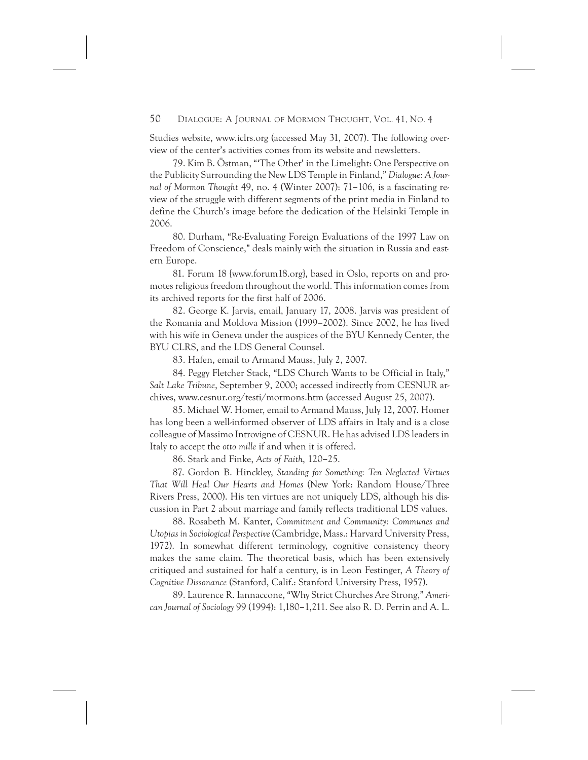Studies website, www.iclrs.org (accessed May 31, 2007). The following overview of the center's activities comes from its website and newsletters.

79. Kim B. Östman, "'The Other' in the Limelight: One Perspective on the Publicity Surrounding the New LDS Temple in Finland," *Dialogue: A Journal of Mormon Thought* 49, no. 4 (Winter 2007): 71–106, is a fascinating review of the struggle with different segments of the print media in Finland to define the Church's image before the dedication of the Helsinki Temple in 2006.

80. Durham, "Re-Evaluating Foreign Evaluations of the 1997 Law on Freedom of Conscience," deals mainly with the situation in Russia and eastern Europe.

81. Forum 18 {www.forum18.org}, based in Oslo, reports on and promotes religious freedom throughout the world. This information comes from its archived reports for the first half of 2006.

82. George K. Jarvis, email, January 17, 2008. Jarvis was president of the Romania and Moldova Mission (1999–2002). Since 2002, he has lived with his wife in Geneva under the auspices of the BYU Kennedy Center, the BYU CLRS, and the LDS General Counsel.

83. Hafen, email to Armand Mauss, July 2, 2007.

84. Peggy Fletcher Stack, "LDS Church Wants to be Official in Italy," *Salt Lake Tribune*, September 9, 2000; accessed indirectly from CESNUR archives, www.cesnur.org/testi/mormons.htm (accessed August 25, 2007).

85. Michael W. Homer, email to Armand Mauss, July 12, 2007. Homer has long been a well-informed observer of LDS affairs in Italy and is a close colleague of Massimo Introvigne of CESNUR. He has advised LDS leaders in Italy to accept the *otto mille* if and when it is offered.

86. Stark and Finke, *Acts of Faith*, 120–25.

87. Gordon B. Hinckley, *Standing for Something: Ten Neglected Virtues That Will Heal Our Hearts and Homes* (New York: Random House/Three Rivers Press, 2000). His ten virtues are not uniquely LDS, although his discussion in Part 2 about marriage and family reflects traditional LDS values.

88. Rosabeth M. Kanter, *Commitment and Community: Communes and Utopias in Sociological Perspective* (Cambridge, Mass.: Harvard University Press, 1972). In somewhat different terminology, cognitive consistency theory makes the same claim. The theoretical basis, which has been extensively critiqued and sustained for half a century, is in Leon Festinger, *A Theory of Cognitive Dissonance* (Stanford, Calif.: Stanford University Press, 1957).

89. Laurence R. Iannaccone, "Why Strict Churches Are Strong," *American Journal of Sociology* 99 (1994): 1,180–1,211. See also R. D. Perrin and A. L.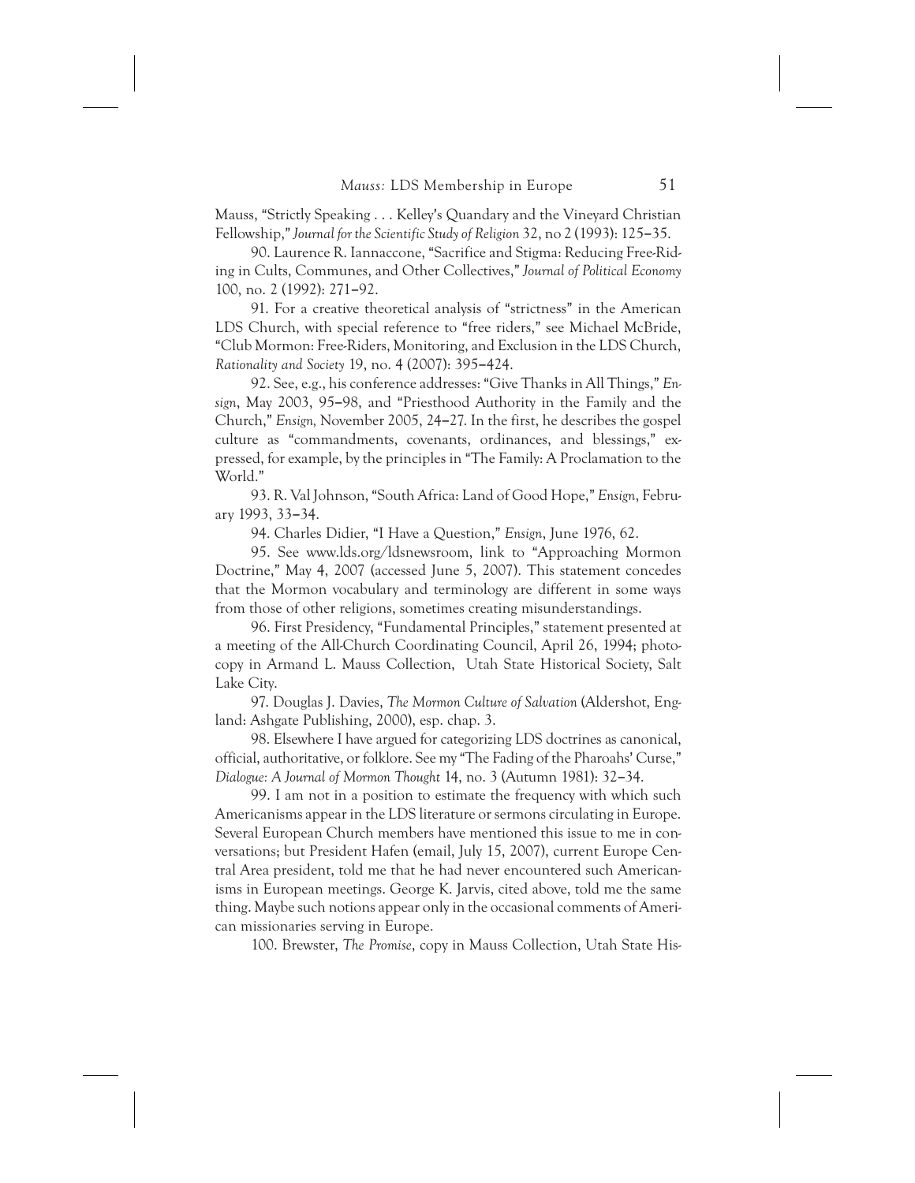Mauss, "Strictly Speaking . . . Kelley's Quandary and the Vineyard Christian Fellowship," *Journal for the Scientific Study of Religion* 32, no 2 (1993): 125–35.

90. Laurence R. Iannaccone, "Sacrifice and Stigma: Reducing Free-Riding in Cults, Communes, and Other Collectives," *Journal of Political Economy* 100, no. 2 (1992): 271–92.

91. For a creative theoretical analysis of "strictness" in the American LDS Church, with special reference to "free riders," see Michael McBride, "Club Mormon: Free-Riders, Monitoring, and Exclusion in the LDS Church, *Rationality and Society* 19, no. 4 (2007): 395–424.

92. See, e.g., his conference addresses: "Give Thanks in All Things," *Ensign*, May 2003, 95–98, and "Priesthood Authority in the Family and the Church," *Ensign,* November 2005, 24–27. In the first, he describes the gospel culture as "commandments, covenants, ordinances, and blessings," expressed, for example, by the principles in "The Family: A Proclamation to the World."

93. R. Val Johnson, "South Africa: Land of Good Hope," *Ensign*, February 1993, 33–34.

94. Charles Didier, "I Have a Question," *Ensign*, June 1976, 62.

95. See www.lds.org/ldsnewsroom, link to "Approaching Mormon Doctrine," May 4, 2007 (accessed June 5, 2007). This statement concedes that the Mormon vocabulary and terminology are different in some ways from those of other religions, sometimes creating misunderstandings.

96. First Presidency, "Fundamental Principles," statement presented at a meeting of the All-Church Coordinating Council, April 26, 1994; photocopy in Armand L. Mauss Collection, Utah State Historical Society, Salt Lake City.

97. Douglas J. Davies, *The Mormon Culture of Salvation* (Aldershot, England: Ashgate Publishing, 2000), esp. chap. 3.

98. Elsewhere I have argued for categorizing LDS doctrines as canonical, official, authoritative, or folklore. See my "The Fading of the Pharoahs' Curse," *Dialogue: A Journal of Mormon Thought* 14, no. 3 (Autumn 1981): 32–34.

99. I am not in a position to estimate the frequency with which such Americanisms appear in the LDS literature or sermons circulating in Europe. Several European Church members have mentioned this issue to me in conversations; but President Hafen (email, July 15, 2007), current Europe Central Area president, told me that he had never encountered such Americanisms in European meetings. George K. Jarvis, cited above, told me the same thing. Maybe such notions appear only in the occasional comments of American missionaries serving in Europe.

100. Brewster, *The Promise*, copy in Mauss Collection, Utah State His-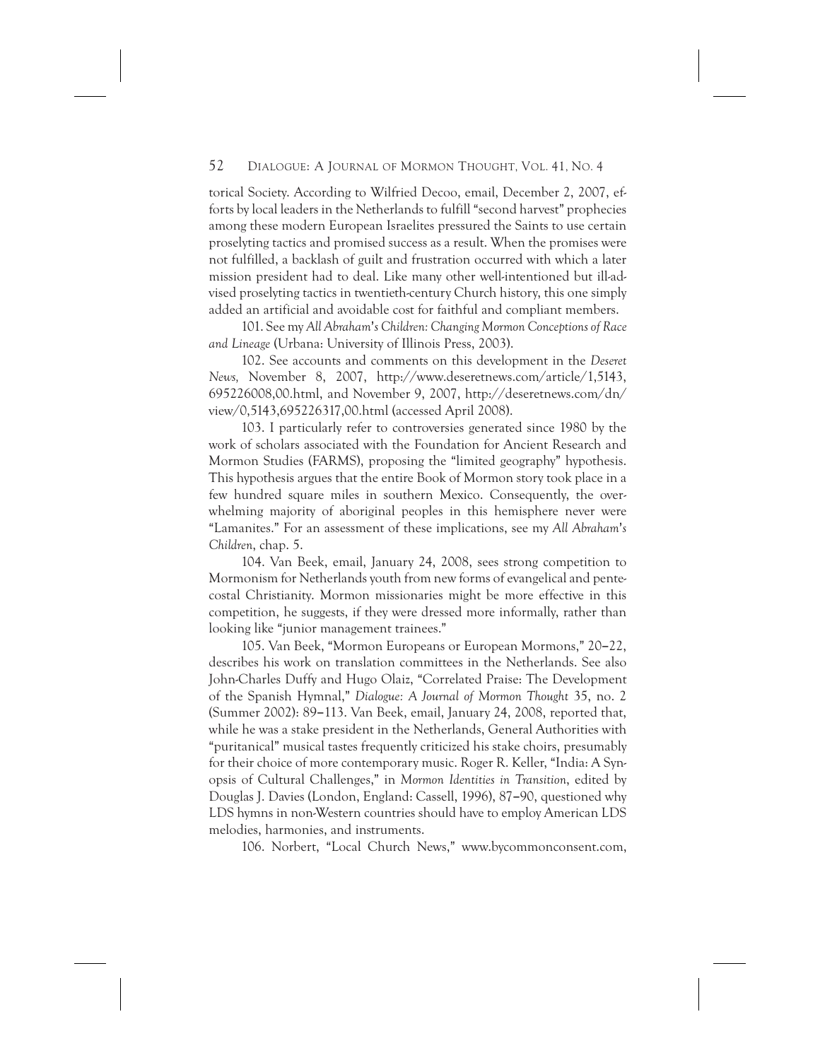torical Society. According to Wilfried Decoo, email, December 2, 2007, efforts by local leaders in the Netherlands to fulfill "second harvest" prophecies among these modern European Israelites pressured the Saints to use certain proselyting tactics and promised success as a result. When the promises were not fulfilled, a backlash of guilt and frustration occurred with which a later mission president had to deal. Like many other well-intentioned but ill-advised proselyting tactics in twentieth-century Church history, this one simply added an artificial and avoidable cost for faithful and compliant members.

101. See my *All Abraham's Children: Changing Mormon Conceptions of Race and Lineage* (Urbana: University of Illinois Press, 2003).

102. See accounts and comments on this development in the *Deseret News,* November 8, 2007, http://www.deseretnews.com/article/1,5143, 695226008,00.html, and November 9, 2007, http://deseretnews.com/dn/view/0,5143,695226317,00.html (accessed April 2008).

103. I particularly refer to controversies generated since 1980 by the work of scholars associated with the Foundation for Ancient Research and Mormon Studies (FARMS), proposing the "limited geography" hypothesis. This hypothesis argues that the entire Book of Mormon story took place in a few hundred square miles in southern Mexico. Consequently, the overwhelming majority of aboriginal peoples in this hemisphere never were "Lamanites." For an assessment of these implications, see my *All Abraham's Children*, chap. 5.

104. Van Beek, email, January 24, 2008, sees strong competition to Mormonism for Netherlands youth from new forms of evangelical and pentecostal Christianity. Mormon missionaries might be more effective in this competition, he suggests, if they were dressed more informally, rather than looking like "junior management trainees."

105. Van Beek, "Mormon Europeans or European Mormons," 20–22, describes his work on translation committees in the Netherlands. See also John-Charles Duffy and Hugo Olaiz, "Correlated Praise: The Development of the Spanish Hymnal," *Dialogue: A Journal of Mormon Thought* 35, no. 2 (Summer 2002): 89–113. Van Beek, email, January 24, 2008, reported that, while he was a stake president in the Netherlands, General Authorities with "puritanical" musical tastes frequently criticized his stake choirs, presumably for their choice of more contemporary music. Roger R. Keller, "India: A Synopsis of Cultural Challenges," in *Mormon Identities in Transition*, edited by Douglas J. Davies (London, England: Cassell, 1996), 87–90, questioned why LDS hymns in non-Western countries should have to employ American LDS melodies, harmonies, and instruments.

106. Norbert, "Local Church News," www.bycommonconsent.com,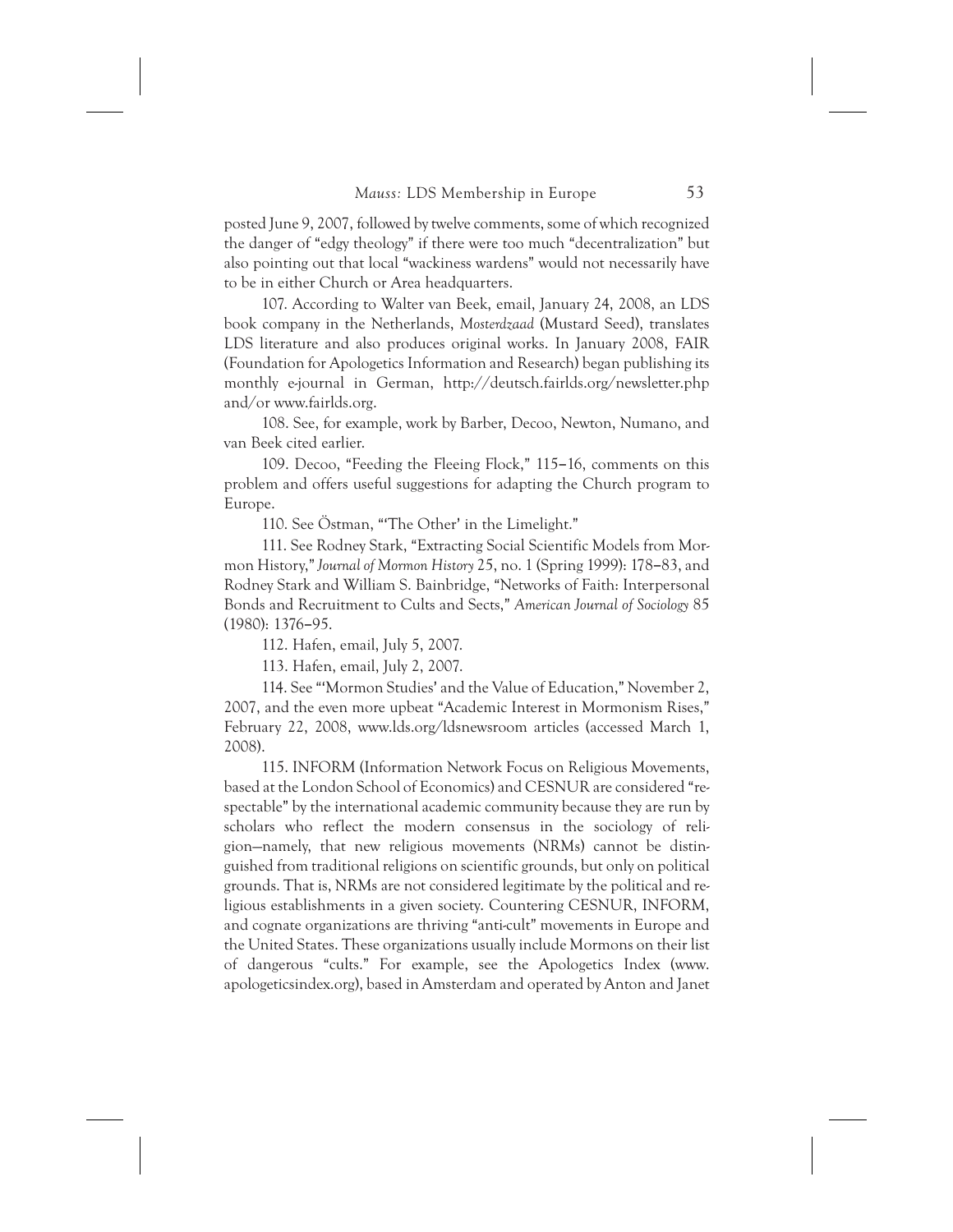posted June 9, 2007, followed by twelve comments, some of which recognized the danger of "edgy theology" if there were too much "decentralization" but also pointing out that local "wackiness wardens" would not necessarily have to be in either Church or Area headquarters.

107. According to Walter van Beek, email, January 24, 2008, an LDS book company in the Netherlands, *Mosterdzaad* (Mustard Seed), translates LDS literature and also produces original works. In January 2008, FAIR (Foundation for Apologetics Information and Research) began publishing its monthly e-journal in German, http://deutsch.fairlds.org/newsletter.php and/or www.fairlds.org.

108. See, for example, work by Barber, Decoo, Newton, Numano, and van Beek cited earlier.

109. Decoo, "Feeding the Fleeing Flock," 115–16, comments on this problem and offers useful suggestions for adapting the Church program to Europe.

110. See Östman, "'The Other' in the Limelight."

111. See Rodney Stark, "Extracting Social Scientific Models from Mormon History," *Journal of Mormon History* 25, no. 1 (Spring 1999): 178–83, and Rodney Stark and William S. Bainbridge, "Networks of Faith: Interpersonal Bonds and Recruitment to Cults and Sects," *American Journal of Sociology* 85 (1980): 1376–95.

112. Hafen, email, July 5, 2007.

113. Hafen, email, July 2, 2007.

114. See "'Mormon Studies' and the Value of Education," November 2, 2007, and the even more upbeat "Academic Interest in Mormonism Rises," February 22, 2008, www.lds.org/ldsnewsroom articles (accessed March 1, 2008).

115. INFORM (Information Network Focus on Religious Movements, based at the London School of Economics) and CESNUR are considered "respectable" by the international academic community because they are run by scholars who reflect the modern consensus in the sociology of religion—namely, that new religious movements (NRMs) cannot be distinguished from traditional religions on scientific grounds, but only on political grounds. That is, NRMs are not considered legitimate by the political and religious establishments in a given society. Countering CESNUR, INFORM, and cognate organizations are thriving "anti-cult" movements in Europe and the United States. These organizations usually include Mormons on their list of dangerous "cults." For example, see the Apologetics Index (www.apologeticsindex.org), based in Amsterdam and operated by Anton and Janet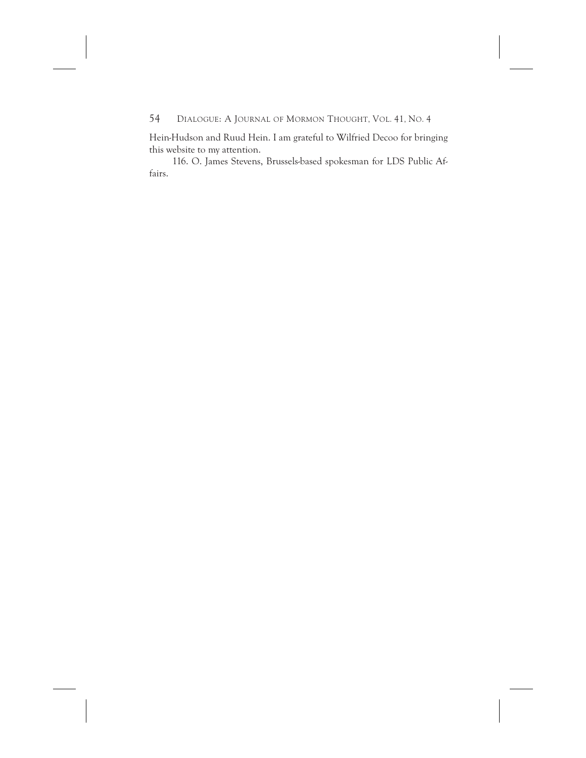Hein-Hudson and Ruud Hein. I am grateful to Wilfried Decoo for bringing this website to my attention.

116. O. James Stevens, Brussels-based spokesman for LDS Public Affairs.